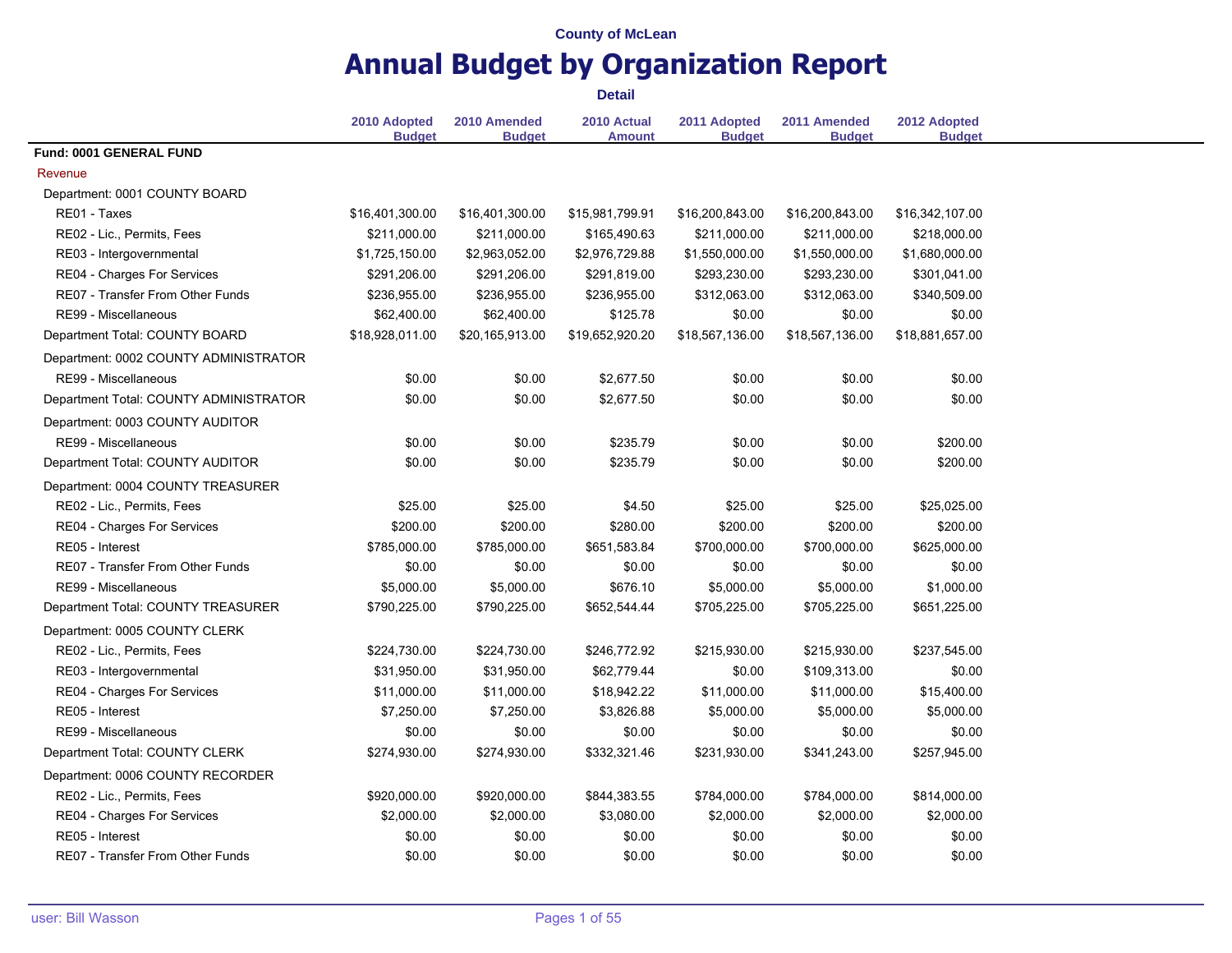County of McLean

# Annual Budget by Organization Report

**Detail**

| | 2010 Adopted Budget | 2010 Amended Budget | 2010 Actual Amount | 2011 Adopted Budget | 2011 Amended Budget | 2012 Adopted Budget |
|---|---|---|---|---|---|---|
| **Fund: 0001 GENERAL FUND** | | | | | | |
| Revenue | | | | | | |
| Department: 0001 COUNTY BOARD | | | | | | |
| RE01 - Taxes | $16,401,300.00 | $16,401,300.00 | $15,981,799.91 | $16,200,843.00 | $16,200,843.00 | $16,342,107.00 |
| RE02 - Lic., Permits, Fees | $211,000.00 | $211,000.00 | $165,490.63 | $211,000.00 | $211,000.00 | $218,000.00 |
| RE03 - Intergovernmental | $1,725,150.00 | $2,963,052.00 | $2,976,729.88 | $1,550,000.00 | $1,550,000.00 | $1,680,000.00 |
| RE04 - Charges For Services | $291,206.00 | $291,206.00 | $291,819.00 | $293,230.00 | $293,230.00 | $301,041.00 |
| RE07 - Transfer From Other Funds | $236,955.00 | $236,955.00 | $236,955.00 | $312,063.00 | $312,063.00 | $340,509.00 |
| RE99 - Miscellaneous | $62,400.00 | $62,400.00 | $125.78 | $0.00 | $0.00 | $0.00 |
| Department Total: COUNTY BOARD | $18,928,011.00 | $20,165,913.00 | $19,652,920.20 | $18,567,136.00 | $18,567,136.00 | $18,881,657.00 |
| Department: 0002 COUNTY ADMINISTRATOR | | | | | | |
| RE99 - Miscellaneous | $0.00 | $0.00 | $2,677.50 | $0.00 | $0.00 | $0.00 |
| Department Total: COUNTY ADMINISTRATOR | $0.00 | $0.00 | $2,677.50 | $0.00 | $0.00 | $0.00 |
| Department: 0003 COUNTY AUDITOR | | | | | | |
| RE99 - Miscellaneous | $0.00 | $0.00 | $235.79 | $0.00 | $0.00 | $200.00 |
| Department Total: COUNTY AUDITOR | $0.00 | $0.00 | $235.79 | $0.00 | $0.00 | $200.00 |
| Department: 0004 COUNTY TREASURER | | | | | | |
| RE02 - Lic., Permits, Fees | $25.00 | $25.00 | $4.50 | $25.00 | $25.00 | $25,025.00 |
| RE04 - Charges For Services | $200.00 | $200.00 | $280.00 | $200.00 | $200.00 | $200.00 |
| RE05 - Interest | $785,000.00 | $785,000.00 | $651,583.84 | $700,000.00 | $700,000.00 | $625,000.00 |
| RE07 - Transfer From Other Funds | $0.00 | $0.00 | $0.00 | $0.00 | $0.00 | $0.00 |
| RE99 - Miscellaneous | $5,000.00 | $5,000.00 | $676.10 | $5,000.00 | $5,000.00 | $1,000.00 |
| Department Total: COUNTY TREASURER | $790,225.00 | $790,225.00 | $652,544.44 | $705,225.00 | $705,225.00 | $651,225.00 |
| Department: 0005 COUNTY CLERK | | | | | | |
| RE02 - Lic., Permits, Fees | $224,730.00 | $224,730.00 | $246,772.92 | $215,930.00 | $215,930.00 | $237,545.00 |
| RE03 - Intergovernmental | $31,950.00 | $31,950.00 | $62,779.44 | $0.00 | $109,313.00 | $0.00 |
| RE04 - Charges For Services | $11,000.00 | $11,000.00 | $18,942.22 | $11,000.00 | $11,000.00 | $15,400.00 |
| RE05 - Interest | $7,250.00 | $7,250.00 | $3,826.88 | $5,000.00 | $5,000.00 | $5,000.00 |
| RE99 - Miscellaneous | $0.00 | $0.00 | $0.00 | $0.00 | $0.00 | $0.00 |
| Department Total: COUNTY CLERK | $274,930.00 | $274,930.00 | $332,321.46 | $231,930.00 | $341,243.00 | $257,945.00 |
| Department: 0006 COUNTY RECORDER | | | | | | |
| RE02 - Lic., Permits, Fees | $920,000.00 | $920,000.00 | $844,383.55 | $784,000.00 | $784,000.00 | $814,000.00 |
| RE04 - Charges For Services | $2,000.00 | $2,000.00 | $3,080.00 | $2,000.00 | $2,000.00 | $2,000.00 |
| RE05 - Interest | $0.00 | $0.00 | $0.00 | $0.00 | $0.00 | $0.00 |
| RE07 - Transfer From Other Funds | $0.00 | $0.00 | $0.00 | $0.00 | $0.00 | $0.00 |

user: Bill Wasson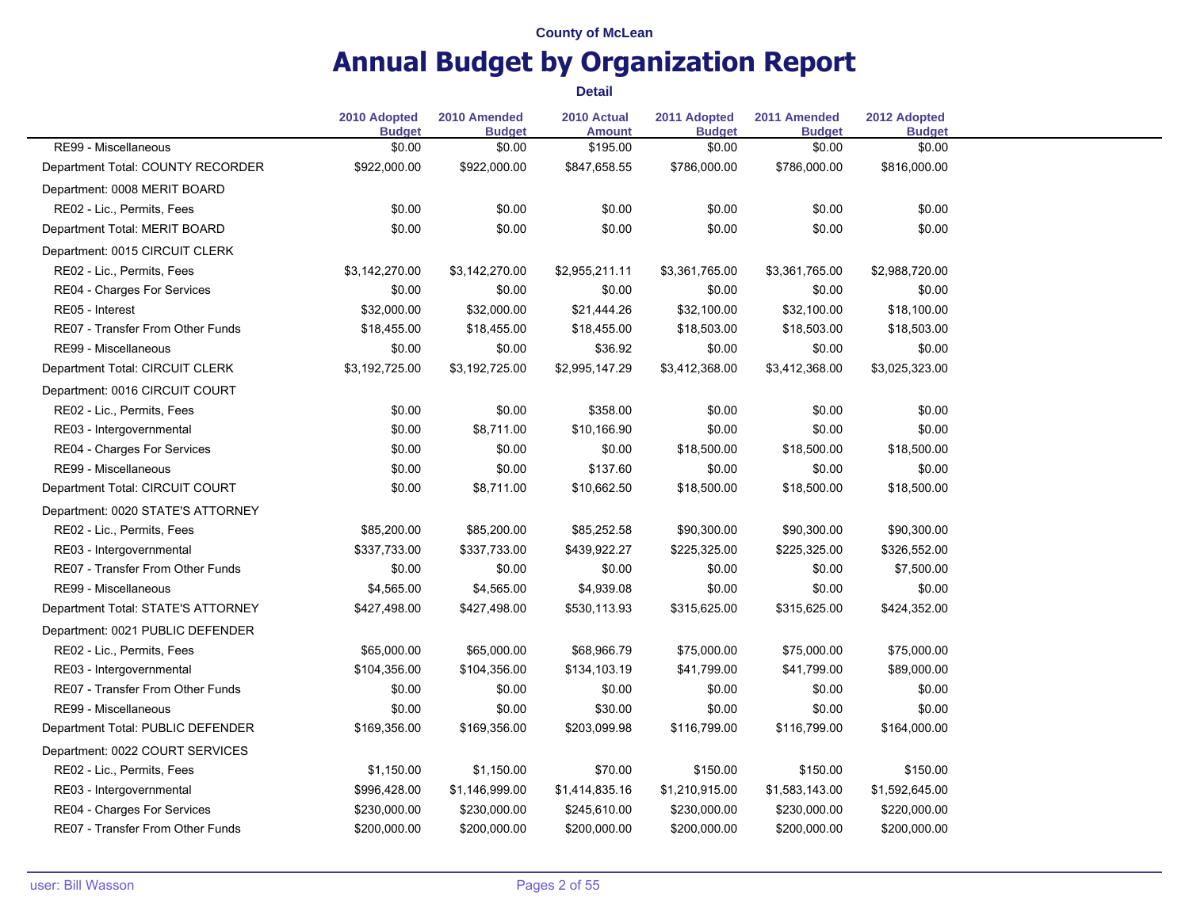County of McLean

# Annual Budget by Organization Report

**Detail**

| | 2010 Adopted Budget | 2010 Amended Budget | 2010 Actual Amount | 2011 Adopted Budget | 2011 Amended Budget | 2012 Adopted Budget |
|---|---|---|---|---|---|---|
| RE99 - Miscellaneous | $0.00 | $0.00 | $195.00 | $0.00 | $0.00 | $0.00 |
| Department Total: COUNTY RECORDER | $922,000.00 | $922,000.00 | $847,658.55 | $786,000.00 | $786,000.00 | $816,000.00 |
| Department: 0008 MERIT BOARD | | | | | | |
| RE02 - Lic., Permits, Fees | $0.00 | $0.00 | $0.00 | $0.00 | $0.00 | $0.00 |
| Department Total: MERIT BOARD | $0.00 | $0.00 | $0.00 | $0.00 | $0.00 | $0.00 |
| Department: 0015 CIRCUIT CLERK | | | | | | |
| RE02 - Lic., Permits, Fees | $3,142,270.00 | $3,142,270.00 | $2,955,211.11 | $3,361,765.00 | $3,361,765.00 | $2,988,720.00 |
| RE04 - Charges For Services | $0.00 | $0.00 | $0.00 | $0.00 | $0.00 | $0.00 |
| RE05 - Interest | $32,000.00 | $32,000.00 | $21,444.26 | $32,100.00 | $32,100.00 | $18,100.00 |
| RE07 - Transfer From Other Funds | $18,455.00 | $18,455.00 | $18,455.00 | $18,503.00 | $18,503.00 | $18,503.00 |
| RE99 - Miscellaneous | $0.00 | $0.00 | $36.92 | $0.00 | $0.00 | $0.00 |
| Department Total: CIRCUIT CLERK | $3,192,725.00 | $3,192,725.00 | $2,995,147.29 | $3,412,368.00 | $3,412,368.00 | $3,025,323.00 |
| Department: 0016 CIRCUIT COURT | | | | | | |
| RE02 - Lic., Permits, Fees | $0.00 | $0.00 | $358.00 | $0.00 | $0.00 | $0.00 |
| RE03 - Intergovernmental | $0.00 | $8,711.00 | $10,166.90 | $0.00 | $0.00 | $0.00 |
| RE04 - Charges For Services | $0.00 | $0.00 | $0.00 | $18,500.00 | $18,500.00 | $18,500.00 |
| RE99 - Miscellaneous | $0.00 | $0.00 | $137.60 | $0.00 | $0.00 | $0.00 |
| Department Total: CIRCUIT COURT | $0.00 | $8,711.00 | $10,662.50 | $18,500.00 | $18,500.00 | $18,500.00 |
| Department: 0020 STATE'S ATTORNEY | | | | | | |
| RE02 - Lic., Permits, Fees | $85,200.00 | $85,200.00 | $85,252.58 | $90,300.00 | $90,300.00 | $90,300.00 |
| RE03 - Intergovernmental | $337,733.00 | $337,733.00 | $439,922.27 | $225,325.00 | $225,325.00 | $326,552.00 |
| RE07 - Transfer From Other Funds | $0.00 | $0.00 | $0.00 | $0.00 | $0.00 | $7,500.00 |
| RE99 - Miscellaneous | $4,565.00 | $4,565.00 | $4,939.08 | $0.00 | $0.00 | $0.00 |
| Department Total: STATE'S ATTORNEY | $427,498.00 | $427,498.00 | $530,113.93 | $315,625.00 | $315,625.00 | $424,352.00 |
| Department: 0021 PUBLIC DEFENDER | | | | | | |
| RE02 - Lic., Permits, Fees | $65,000.00 | $65,000.00 | $68,966.79 | $75,000.00 | $75,000.00 | $75,000.00 |
| RE03 - Intergovernmental | $104,356.00 | $104,356.00 | $134,103.19 | $41,799.00 | $41,799.00 | $89,000.00 |
| RE07 - Transfer From Other Funds | $0.00 | $0.00 | $0.00 | $0.00 | $0.00 | $0.00 |
| RE99 - Miscellaneous | $0.00 | $0.00 | $30.00 | $0.00 | $0.00 | $0.00 |
| Department Total: PUBLIC DEFENDER | $169,356.00 | $169,356.00 | $203,099.98 | $116,799.00 | $116,799.00 | $164,000.00 |
| Department: 0022 COURT SERVICES | | | | | | |
| RE02 - Lic., Permits, Fees | $1,150.00 | $1,150.00 | $70.00 | $150.00 | $150.00 | $150.00 |
| RE03 - Intergovernmental | $996,428.00 | $1,146,999.00 | $1,414,835.16 | $1,210,915.00 | $1,583,143.00 | $1,592,645.00 |
| RE04 - Charges For Services | $230,000.00 | $230,000.00 | $245,610.00 | $230,000.00 | $230,000.00 | $220,000.00 |
| RE07 - Transfer From Other Funds | $200,000.00 | $200,000.00 | $200,000.00 | $200,000.00 | $200,000.00 | $200,000.00 |

user: Bill Wasson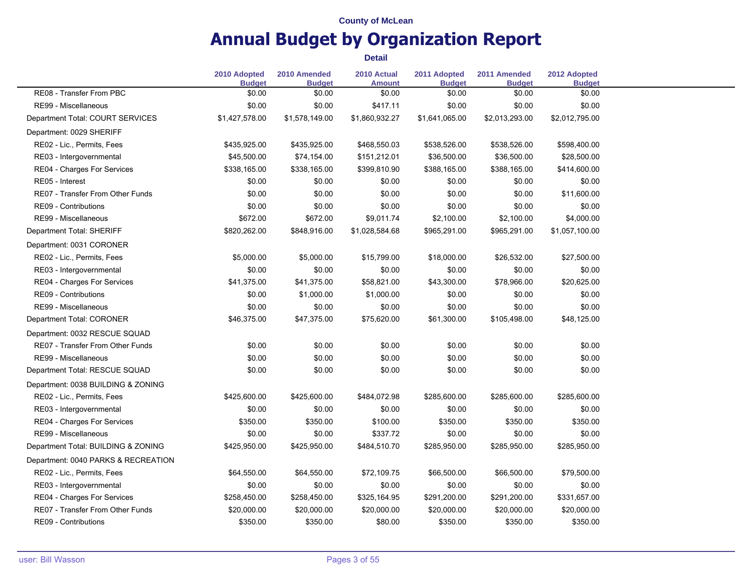County of McLean

# Annual Budget by Organization Report

**Detail**

| | 2010 Adopted Budget | 2010 Amended Budget | 2010 Actual Amount | 2011 Adopted Budget | 2011 Amended Budget | 2012 Adopted Budget |
|---|---|---|---|---|---|---|
| RE08 - Transfer From PBC | $0.00 | $0.00 | $0.00 | $0.00 | $0.00 | $0.00 |
| RE99 - Miscellaneous | $0.00 | $0.00 | $417.11 | $0.00 | $0.00 | $0.00 |
| Department Total: COURT SERVICES | $1,427,578.00 | $1,578,149.00 | $1,860,932.27 | $1,641,065.00 | $2,013,293.00 | $2,012,795.00 |
| Department: 0029 SHERIFF | | | | | | |
| RE02 - Lic., Permits, Fees | $435,925.00 | $435,925.00 | $468,550.03 | $538,526.00 | $538,526.00 | $598,400.00 |
| RE03 - Intergovernmental | $45,500.00 | $74,154.00 | $151,212.01 | $36,500.00 | $36,500.00 | $28,500.00 |
| RE04 - Charges For Services | $338,165.00 | $338,165.00 | $399,810.90 | $388,165.00 | $388,165.00 | $414,600.00 |
| RE05 - Interest | $0.00 | $0.00 | $0.00 | $0.00 | $0.00 | $0.00 |
| RE07 - Transfer From Other Funds | $0.00 | $0.00 | $0.00 | $0.00 | $0.00 | $11,600.00 |
| RE09 - Contributions | $0.00 | $0.00 | $0.00 | $0.00 | $0.00 | $0.00 |
| RE99 - Miscellaneous | $672.00 | $672.00 | $9,011.74 | $2,100.00 | $2,100.00 | $4,000.00 |
| Department Total: SHERIFF | $820,262.00 | $848,916.00 | $1,028,584.68 | $965,291.00 | $965,291.00 | $1,057,100.00 |
| Department: 0031 CORONER | | | | | | |
| RE02 - Lic., Permits, Fees | $5,000.00 | $5,000.00 | $15,799.00 | $18,000.00 | $26,532.00 | $27,500.00 |
| RE03 - Intergovernmental | $0.00 | $0.00 | $0.00 | $0.00 | $0.00 | $0.00 |
| RE04 - Charges For Services | $41,375.00 | $41,375.00 | $58,821.00 | $43,300.00 | $78,966.00 | $20,625.00 |
| RE09 - Contributions | $0.00 | $1,000.00 | $1,000.00 | $0.00 | $0.00 | $0.00 |
| RE99 - Miscellaneous | $0.00 | $0.00 | $0.00 | $0.00 | $0.00 | $0.00 |
| Department Total: CORONER | $46,375.00 | $47,375.00 | $75,620.00 | $61,300.00 | $105,498.00 | $48,125.00 |
| Department: 0032 RESCUE SQUAD | | | | | | |
| RE07 - Transfer From Other Funds | $0.00 | $0.00 | $0.00 | $0.00 | $0.00 | $0.00 |
| RE99 - Miscellaneous | $0.00 | $0.00 | $0.00 | $0.00 | $0.00 | $0.00 |
| Department Total: RESCUE SQUAD | $0.00 | $0.00 | $0.00 | $0.00 | $0.00 | $0.00 |
| Department: 0038 BUILDING & ZONING | | | | | | |
| RE02 - Lic., Permits, Fees | $425,600.00 | $425,600.00 | $484,072.98 | $285,600.00 | $285,600.00 | $285,600.00 |
| RE03 - Intergovernmental | $0.00 | $0.00 | $0.00 | $0.00 | $0.00 | $0.00 |
| RE04 - Charges For Services | $350.00 | $350.00 | $100.00 | $350.00 | $350.00 | $350.00 |
| RE99 - Miscellaneous | $0.00 | $0.00 | $337.72 | $0.00 | $0.00 | $0.00 |
| Department Total: BUILDING & ZONING | $425,950.00 | $425,950.00 | $484,510.70 | $285,950.00 | $285,950.00 | $285,950.00 |
| Department: 0040 PARKS & RECREATION | | | | | | |
| RE02 - Lic., Permits, Fees | $64,550.00 | $64,550.00 | $72,109.75 | $66,500.00 | $66,500.00 | $79,500.00 |
| RE03 - Intergovernmental | $0.00 | $0.00 | $0.00 | $0.00 | $0.00 | $0.00 |
| RE04 - Charges For Services | $258,450.00 | $258,450.00 | $325,164.95 | $291,200.00 | $291,200.00 | $331,657.00 |
| RE07 - Transfer From Other Funds | $20,000.00 | $20,000.00 | $20,000.00 | $20,000.00 | $20,000.00 | $20,000.00 |
| RE09 - Contributions | $350.00 | $350.00 | $80.00 | $350.00 | $350.00 | $350.00 |

user: Bill Wasson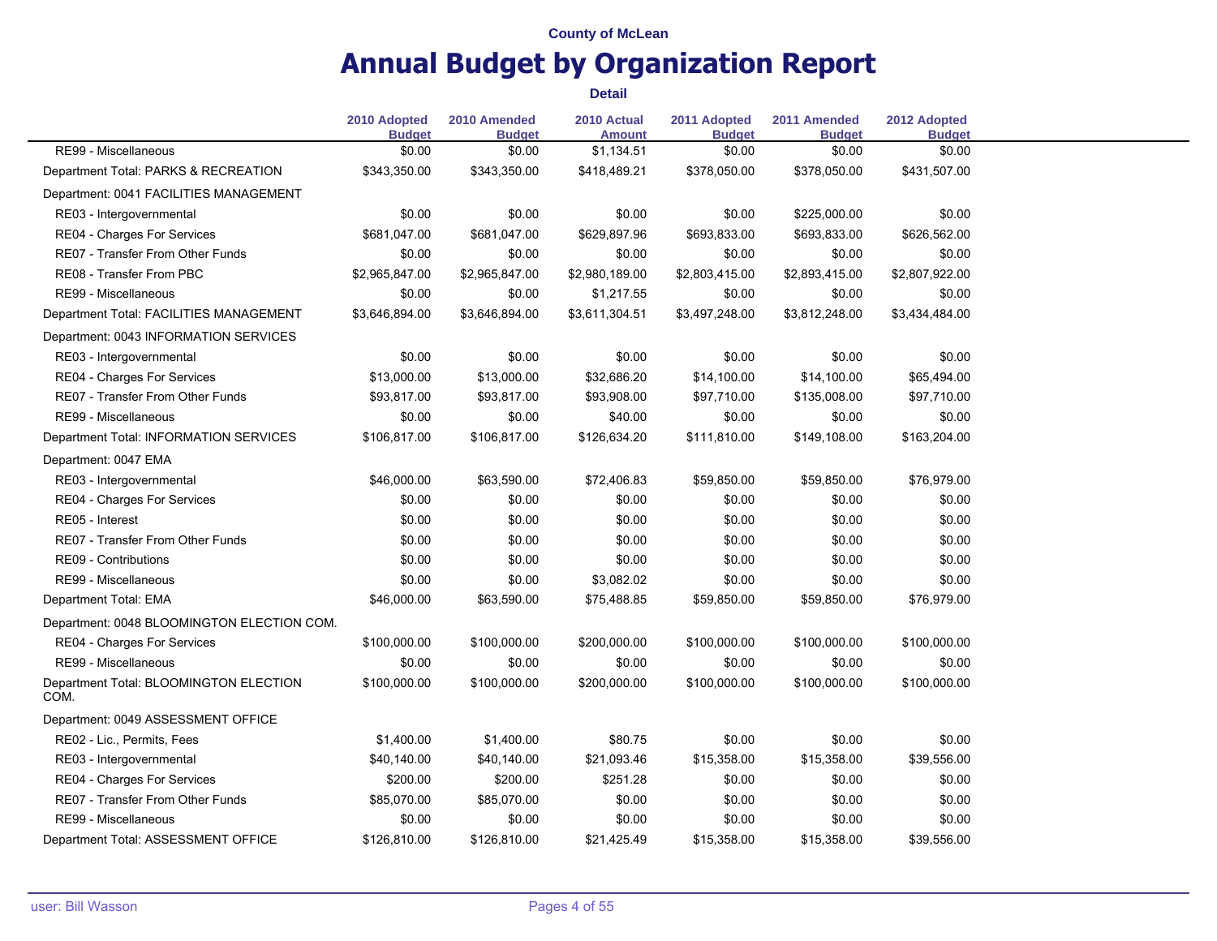County of McLean

# Annual Budget by Organization Report

**Detail**

| | 2010 Adopted Budget | 2010 Amended Budget | 2010 Actual Amount | 2011 Adopted Budget | 2011 Amended Budget | 2012 Adopted Budget |
|---|---|---|---|---|---|---|
| RE99 - Miscellaneous | $0.00 | $0.00 | $1,134.51 | $0.00 | $0.00 | $0.00 |
| Department Total: PARKS & RECREATION | $343,350.00 | $343,350.00 | $418,489.21 | $378,050.00 | $378,050.00 | $431,507.00 |
| Department: 0041 FACILITIES MANAGEMENT | | | | | | |
| RE03 - Intergovernmental | $0.00 | $0.00 | $0.00 | $0.00 | $225,000.00 | $0.00 |
| RE04 - Charges For Services | $681,047.00 | $681,047.00 | $629,897.96 | $693,833.00 | $693,833.00 | $626,562.00 |
| RE07 - Transfer From Other Funds | $0.00 | $0.00 | $0.00 | $0.00 | $0.00 | $0.00 |
| RE08 - Transfer From PBC | $2,965,847.00 | $2,965,847.00 | $2,980,189.00 | $2,803,415.00 | $2,893,415.00 | $2,807,922.00 |
| RE99 - Miscellaneous | $0.00 | $0.00 | $1,217.55 | $0.00 | $0.00 | $0.00 |
| Department Total: FACILITIES MANAGEMENT | $3,646,894.00 | $3,646,894.00 | $3,611,304.51 | $3,497,248.00 | $3,812,248.00 | $3,434,484.00 |
| Department: 0043 INFORMATION SERVICES | | | | | | |
| RE03 - Intergovernmental | $0.00 | $0.00 | $0.00 | $0.00 | $0.00 | $0.00 |
| RE04 - Charges For Services | $13,000.00 | $13,000.00 | $32,686.20 | $14,100.00 | $14,100.00 | $65,494.00 |
| RE07 - Transfer From Other Funds | $93,817.00 | $93,817.00 | $93,908.00 | $97,710.00 | $135,008.00 | $97,710.00 |
| RE99 - Miscellaneous | $0.00 | $0.00 | $40.00 | $0.00 | $0.00 | $0.00 |
| Department Total: INFORMATION SERVICES | $106,817.00 | $106,817.00 | $126,634.20 | $111,810.00 | $149,108.00 | $163,204.00 |
| Department: 0047 EMA | | | | | | |
| RE03 - Intergovernmental | $46,000.00 | $63,590.00 | $72,406.83 | $59,850.00 | $59,850.00 | $76,979.00 |
| RE04 - Charges For Services | $0.00 | $0.00 | $0.00 | $0.00 | $0.00 | $0.00 |
| RE05 - Interest | $0.00 | $0.00 | $0.00 | $0.00 | $0.00 | $0.00 |
| RE07 - Transfer From Other Funds | $0.00 | $0.00 | $0.00 | $0.00 | $0.00 | $0.00 |
| RE09 - Contributions | $0.00 | $0.00 | $0.00 | $0.00 | $0.00 | $0.00 |
| RE99 - Miscellaneous | $0.00 | $0.00 | $3,082.02 | $0.00 | $0.00 | $0.00 |
| Department Total: EMA | $46,000.00 | $63,590.00 | $75,488.85 | $59,850.00 | $59,850.00 | $76,979.00 |
| Department: 0048 BLOOMINGTON ELECTION COM. | | | | | | |
| RE04 - Charges For Services | $100,000.00 | $100,000.00 | $200,000.00 | $100,000.00 | $100,000.00 | $100,000.00 |
| RE99 - Miscellaneous | $0.00 | $0.00 | $0.00 | $0.00 | $0.00 | $0.00 |
| Department Total: BLOOMINGTON ELECTION COM. | $100,000.00 | $100,000.00 | $200,000.00 | $100,000.00 | $100,000.00 | $100,000.00 |
| Department: 0049 ASSESSMENT OFFICE | | | | | | |
| RE02 - Lic., Permits, Fees | $1,400.00 | $1,400.00 | $80.75 | $0.00 | $0.00 | $0.00 |
| RE03 - Intergovernmental | $40,140.00 | $40,140.00 | $21,093.46 | $15,358.00 | $15,358.00 | $39,556.00 |
| RE04 - Charges For Services | $200.00 | $200.00 | $251.28 | $0.00 | $0.00 | $0.00 |
| RE07 - Transfer From Other Funds | $85,070.00 | $85,070.00 | $0.00 | $0.00 | $0.00 | $0.00 |
| RE99 - Miscellaneous | $0.00 | $0.00 | $0.00 | $0.00 | $0.00 | $0.00 |
| Department Total: ASSESSMENT OFFICE | $126,810.00 | $126,810.00 | $21,425.49 | $15,358.00 | $15,358.00 | $39,556.00 |

user: Bill Wasson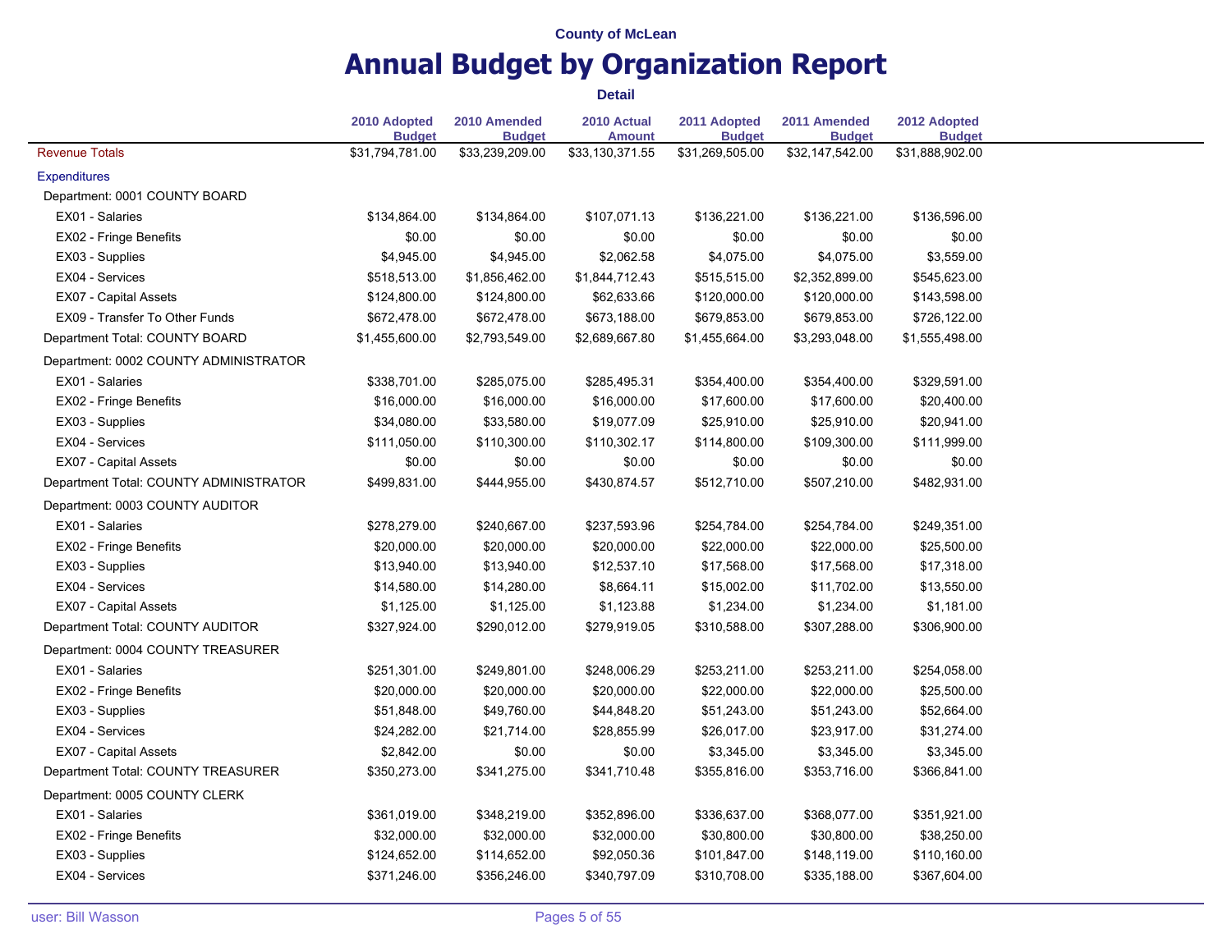County of McLean

# Annual Budget by Organization Report

**Detail**

| | 2010 Adopted Budget | 2010 Amended Budget | 2010 Actual Amount | 2011 Adopted Budget | 2011 Amended Budget | 2012 Adopted Budget |
|---|---|---|---|---|---|---|
| Revenue Totals | $31,794,781.00 | $33,239,209.00 | $33,130,371.55 | $31,269,505.00 | $32,147,542.00 | $31,888,902.00 |
| Expenditures | | | | | | |
| Department: 0001 COUNTY BOARD | | | | | | |
| EX01 - Salaries | $134,864.00 | $134,864.00 | $107,071.13 | $136,221.00 | $136,221.00 | $136,596.00 |
| EX02 - Fringe Benefits | $0.00 | $0.00 | $0.00 | $0.00 | $0.00 | $0.00 |
| EX03 - Supplies | $4,945.00 | $4,945.00 | $2,062.58 | $4,075.00 | $4,075.00 | $3,559.00 |
| EX04 - Services | $518,513.00 | $1,856,462.00 | $1,844,712.43 | $515,515.00 | $2,352,899.00 | $545,623.00 |
| EX07 - Capital Assets | $124,800.00 | $124,800.00 | $62,633.66 | $120,000.00 | $120,000.00 | $143,598.00 |
| EX09 - Transfer To Other Funds | $672,478.00 | $672,478.00 | $673,188.00 | $679,853.00 | $679,853.00 | $726,122.00 |
| Department Total: COUNTY BOARD | $1,455,600.00 | $2,793,549.00 | $2,689,667.80 | $1,455,664.00 | $3,293,048.00 | $1,555,498.00 |
| Department: 0002 COUNTY ADMINISTRATOR | | | | | | |
| EX01 - Salaries | $338,701.00 | $285,075.00 | $285,495.31 | $354,400.00 | $354,400.00 | $329,591.00 |
| EX02 - Fringe Benefits | $16,000.00 | $16,000.00 | $16,000.00 | $17,600.00 | $17,600.00 | $20,400.00 |
| EX03 - Supplies | $34,080.00 | $33,580.00 | $19,077.09 | $25,910.00 | $25,910.00 | $20,941.00 |
| EX04 - Services | $111,050.00 | $110,300.00 | $110,302.17 | $114,800.00 | $109,300.00 | $111,999.00 |
| EX07 - Capital Assets | $0.00 | $0.00 | $0.00 | $0.00 | $0.00 | $0.00 |
| Department Total: COUNTY ADMINISTRATOR | $499,831.00 | $444,955.00 | $430,874.57 | $512,710.00 | $507,210.00 | $482,931.00 |
| Department: 0003 COUNTY AUDITOR | | | | | | |
| EX01 - Salaries | $278,279.00 | $240,667.00 | $237,593.96 | $254,784.00 | $254,784.00 | $249,351.00 |
| EX02 - Fringe Benefits | $20,000.00 | $20,000.00 | $20,000.00 | $22,000.00 | $22,000.00 | $25,500.00 |
| EX03 - Supplies | $13,940.00 | $13,940.00 | $12,537.10 | $17,568.00 | $17,568.00 | $17,318.00 |
| EX04 - Services | $14,580.00 | $14,280.00 | $8,664.11 | $15,002.00 | $11,702.00 | $13,550.00 |
| EX07 - Capital Assets | $1,125.00 | $1,125.00 | $1,123.88 | $1,234.00 | $1,234.00 | $1,181.00 |
| Department Total: COUNTY AUDITOR | $327,924.00 | $290,012.00 | $279,919.05 | $310,588.00 | $307,288.00 | $306,900.00 |
| Department: 0004 COUNTY TREASURER | | | | | | |
| EX01 - Salaries | $251,301.00 | $249,801.00 | $248,006.29 | $253,211.00 | $253,211.00 | $254,058.00 |
| EX02 - Fringe Benefits | $20,000.00 | $20,000.00 | $20,000.00 | $22,000.00 | $22,000.00 | $25,500.00 |
| EX03 - Supplies | $51,848.00 | $49,760.00 | $44,848.20 | $51,243.00 | $51,243.00 | $52,664.00 |
| EX04 - Services | $24,282.00 | $21,714.00 | $28,855.99 | $26,017.00 | $23,917.00 | $31,274.00 |
| EX07 - Capital Assets | $2,842.00 | $0.00 | $0.00 | $3,345.00 | $3,345.00 | $3,345.00 |
| Department Total: COUNTY TREASURER | $350,273.00 | $341,275.00 | $341,710.48 | $355,816.00 | $353,716.00 | $366,841.00 |
| Department: 0005 COUNTY CLERK | | | | | | |
| EX01 - Salaries | $361,019.00 | $348,219.00 | $352,896.00 | $336,637.00 | $368,077.00 | $351,921.00 |
| EX02 - Fringe Benefits | $32,000.00 | $32,000.00 | $32,000.00 | $30,800.00 | $30,800.00 | $38,250.00 |
| EX03 - Supplies | $124,652.00 | $114,652.00 | $92,050.36 | $101,847.00 | $148,119.00 | $110,160.00 |
| EX04 - Services | $371,246.00 | $356,246.00 | $340,797.09 | $310,708.00 | $335,188.00 | $367,604.00 |

user: Bill Wasson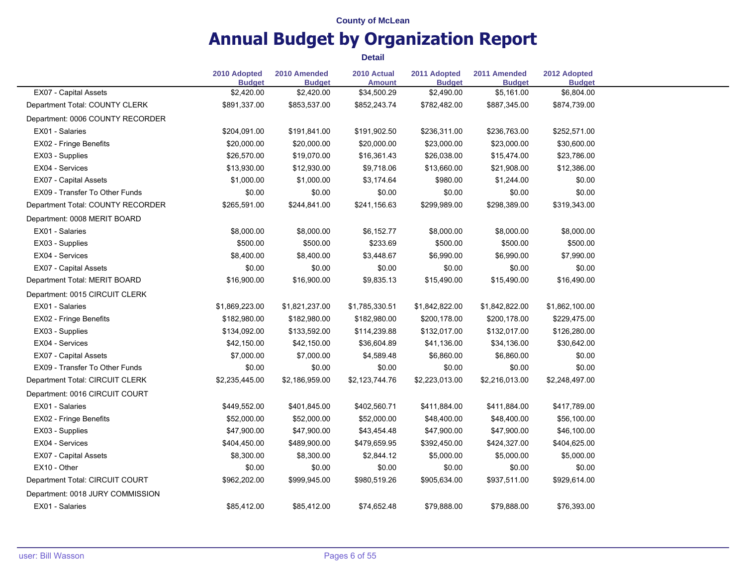County of McLean

# Annual Budget by Organization Report

**Detail**

| | 2010 Adopted Budget | 2010 Amended Budget | 2010 Actual Amount | 2011 Adopted Budget | 2011 Amended Budget | 2012 Adopted Budget |
|---|---|---|---|---|---|---|
| EX07 - Capital Assets | $2,420.00 | $2,420.00 | $34,500.29 | $2,490.00 | $5,161.00 | $6,804.00 |
| Department Total: COUNTY CLERK | $891,337.00 | $853,537.00 | $852,243.74 | $782,482.00 | $887,345.00 | $874,739.00 |
| Department: 0006 COUNTY RECORDER | | | | | | |
| EX01 - Salaries | $204,091.00 | $191,841.00 | $191,902.50 | $236,311.00 | $236,763.00 | $252,571.00 |
| EX02 - Fringe Benefits | $20,000.00 | $20,000.00 | $20,000.00 | $23,000.00 | $23,000.00 | $30,600.00 |
| EX03 - Supplies | $26,570.00 | $19,070.00 | $16,361.43 | $26,038.00 | $15,474.00 | $23,786.00 |
| EX04 - Services | $13,930.00 | $12,930.00 | $9,718.06 | $13,660.00 | $21,908.00 | $12,386.00 |
| EX07 - Capital Assets | $1,000.00 | $1,000.00 | $3,174.64 | $980.00 | $1,244.00 | $0.00 |
| EX09 - Transfer To Other Funds | $0.00 | $0.00 | $0.00 | $0.00 | $0.00 | $0.00 |
| Department Total: COUNTY RECORDER | $265,591.00 | $244,841.00 | $241,156.63 | $299,989.00 | $298,389.00 | $319,343.00 |
| Department: 0008 MERIT BOARD | | | | | | |
| EX01 - Salaries | $8,000.00 | $8,000.00 | $6,152.77 | $8,000.00 | $8,000.00 | $8,000.00 |
| EX03 - Supplies | $500.00 | $500.00 | $233.69 | $500.00 | $500.00 | $500.00 |
| EX04 - Services | $8,400.00 | $8,400.00 | $3,448.67 | $6,990.00 | $6,990.00 | $7,990.00 |
| EX07 - Capital Assets | $0.00 | $0.00 | $0.00 | $0.00 | $0.00 | $0.00 |
| Department Total: MERIT BOARD | $16,900.00 | $16,900.00 | $9,835.13 | $15,490.00 | $15,490.00 | $16,490.00 |
| Department: 0015 CIRCUIT CLERK | | | | | | |
| EX01 - Salaries | $1,869,223.00 | $1,821,237.00 | $1,785,330.51 | $1,842,822.00 | $1,842,822.00 | $1,862,100.00 |
| EX02 - Fringe Benefits | $182,980.00 | $182,980.00 | $182,980.00 | $200,178.00 | $200,178.00 | $229,475.00 |
| EX03 - Supplies | $134,092.00 | $133,592.00 | $114,239.88 | $132,017.00 | $132,017.00 | $126,280.00 |
| EX04 - Services | $42,150.00 | $42,150.00 | $36,604.89 | $41,136.00 | $34,136.00 | $30,642.00 |
| EX07 - Capital Assets | $7,000.00 | $7,000.00 | $4,589.48 | $6,860.00 | $6,860.00 | $0.00 |
| EX09 - Transfer To Other Funds | $0.00 | $0.00 | $0.00 | $0.00 | $0.00 | $0.00 |
| Department Total: CIRCUIT CLERK | $2,235,445.00 | $2,186,959.00 | $2,123,744.76 | $2,223,013.00 | $2,216,013.00 | $2,248,497.00 |
| Department: 0016 CIRCUIT COURT | | | | | | |
| EX01 - Salaries | $449,552.00 | $401,845.00 | $402,560.71 | $411,884.00 | $411,884.00 | $417,789.00 |
| EX02 - Fringe Benefits | $52,000.00 | $52,000.00 | $52,000.00 | $48,400.00 | $48,400.00 | $56,100.00 |
| EX03 - Supplies | $47,900.00 | $47,900.00 | $43,454.48 | $47,900.00 | $47,900.00 | $46,100.00 |
| EX04 - Services | $404,450.00 | $489,900.00 | $479,659.95 | $392,450.00 | $424,327.00 | $404,625.00 |
| EX07 - Capital Assets | $8,300.00 | $8,300.00 | $2,844.12 | $5,000.00 | $5,000.00 | $5,000.00 |
| EX10 - Other | $0.00 | $0.00 | $0.00 | $0.00 | $0.00 | $0.00 |
| Department Total: CIRCUIT COURT | $962,202.00 | $999,945.00 | $980,519.26 | $905,634.00 | $937,511.00 | $929,614.00 |
| Department: 0018 JURY COMMISSION | | | | | | |
| EX01 - Salaries | $85,412.00 | $85,412.00 | $74,652.48 | $79,888.00 | $79,888.00 | $76,393.00 |

user: Bill Wasson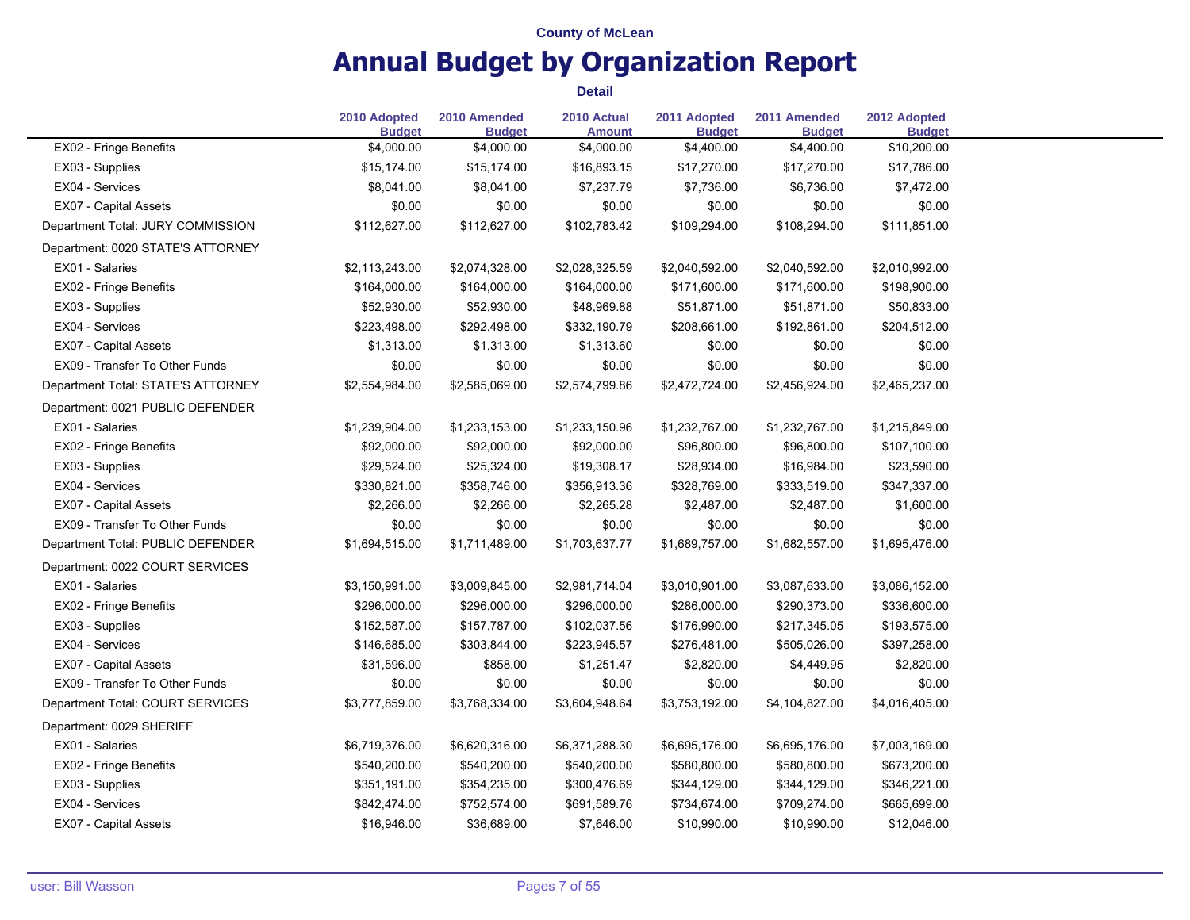County of McLean

# Annual Budget by Organization Report

**Detail**

| | 2010 Adopted Budget | 2010 Amended Budget | 2010 Actual Amount | 2011 Adopted Budget | 2011 Amended Budget | 2012 Adopted Budget |
|---|---|---|---|---|---|---|
| EX02 - Fringe Benefits | $4,000.00 | $4,000.00 | $4,000.00 | $4,400.00 | $4,400.00 | $10,200.00 |
| EX03 - Supplies | $15,174.00 | $15,174.00 | $16,893.15 | $17,270.00 | $17,270.00 | $17,786.00 |
| EX04 - Services | $8,041.00 | $8,041.00 | $7,237.79 | $7,736.00 | $6,736.00 | $7,472.00 |
| EX07 - Capital Assets | $0.00 | $0.00 | $0.00 | $0.00 | $0.00 | $0.00 |
| Department Total: JURY COMMISSION | $112,627.00 | $112,627.00 | $102,783.42 | $109,294.00 | $108,294.00 | $111,851.00 |
| Department: 0020 STATE'S ATTORNEY | | | | | | |
| EX01 - Salaries | $2,113,243.00 | $2,074,328.00 | $2,028,325.59 | $2,040,592.00 | $2,040,592.00 | $2,010,992.00 |
| EX02 - Fringe Benefits | $164,000.00 | $164,000.00 | $164,000.00 | $171,600.00 | $171,600.00 | $198,900.00 |
| EX03 - Supplies | $52,930.00 | $52,930.00 | $48,969.88 | $51,871.00 | $51,871.00 | $50,833.00 |
| EX04 - Services | $223,498.00 | $292,498.00 | $332,190.79 | $208,661.00 | $192,861.00 | $204,512.00 |
| EX07 - Capital Assets | $1,313.00 | $1,313.00 | $1,313.60 | $0.00 | $0.00 | $0.00 |
| EX09 - Transfer To Other Funds | $0.00 | $0.00 | $0.00 | $0.00 | $0.00 | $0.00 |
| Department Total: STATE'S ATTORNEY | $2,554,984.00 | $2,585,069.00 | $2,574,799.86 | $2,472,724.00 | $2,456,924.00 | $2,465,237.00 |
| Department: 0021 PUBLIC DEFENDER | | | | | | |
| EX01 - Salaries | $1,239,904.00 | $1,233,153.00 | $1,233,150.96 | $1,232,767.00 | $1,232,767.00 | $1,215,849.00 |
| EX02 - Fringe Benefits | $92,000.00 | $92,000.00 | $92,000.00 | $96,800.00 | $96,800.00 | $107,100.00 |
| EX03 - Supplies | $29,524.00 | $25,324.00 | $19,308.17 | $28,934.00 | $16,984.00 | $23,590.00 |
| EX04 - Services | $330,821.00 | $358,746.00 | $356,913.36 | $328,769.00 | $333,519.00 | $347,337.00 |
| EX07 - Capital Assets | $2,266.00 | $2,266.00 | $2,265.28 | $2,487.00 | $2,487.00 | $1,600.00 |
| EX09 - Transfer To Other Funds | $0.00 | $0.00 | $0.00 | $0.00 | $0.00 | $0.00 |
| Department Total: PUBLIC DEFENDER | $1,694,515.00 | $1,711,489.00 | $1,703,637.77 | $1,689,757.00 | $1,682,557.00 | $1,695,476.00 |
| Department: 0022 COURT SERVICES | | | | | | |
| EX01 - Salaries | $3,150,991.00 | $3,009,845.00 | $2,981,714.04 | $3,010,901.00 | $3,087,633.00 | $3,086,152.00 |
| EX02 - Fringe Benefits | $296,000.00 | $296,000.00 | $296,000.00 | $286,000.00 | $290,373.00 | $336,600.00 |
| EX03 - Supplies | $152,587.00 | $157,787.00 | $102,037.56 | $176,990.00 | $217,345.05 | $193,575.00 |
| EX04 - Services | $146,685.00 | $303,844.00 | $223,945.57 | $276,481.00 | $505,026.00 | $397,258.00 |
| EX07 - Capital Assets | $31,596.00 | $858.00 | $1,251.47 | $2,820.00 | $4,449.95 | $2,820.00 |
| EX09 - Transfer To Other Funds | $0.00 | $0.00 | $0.00 | $0.00 | $0.00 | $0.00 |
| Department Total: COURT SERVICES | $3,777,859.00 | $3,768,334.00 | $3,604,948.64 | $3,753,192.00 | $4,104,827.00 | $4,016,405.00 |
| Department: 0029 SHERIFF | | | | | | |
| EX01 - Salaries | $6,719,376.00 | $6,620,316.00 | $6,371,288.30 | $6,695,176.00 | $6,695,176.00 | $7,003,169.00 |
| EX02 - Fringe Benefits | $540,200.00 | $540,200.00 | $540,200.00 | $580,800.00 | $580,800.00 | $673,200.00 |
| EX03 - Supplies | $351,191.00 | $354,235.00 | $300,476.69 | $344,129.00 | $344,129.00 | $346,221.00 |
| EX04 - Services | $842,474.00 | $752,574.00 | $691,589.76 | $734,674.00 | $709,274.00 | $665,699.00 |
| EX07 - Capital Assets | $16,946.00 | $36,689.00 | $7,646.00 | $10,990.00 | $10,990.00 | $12,046.00 |

user: Bill Wasson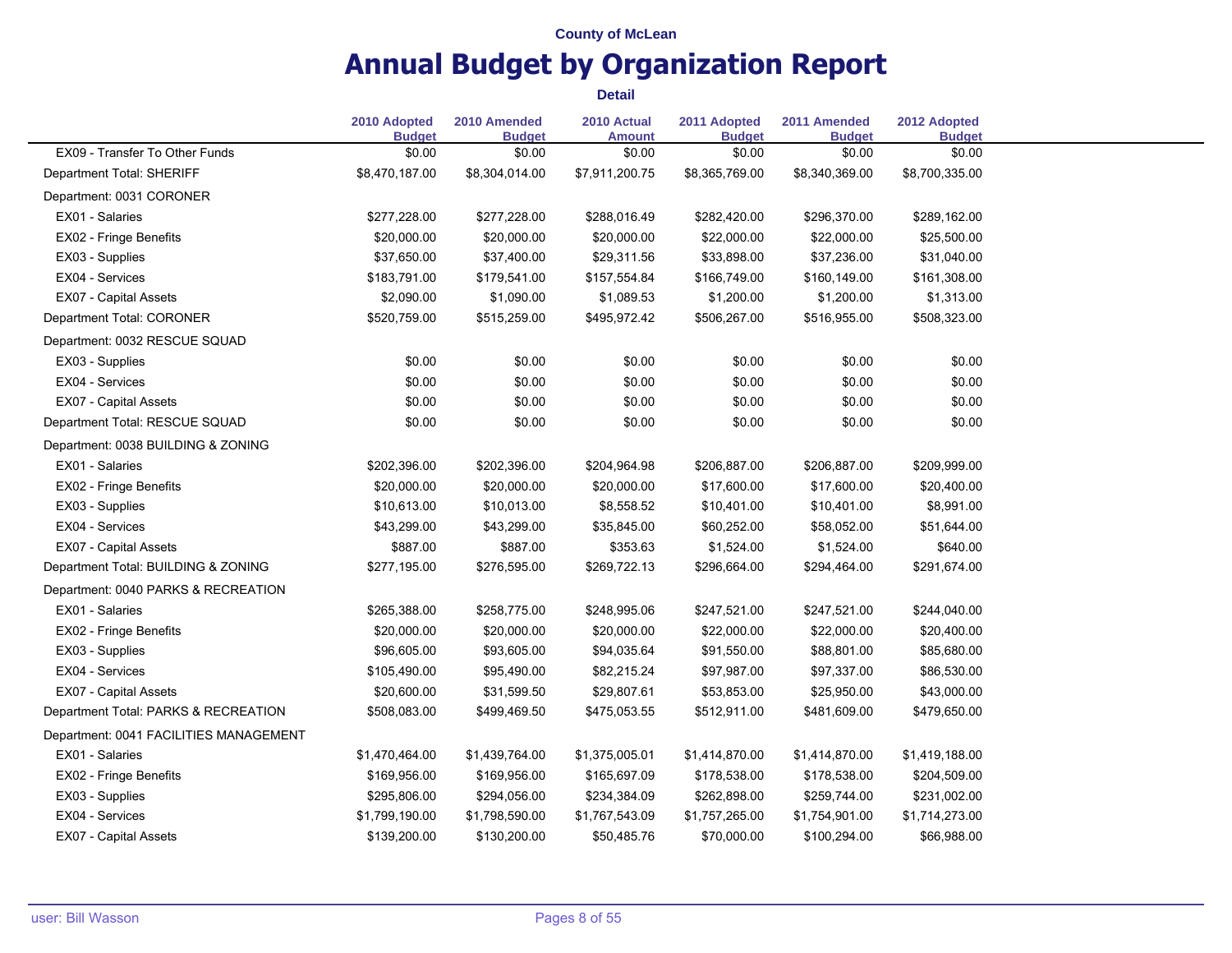County of McLean

# Annual Budget by Organization Report

**Detail**

| | 2010 Adopted Budget | 2010 Amended Budget | 2010 Actual Amount | 2011 Adopted Budget | 2011 Amended Budget | 2012 Adopted Budget |
|---|---|---|---|---|---|---|
| EX09 - Transfer To Other Funds | $0.00 | $0.00 | $0.00 | $0.00 | $0.00 | $0.00 |
| Department Total: SHERIFF | $8,470,187.00 | $8,304,014.00 | $7,911,200.75 | $8,365,769.00 | $8,340,369.00 | $8,700,335.00 |
| Department: 0031 CORONER | | | | | | |
| EX01 - Salaries | $277,228.00 | $277,228.00 | $288,016.49 | $282,420.00 | $296,370.00 | $289,162.00 |
| EX02 - Fringe Benefits | $20,000.00 | $20,000.00 | $20,000.00 | $22,000.00 | $22,000.00 | $25,500.00 |
| EX03 - Supplies | $37,650.00 | $37,400.00 | $29,311.56 | $33,898.00 | $37,236.00 | $31,040.00 |
| EX04 - Services | $183,791.00 | $179,541.00 | $157,554.84 | $166,749.00 | $160,149.00 | $161,308.00 |
| EX07 - Capital Assets | $2,090.00 | $1,090.00 | $1,089.53 | $1,200.00 | $1,200.00 | $1,313.00 |
| Department Total: CORONER | $520,759.00 | $515,259.00 | $495,972.42 | $506,267.00 | $516,955.00 | $508,323.00 |
| Department: 0032 RESCUE SQUAD | | | | | | |
| EX03 - Supplies | $0.00 | $0.00 | $0.00 | $0.00 | $0.00 | $0.00 |
| EX04 - Services | $0.00 | $0.00 | $0.00 | $0.00 | $0.00 | $0.00 |
| EX07 - Capital Assets | $0.00 | $0.00 | $0.00 | $0.00 | $0.00 | $0.00 |
| Department Total: RESCUE SQUAD | $0.00 | $0.00 | $0.00 | $0.00 | $0.00 | $0.00 |
| Department: 0038 BUILDING & ZONING | | | | | | |
| EX01 - Salaries | $202,396.00 | $202,396.00 | $204,964.98 | $206,887.00 | $206,887.00 | $209,999.00 |
| EX02 - Fringe Benefits | $20,000.00 | $20,000.00 | $20,000.00 | $17,600.00 | $17,600.00 | $20,400.00 |
| EX03 - Supplies | $10,613.00 | $10,013.00 | $8,558.52 | $10,401.00 | $10,401.00 | $8,991.00 |
| EX04 - Services | $43,299.00 | $43,299.00 | $35,845.00 | $60,252.00 | $58,052.00 | $51,644.00 |
| EX07 - Capital Assets | $887.00 | $887.00 | $353.63 | $1,524.00 | $1,524.00 | $640.00 |
| Department Total: BUILDING & ZONING | $277,195.00 | $276,595.00 | $269,722.13 | $296,664.00 | $294,464.00 | $291,674.00 |
| Department: 0040 PARKS & RECREATION | | | | | | |
| EX01 - Salaries | $265,388.00 | $258,775.00 | $248,995.06 | $247,521.00 | $247,521.00 | $244,040.00 |
| EX02 - Fringe Benefits | $20,000.00 | $20,000.00 | $20,000.00 | $22,000.00 | $22,000.00 | $20,400.00 |
| EX03 - Supplies | $96,605.00 | $93,605.00 | $94,035.64 | $91,550.00 | $88,801.00 | $85,680.00 |
| EX04 - Services | $105,490.00 | $95,490.00 | $82,215.24 | $97,987.00 | $97,337.00 | $86,530.00 |
| EX07 - Capital Assets | $20,600.00 | $31,599.50 | $29,807.61 | $53,853.00 | $25,950.00 | $43,000.00 |
| Department Total: PARKS & RECREATION | $508,083.00 | $499,469.50 | $475,053.55 | $512,911.00 | $481,609.00 | $479,650.00 |
| Department: 0041 FACILITIES MANAGEMENT | | | | | | |
| EX01 - Salaries | $1,470,464.00 | $1,439,764.00 | $1,375,005.01 | $1,414,870.00 | $1,414,870.00 | $1,419,188.00 |
| EX02 - Fringe Benefits | $169,956.00 | $169,956.00 | $165,697.09 | $178,538.00 | $178,538.00 | $204,509.00 |
| EX03 - Supplies | $295,806.00 | $294,056.00 | $234,384.09 | $262,898.00 | $259,744.00 | $231,002.00 |
| EX04 - Services | $1,799,190.00 | $1,798,590.00 | $1,767,543.09 | $1,757,265.00 | $1,754,901.00 | $1,714,273.00 |
| EX07 - Capital Assets | $139,200.00 | $130,200.00 | $50,485.76 | $70,000.00 | $100,294.00 | $66,988.00 |

user: Bill Wasson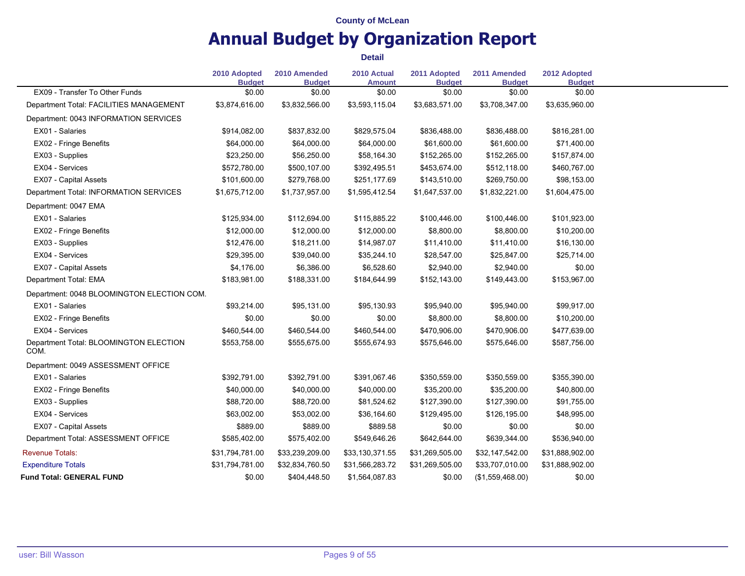County of McLean

# Annual Budget by Organization Report

**Detail**

| | 2010 Adopted Budget | 2010 Amended Budget | 2010 Actual Amount | 2011 Adopted Budget | 2011 Amended Budget | 2012 Adopted Budget |
|---|---|---|---|---|---|---|
| EX09 - Transfer To Other Funds | $0.00 | $0.00 | $0.00 | $0.00 | $0.00 | $0.00 |
| Department Total: FACILITIES MANAGEMENT | $3,874,616.00 | $3,832,566.00 | $3,593,115.04 | $3,683,571.00 | $3,708,347.00 | $3,635,960.00 |
| Department: 0043 INFORMATION SERVICES | | | | | | |
| EX01 - Salaries | $914,082.00 | $837,832.00 | $829,575.04 | $836,488.00 | $836,488.00 | $816,281.00 |
| EX02 - Fringe Benefits | $64,000.00 | $64,000.00 | $64,000.00 | $61,600.00 | $61,600.00 | $71,400.00 |
| EX03 - Supplies | $23,250.00 | $56,250.00 | $58,164.30 | $152,265.00 | $152,265.00 | $157,874.00 |
| EX04 - Services | $572,780.00 | $500,107.00 | $392,495.51 | $453,674.00 | $512,118.00 | $460,767.00 |
| EX07 - Capital Assets | $101,600.00 | $279,768.00 | $251,177.69 | $143,510.00 | $269,750.00 | $98,153.00 |
| Department Total: INFORMATION SERVICES | $1,675,712.00 | $1,737,957.00 | $1,595,412.54 | $1,647,537.00 | $1,832,221.00 | $1,604,475.00 |
| Department: 0047 EMA | | | | | | |
| EX01 - Salaries | $125,934.00 | $112,694.00 | $115,885.22 | $100,446.00 | $100,446.00 | $101,923.00 |
| EX02 - Fringe Benefits | $12,000.00 | $12,000.00 | $12,000.00 | $8,800.00 | $8,800.00 | $10,200.00 |
| EX03 - Supplies | $12,476.00 | $18,211.00 | $14,987.07 | $11,410.00 | $11,410.00 | $16,130.00 |
| EX04 - Services | $29,395.00 | $39,040.00 | $35,244.10 | $28,547.00 | $25,847.00 | $25,714.00 |
| EX07 - Capital Assets | $4,176.00 | $6,386.00 | $6,528.60 | $2,940.00 | $2,940.00 | $0.00 |
| Department Total: EMA | $183,981.00 | $188,331.00 | $184,644.99 | $152,143.00 | $149,443.00 | $153,967.00 |
| Department: 0048 BLOOMINGTON ELECTION COM. | | | | | | |
| EX01 - Salaries | $93,214.00 | $95,131.00 | $95,130.93 | $95,940.00 | $95,940.00 | $99,917.00 |
| EX02 - Fringe Benefits | $0.00 | $0.00 | $0.00 | $8,800.00 | $8,800.00 | $10,200.00 |
| EX04 - Services | $460,544.00 | $460,544.00 | $460,544.00 | $470,906.00 | $470,906.00 | $477,639.00 |
| Department Total: BLOOMINGTON ELECTION COM. | $553,758.00 | $555,675.00 | $555,674.93 | $575,646.00 | $575,646.00 | $587,756.00 |
| Department: 0049 ASSESSMENT OFFICE | | | | | | |
| EX01 - Salaries | $392,791.00 | $392,791.00 | $391,067.46 | $350,559.00 | $350,559.00 | $355,390.00 |
| EX02 - Fringe Benefits | $40,000.00 | $40,000.00 | $40,000.00 | $35,200.00 | $35,200.00 | $40,800.00 |
| EX03 - Supplies | $88,720.00 | $88,720.00 | $81,524.62 | $127,390.00 | $127,390.00 | $91,755.00 |
| EX04 - Services | $63,002.00 | $53,002.00 | $36,164.60 | $129,495.00 | $126,195.00 | $48,995.00 |
| EX07 - Capital Assets | $889.00 | $889.00 | $889.58 | $0.00 | $0.00 | $0.00 |
| Department Total: ASSESSMENT OFFICE | $585,402.00 | $575,402.00 | $549,646.26 | $642,644.00 | $639,344.00 | $536,940.00 |
| Revenue Totals: | $31,794,781.00 | $33,239,209.00 | $33,130,371.55 | $31,269,505.00 | $32,147,542.00 | $31,888,902.00 |
| Expenditure Totals | $31,794,781.00 | $32,834,760.50 | $31,566,283.72 | $31,269,505.00 | $33,707,010.00 | $31,888,902.00 |
| **Fund Total: GENERAL FUND** | $0.00 | $404,448.50 | $1,564,087.83 | $0.00 | ($1,559,468.00) | $0.00 |

user: Bill Wasson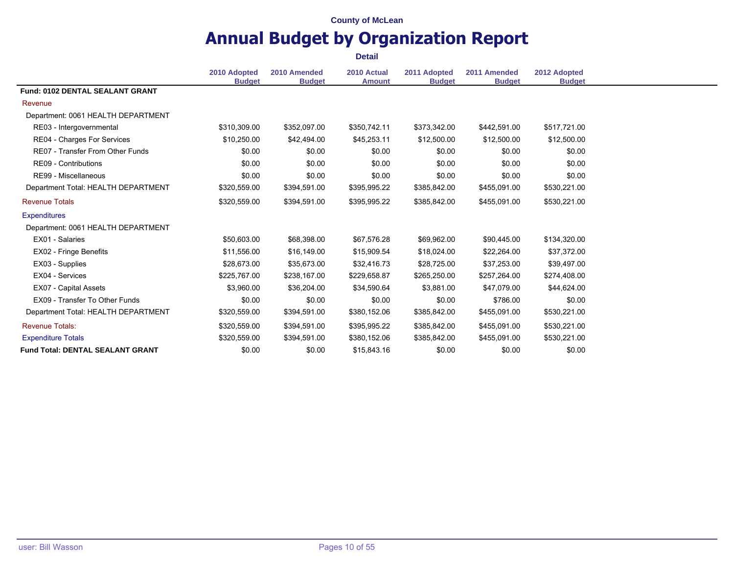County of McLean

# Annual Budget by Organization Report

**Detail**

| | 2010 Adopted Budget | 2010 Amended Budget | 2010 Actual Amount | 2011 Adopted Budget | 2011 Amended Budget | 2012 Adopted Budget |
|---|---|---|---|---|---|---|
| **Fund: 0102 DENTAL SEALANT GRANT** | | | | | | |
| Revenue | | | | | | |
| Department: 0061 HEALTH DEPARTMENT | | | | | | |
| RE03 - Intergovernmental | $310,309.00 | $352,097.00 | $350,742.11 | $373,342.00 | $442,591.00 | $517,721.00 |
| RE04 - Charges For Services | $10,250.00 | $42,494.00 | $45,253.11 | $12,500.00 | $12,500.00 | $12,500.00 |
| RE07 - Transfer From Other Funds | $0.00 | $0.00 | $0.00 | $0.00 | $0.00 | $0.00 |
| RE09 - Contributions | $0.00 | $0.00 | $0.00 | $0.00 | $0.00 | $0.00 |
| RE99 - Miscellaneous | $0.00 | $0.00 | $0.00 | $0.00 | $0.00 | $0.00 |
| Department Total: HEALTH DEPARTMENT | $320,559.00 | $394,591.00 | $395,995.22 | $385,842.00 | $455,091.00 | $530,221.00 |
| Revenue Totals | $320,559.00 | $394,591.00 | $395,995.22 | $385,842.00 | $455,091.00 | $530,221.00 |
| Expenditures | | | | | | |
| Department: 0061 HEALTH DEPARTMENT | | | | | | |
| EX01 - Salaries | $50,603.00 | $68,398.00 | $67,576.28 | $69,962.00 | $90,445.00 | $134,320.00 |
| EX02 - Fringe Benefits | $11,556.00 | $16,149.00 | $15,909.54 | $18,024.00 | $22,264.00 | $37,372.00 |
| EX03 - Supplies | $28,673.00 | $35,673.00 | $32,416.73 | $28,725.00 | $37,253.00 | $39,497.00 |
| EX04 - Services | $225,767.00 | $238,167.00 | $229,658.87 | $265,250.00 | $257,264.00 | $274,408.00 |
| EX07 - Capital Assets | $3,960.00 | $36,204.00 | $34,590.64 | $3,881.00 | $47,079.00 | $44,624.00 |
| EX09 - Transfer To Other Funds | $0.00 | $0.00 | $0.00 | $0.00 | $786.00 | $0.00 |
| Department Total: HEALTH DEPARTMENT | $320,559.00 | $394,591.00 | $380,152.06 | $385,842.00 | $455,091.00 | $530,221.00 |
| Revenue Totals: | $320,559.00 | $394,591.00 | $395,995.22 | $385,842.00 | $455,091.00 | $530,221.00 |
| Expenditure Totals | $320,559.00 | $394,591.00 | $380,152.06 | $385,842.00 | $455,091.00 | $530,221.00 |
| **Fund Total: DENTAL SEALANT GRANT** | $0.00 | $0.00 | $15,843.16 | $0.00 | $0.00 | $0.00 |

user: Bill Wasson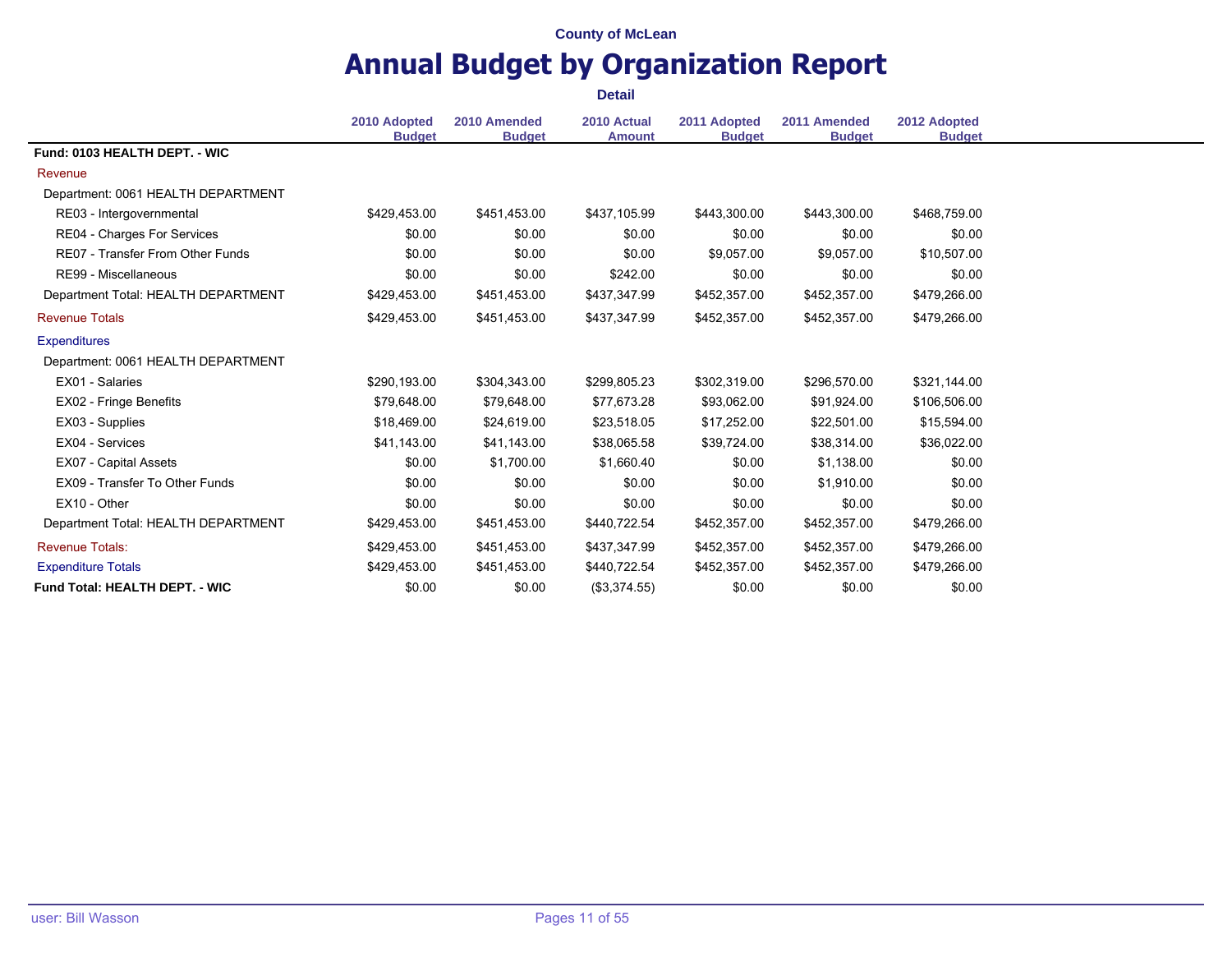County of McLean

# Annual Budget by Organization Report

**Detail**

| | 2010 Adopted Budget | 2010 Amended Budget | 2010 Actual Amount | 2011 Adopted Budget | 2011 Amended Budget | 2012 Adopted Budget |
|---|---|---|---|---|---|---|
| **Fund: 0103 HEALTH DEPT. - WIC** | | | | | | |
| Revenue | | | | | | |
| Department: 0061 HEALTH DEPARTMENT | | | | | | |
| RE03 - Intergovernmental | $429,453.00 | $451,453.00 | $437,105.99 | $443,300.00 | $443,300.00 | $468,759.00 |
| RE04 - Charges For Services | $0.00 | $0.00 | $0.00 | $0.00 | $0.00 | $0.00 |
| RE07 - Transfer From Other Funds | $0.00 | $0.00 | $0.00 | $9,057.00 | $9,057.00 | $10,507.00 |
| RE99 - Miscellaneous | $0.00 | $0.00 | $242.00 | $0.00 | $0.00 | $0.00 |
| Department Total: HEALTH DEPARTMENT | $429,453.00 | $451,453.00 | $437,347.99 | $452,357.00 | $452,357.00 | $479,266.00 |
| Revenue Totals | $429,453.00 | $451,453.00 | $437,347.99 | $452,357.00 | $452,357.00 | $479,266.00 |
| Expenditures | | | | | | |
| Department: 0061 HEALTH DEPARTMENT | | | | | | |
| EX01 - Salaries | $290,193.00 | $304,343.00 | $299,805.23 | $302,319.00 | $296,570.00 | $321,144.00 |
| EX02 - Fringe Benefits | $79,648.00 | $79,648.00 | $77,673.28 | $93,062.00 | $91,924.00 | $106,506.00 |
| EX03 - Supplies | $18,469.00 | $24,619.00 | $23,518.05 | $17,252.00 | $22,501.00 | $15,594.00 |
| EX04 - Services | $41,143.00 | $41,143.00 | $38,065.58 | $39,724.00 | $38,314.00 | $36,022.00 |
| EX07 - Capital Assets | $0.00 | $1,700.00 | $1,660.40 | $0.00 | $1,138.00 | $0.00 |
| EX09 - Transfer To Other Funds | $0.00 | $0.00 | $0.00 | $0.00 | $1,910.00 | $0.00 |
| EX10 - Other | $0.00 | $0.00 | $0.00 | $0.00 | $0.00 | $0.00 |
| Department Total: HEALTH DEPARTMENT | $429,453.00 | $451,453.00 | $440,722.54 | $452,357.00 | $452,357.00 | $479,266.00 |
| Revenue Totals: | $429,453.00 | $451,453.00 | $437,347.99 | $452,357.00 | $452,357.00 | $479,266.00 |
| Expenditure Totals | $429,453.00 | $451,453.00 | $440,722.54 | $452,357.00 | $452,357.00 | $479,266.00 |
| **Fund Total: HEALTH DEPT. - WIC** | $0.00 | $0.00 | ($3,374.55) | $0.00 | $0.00 | $0.00 |

user: Bill Wasson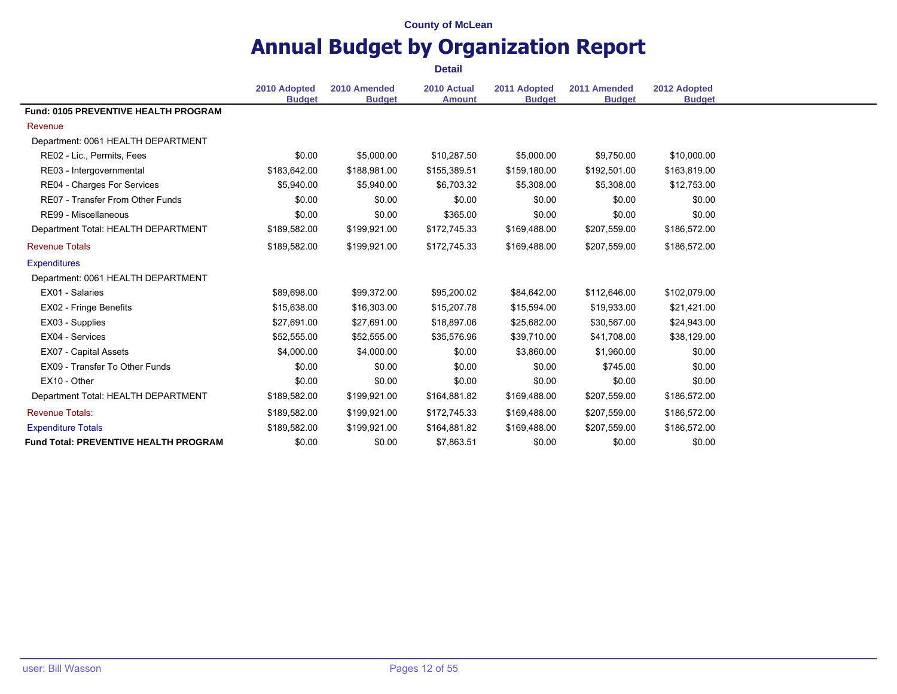County of McLean

# Annual Budget by Organization Report

**Detail**

| | 2010 Adopted Budget | 2010 Amended Budget | 2010 Actual Amount | 2011 Adopted Budget | 2011 Amended Budget | 2012 Adopted Budget |
|---|---|---|---|---|---|---|
| **Fund: 0105 PREVENTIVE HEALTH PROGRAM** | | | | | | |
| Revenue | | | | | | |
| Department: 0061 HEALTH DEPARTMENT | | | | | | |
| RE02 - Lic., Permits, Fees | $0.00 | $5,000.00 | $10,287.50 | $5,000.00 | $9,750.00 | $10,000.00 |
| RE03 - Intergovernmental | $183,642.00 | $188,981.00 | $155,389.51 | $159,180.00 | $192,501.00 | $163,819.00 |
| RE04 - Charges For Services | $5,940.00 | $5,940.00 | $6,703.32 | $5,308.00 | $5,308.00 | $12,753.00 |
| RE07 - Transfer From Other Funds | $0.00 | $0.00 | $0.00 | $0.00 | $0.00 | $0.00 |
| RE99 - Miscellaneous | $0.00 | $0.00 | $365.00 | $0.00 | $0.00 | $0.00 |
| Department Total: HEALTH DEPARTMENT | $189,582.00 | $199,921.00 | $172,745.33 | $169,488.00 | $207,559.00 | $186,572.00 |
| Revenue Totals | $189,582.00 | $199,921.00 | $172,745.33 | $169,488.00 | $207,559.00 | $186,572.00 |
| Expenditures | | | | | | |
| Department: 0061 HEALTH DEPARTMENT | | | | | | |
| EX01 - Salaries | $89,698.00 | $99,372.00 | $95,200.02 | $84,642.00 | $112,646.00 | $102,079.00 |
| EX02 - Fringe Benefits | $15,638.00 | $16,303.00 | $15,207.78 | $15,594.00 | $19,933.00 | $21,421.00 |
| EX03 - Supplies | $27,691.00 | $27,691.00 | $18,897.06 | $25,682.00 | $30,567.00 | $24,943.00 |
| EX04 - Services | $52,555.00 | $52,555.00 | $35,576.96 | $39,710.00 | $41,708.00 | $38,129.00 |
| EX07 - Capital Assets | $4,000.00 | $4,000.00 | $0.00 | $3,860.00 | $1,960.00 | $0.00 |
| EX09 - Transfer To Other Funds | $0.00 | $0.00 | $0.00 | $0.00 | $745.00 | $0.00 |
| EX10 - Other | $0.00 | $0.00 | $0.00 | $0.00 | $0.00 | $0.00 |
| Department Total: HEALTH DEPARTMENT | $189,582.00 | $199,921.00 | $164,881.82 | $169,488.00 | $207,559.00 | $186,572.00 |
| Revenue Totals: | $189,582.00 | $199,921.00 | $172,745.33 | $169,488.00 | $207,559.00 | $186,572.00 |
| Expenditure Totals | $189,582.00 | $199,921.00 | $164,881.82 | $169,488.00 | $207,559.00 | $186,572.00 |
| **Fund Total: PREVENTIVE HEALTH PROGRAM** | $0.00 | $0.00 | $7,863.51 | $0.00 | $0.00 | $0.00 |

user: Bill Wasson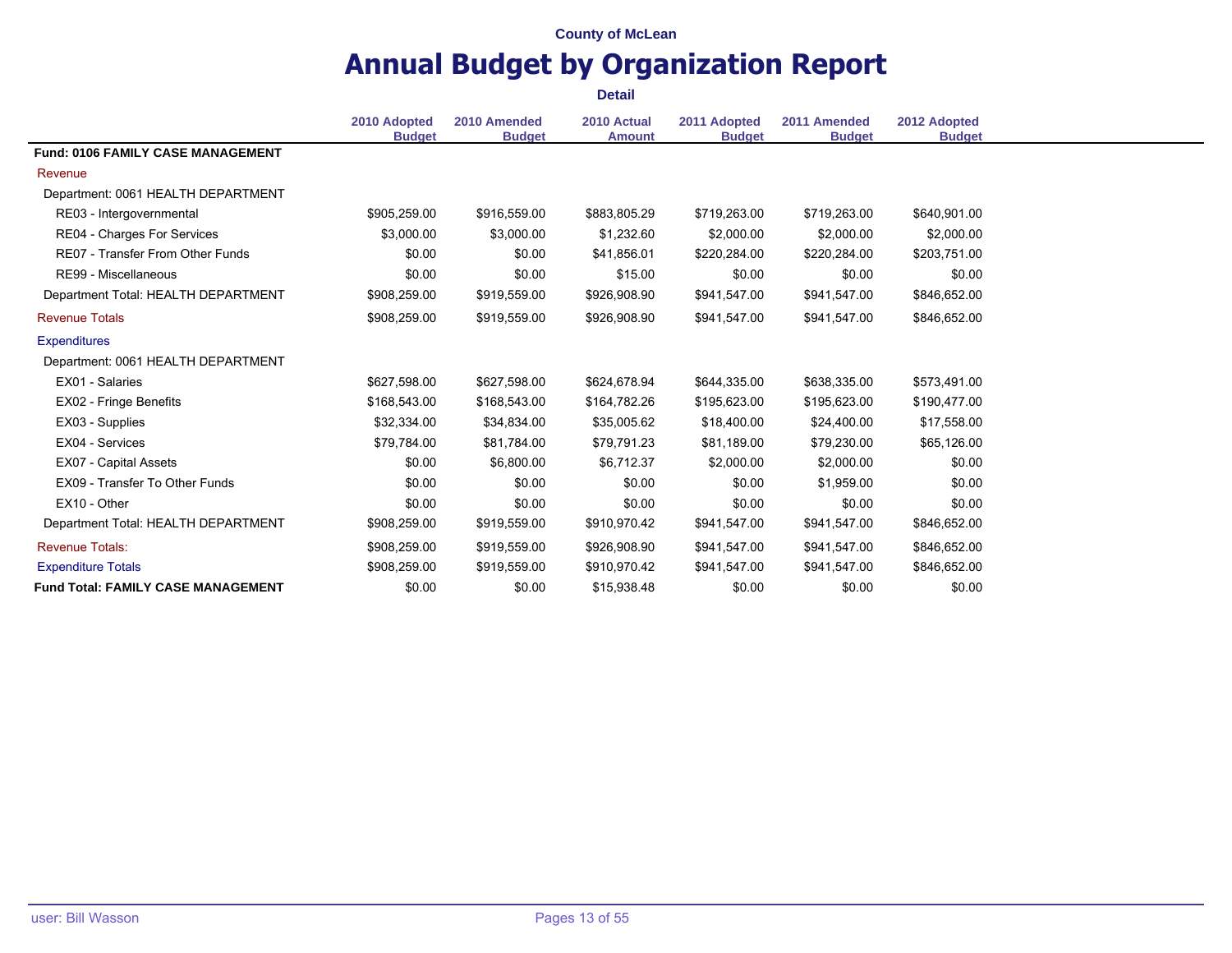County of McLean

# Annual Budget by Organization Report

**Detail**

| | 2010 Adopted Budget | 2010 Amended Budget | 2010 Actual Amount | 2011 Adopted Budget | 2011 Amended Budget | 2012 Adopted Budget |
|---|---|---|---|---|---|---|
| **Fund: 0106 FAMILY CASE MANAGEMENT** | | | | | | |
| Revenue | | | | | | |
| Department: 0061 HEALTH DEPARTMENT | | | | | | |
| RE03 - Intergovernmental | $905,259.00 | $916,559.00 | $883,805.29 | $719,263.00 | $719,263.00 | $640,901.00 |
| RE04 - Charges For Services | $3,000.00 | $3,000.00 | $1,232.60 | $2,000.00 | $2,000.00 | $2,000.00 |
| RE07 - Transfer From Other Funds | $0.00 | $0.00 | $41,856.01 | $220,284.00 | $220,284.00 | $203,751.00 |
| RE99 - Miscellaneous | $0.00 | $0.00 | $15.00 | $0.00 | $0.00 | $0.00 |
| Department Total: HEALTH DEPARTMENT | $908,259.00 | $919,559.00 | $926,908.90 | $941,547.00 | $941,547.00 | $846,652.00 |
| Revenue Totals | $908,259.00 | $919,559.00 | $926,908.90 | $941,547.00 | $941,547.00 | $846,652.00 |
| Expenditures | | | | | | |
| Department: 0061 HEALTH DEPARTMENT | | | | | | |
| EX01 - Salaries | $627,598.00 | $627,598.00 | $624,678.94 | $644,335.00 | $638,335.00 | $573,491.00 |
| EX02 - Fringe Benefits | $168,543.00 | $168,543.00 | $164,782.26 | $195,623.00 | $195,623.00 | $190,477.00 |
| EX03 - Supplies | $32,334.00 | $34,834.00 | $35,005.62 | $18,400.00 | $24,400.00 | $17,558.00 |
| EX04 - Services | $79,784.00 | $81,784.00 | $79,791.23 | $81,189.00 | $79,230.00 | $65,126.00 |
| EX07 - Capital Assets | $0.00 | $6,800.00 | $6,712.37 | $2,000.00 | $2,000.00 | $0.00 |
| EX09 - Transfer To Other Funds | $0.00 | $0.00 | $0.00 | $0.00 | $1,959.00 | $0.00 |
| EX10 - Other | $0.00 | $0.00 | $0.00 | $0.00 | $0.00 | $0.00 |
| Department Total: HEALTH DEPARTMENT | $908,259.00 | $919,559.00 | $910,970.42 | $941,547.00 | $941,547.00 | $846,652.00 |
| Revenue Totals: | $908,259.00 | $919,559.00 | $926,908.90 | $941,547.00 | $941,547.00 | $846,652.00 |
| Expenditure Totals | $908,259.00 | $919,559.00 | $910,970.42 | $941,547.00 | $941,547.00 | $846,652.00 |
| **Fund Total: FAMILY CASE MANAGEMENT** | $0.00 | $0.00 | $15,938.48 | $0.00 | $0.00 | $0.00 |

user: Bill Wasson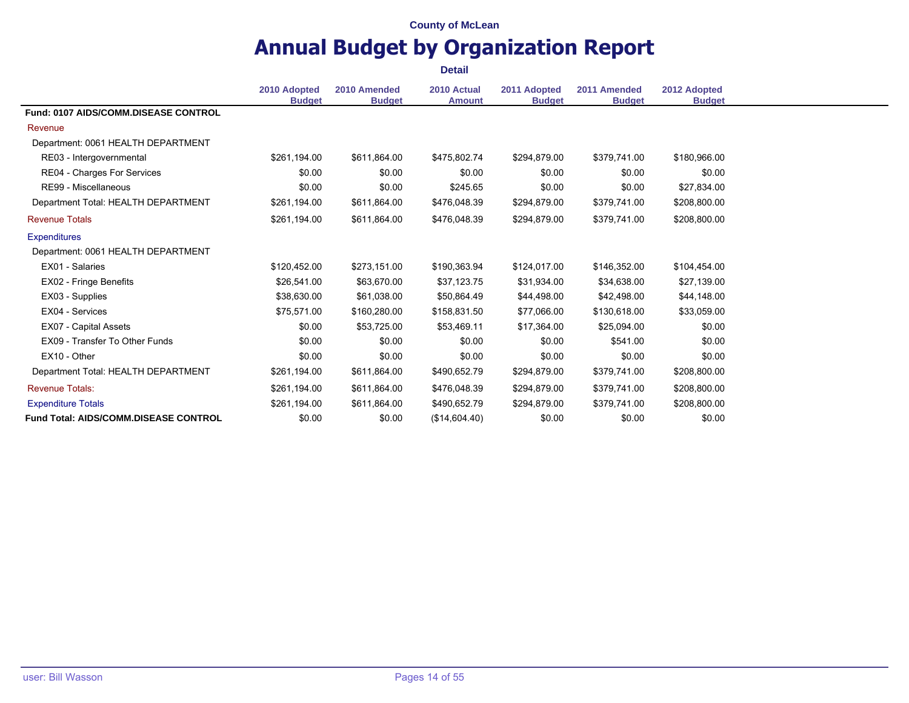County of McLean

# Annual Budget by Organization Report

**Detail**

| | 2010 Adopted Budget | 2010 Amended Budget | 2010 Actual Amount | 2011 Adopted Budget | 2011 Amended Budget | 2012 Adopted Budget |
|---|---|---|---|---|---|---|
| **Fund: 0107 AIDS/COMM.DISEASE CONTROL** | | | | | | |
| Revenue | | | | | | |
| Department: 0061 HEALTH DEPARTMENT | | | | | | |
| RE03 - Intergovernmental | $261,194.00 | $611,864.00 | $475,802.74 | $294,879.00 | $379,741.00 | $180,966.00 |
| RE04 - Charges For Services | $0.00 | $0.00 | $0.00 | $0.00 | $0.00 | $0.00 |
| RE99 - Miscellaneous | $0.00 | $0.00 | $245.65 | $0.00 | $0.00 | $27,834.00 |
| Department Total: HEALTH DEPARTMENT | $261,194.00 | $611,864.00 | $476,048.39 | $294,879.00 | $379,741.00 | $208,800.00 |
| Revenue Totals | $261,194.00 | $611,864.00 | $476,048.39 | $294,879.00 | $379,741.00 | $208,800.00 |
| Expenditures | | | | | | |
| Department: 0061 HEALTH DEPARTMENT | | | | | | |
| EX01 - Salaries | $120,452.00 | $273,151.00 | $190,363.94 | $124,017.00 | $146,352.00 | $104,454.00 |
| EX02 - Fringe Benefits | $26,541.00 | $63,670.00 | $37,123.75 | $31,934.00 | $34,638.00 | $27,139.00 |
| EX03 - Supplies | $38,630.00 | $61,038.00 | $50,864.49 | $44,498.00 | $42,498.00 | $44,148.00 |
| EX04 - Services | $75,571.00 | $160,280.00 | $158,831.50 | $77,066.00 | $130,618.00 | $33,059.00 |
| EX07 - Capital Assets | $0.00 | $53,725.00 | $53,469.11 | $17,364.00 | $25,094.00 | $0.00 |
| EX09 - Transfer To Other Funds | $0.00 | $0.00 | $0.00 | $0.00 | $541.00 | $0.00 |
| EX10 - Other | $0.00 | $0.00 | $0.00 | $0.00 | $0.00 | $0.00 |
| Department Total: HEALTH DEPARTMENT | $261,194.00 | $611,864.00 | $490,652.79 | $294,879.00 | $379,741.00 | $208,800.00 |
| Revenue Totals: | $261,194.00 | $611,864.00 | $476,048.39 | $294,879.00 | $379,741.00 | $208,800.00 |
| Expenditure Totals | $261,194.00 | $611,864.00 | $490,652.79 | $294,879.00 | $379,741.00 | $208,800.00 |
| **Fund Total: AIDS/COMM.DISEASE CONTROL** | $0.00 | $0.00 | ($14,604.40) | $0.00 | $0.00 | $0.00 |

user: Bill Wasson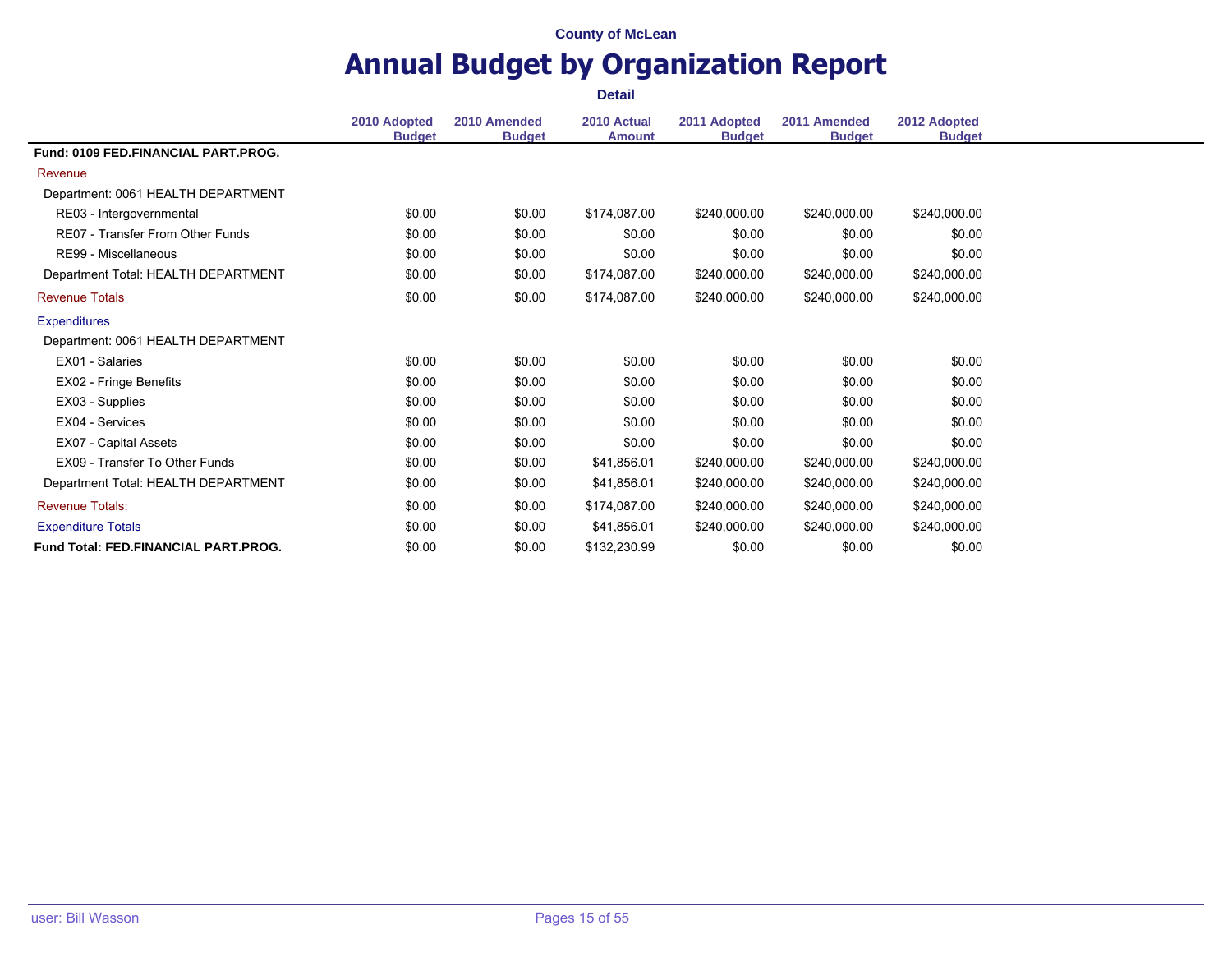County of McLean

# Annual Budget by Organization Report

**Detail**

| | 2010 Adopted Budget | 2010 Amended Budget | 2010 Actual Amount | 2011 Adopted Budget | 2011 Amended Budget | 2012 Adopted Budget |
|---|---|---|---|---|---|---|
| **Fund: 0109 FED.FINANCIAL PART.PROG.** | | | | | | |
| Revenue | | | | | | |
| Department: 0061 HEALTH DEPARTMENT | | | | | | |
| RE03 - Intergovernmental | $0.00 | $0.00 | $174,087.00 | $240,000.00 | $240,000.00 | $240,000.00 |
| RE07 - Transfer From Other Funds | $0.00 | $0.00 | $0.00 | $0.00 | $0.00 | $0.00 |
| RE99 - Miscellaneous | $0.00 | $0.00 | $0.00 | $0.00 | $0.00 | $0.00 |
| Department Total: HEALTH DEPARTMENT | $0.00 | $0.00 | $174,087.00 | $240,000.00 | $240,000.00 | $240,000.00 |
| Revenue Totals | $0.00 | $0.00 | $174,087.00 | $240,000.00 | $240,000.00 | $240,000.00 |
| Expenditures | | | | | | |
| Department: 0061 HEALTH DEPARTMENT | | | | | | |
| EX01 - Salaries | $0.00 | $0.00 | $0.00 | $0.00 | $0.00 | $0.00 |
| EX02 - Fringe Benefits | $0.00 | $0.00 | $0.00 | $0.00 | $0.00 | $0.00 |
| EX03 - Supplies | $0.00 | $0.00 | $0.00 | $0.00 | $0.00 | $0.00 |
| EX04 - Services | $0.00 | $0.00 | $0.00 | $0.00 | $0.00 | $0.00 |
| EX07 - Capital Assets | $0.00 | $0.00 | $0.00 | $0.00 | $0.00 | $0.00 |
| EX09 - Transfer To Other Funds | $0.00 | $0.00 | $41,856.01 | $240,000.00 | $240,000.00 | $240,000.00 |
| Department Total: HEALTH DEPARTMENT | $0.00 | $0.00 | $41,856.01 | $240,000.00 | $240,000.00 | $240,000.00 |
| Revenue Totals: | $0.00 | $0.00 | $174,087.00 | $240,000.00 | $240,000.00 | $240,000.00 |
| Expenditure Totals | $0.00 | $0.00 | $41,856.01 | $240,000.00 | $240,000.00 | $240,000.00 |
| **Fund Total: FED.FINANCIAL PART.PROG.** | $0.00 | $0.00 | $132,230.99 | $0.00 | $0.00 | $0.00 |

user: Bill Wasson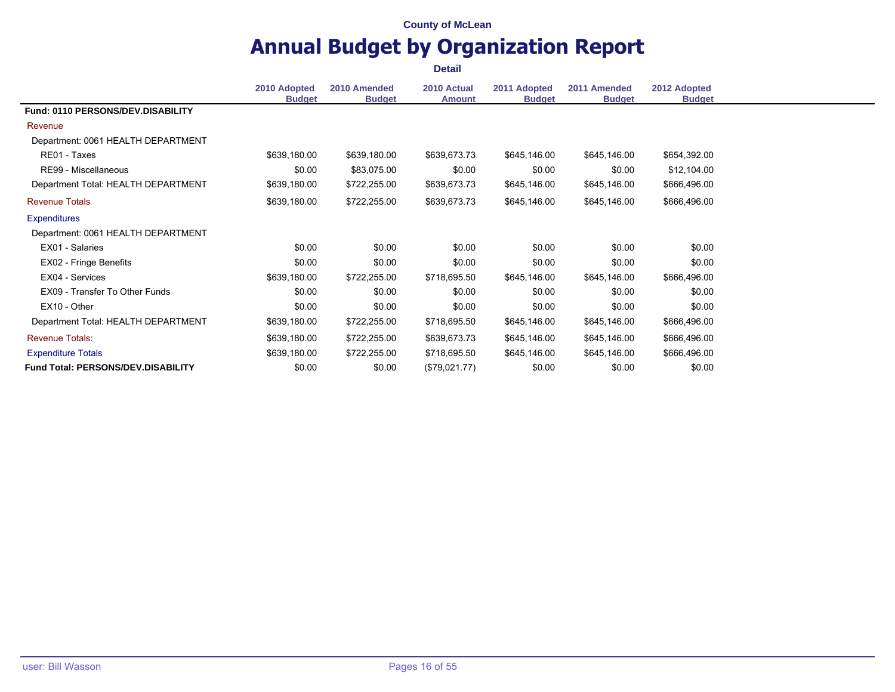County of McLean

# Annual Budget by Organization Report

**Detail**

| | 2010 Adopted Budget | 2010 Amended Budget | 2010 Actual Amount | 2011 Adopted Budget | 2011 Amended Budget | 2012 Adopted Budget |
|---|---|---|---|---|---|---|
| **Fund: 0110 PERSONS/DEV.DISABILITY** | | | | | | |
| Revenue | | | | | | |
| Department: 0061 HEALTH DEPARTMENT | | | | | | |
| RE01 - Taxes | $639,180.00 | $639,180.00 | $639,673.73 | $645,146.00 | $645,146.00 | $654,392.00 |
| RE99 - Miscellaneous | $0.00 | $83,075.00 | $0.00 | $0.00 | $0.00 | $12,104.00 |
| Department Total: HEALTH DEPARTMENT | $639,180.00 | $722,255.00 | $639,673.73 | $645,146.00 | $645,146.00 | $666,496.00 |
| Revenue Totals | $639,180.00 | $722,255.00 | $639,673.73 | $645,146.00 | $645,146.00 | $666,496.00 |
| Expenditures | | | | | | |
| Department: 0061 HEALTH DEPARTMENT | | | | | | |
| EX01 - Salaries | $0.00 | $0.00 | $0.00 | $0.00 | $0.00 | $0.00 |
| EX02 - Fringe Benefits | $0.00 | $0.00 | $0.00 | $0.00 | $0.00 | $0.00 |
| EX04 - Services | $639,180.00 | $722,255.00 | $718,695.50 | $645,146.00 | $645,146.00 | $666,496.00 |
| EX09 - Transfer To Other Funds | $0.00 | $0.00 | $0.00 | $0.00 | $0.00 | $0.00 |
| EX10 - Other | $0.00 | $0.00 | $0.00 | $0.00 | $0.00 | $0.00 |
| Department Total: HEALTH DEPARTMENT | $639,180.00 | $722,255.00 | $718,695.50 | $645,146.00 | $645,146.00 | $666,496.00 |
| Revenue Totals: | $639,180.00 | $722,255.00 | $639,673.73 | $645,146.00 | $645,146.00 | $666,496.00 |
| Expenditure Totals | $639,180.00 | $722,255.00 | $718,695.50 | $645,146.00 | $645,146.00 | $666,496.00 |
| **Fund Total: PERSONS/DEV.DISABILITY** | $0.00 | $0.00 | ($79,021.77) | $0.00 | $0.00 | $0.00 |

user: Bill Wasson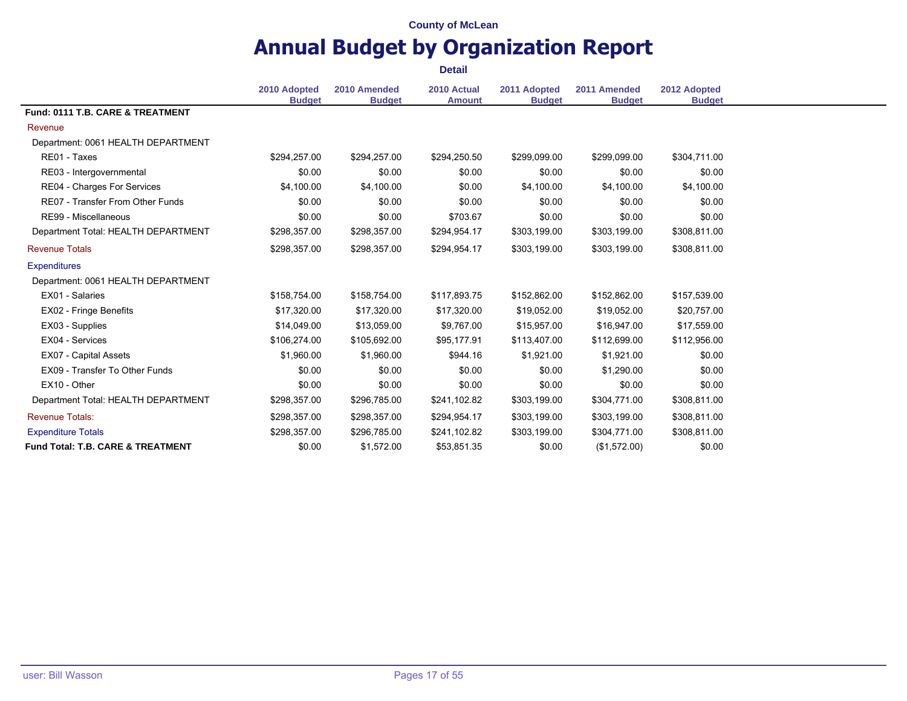County of McLean

# Annual Budget by Organization Report

**Detail**

| | 2010 Adopted Budget | 2010 Amended Budget | 2010 Actual Amount | 2011 Adopted Budget | 2011 Amended Budget | 2012 Adopted Budget |
|---|---|---|---|---|---|---|
| **Fund: 0111 T.B. CARE & TREATMENT** | | | | | | |
| Revenue | | | | | | |
| Department: 0061 HEALTH DEPARTMENT | | | | | | |
| RE01 - Taxes | $294,257.00 | $294,257.00 | $294,250.50 | $299,099.00 | $299,099.00 | $304,711.00 |
| RE03 - Intergovernmental | $0.00 | $0.00 | $0.00 | $0.00 | $0.00 | $0.00 |
| RE04 - Charges For Services | $4,100.00 | $4,100.00 | $0.00 | $4,100.00 | $4,100.00 | $4,100.00 |
| RE07 - Transfer From Other Funds | $0.00 | $0.00 | $0.00 | $0.00 | $0.00 | $0.00 |
| RE99 - Miscellaneous | $0.00 | $0.00 | $703.67 | $0.00 | $0.00 | $0.00 |
| Department Total: HEALTH DEPARTMENT | $298,357.00 | $298,357.00 | $294,954.17 | $303,199.00 | $303,199.00 | $308,811.00 |
| Revenue Totals | $298,357.00 | $298,357.00 | $294,954.17 | $303,199.00 | $303,199.00 | $308,811.00 |
| Expenditures | | | | | | |
| Department: 0061 HEALTH DEPARTMENT | | | | | | |
| EX01 - Salaries | $158,754.00 | $158,754.00 | $117,893.75 | $152,862.00 | $152,862.00 | $157,539.00 |
| EX02 - Fringe Benefits | $17,320.00 | $17,320.00 | $17,320.00 | $19,052.00 | $19,052.00 | $20,757.00 |
| EX03 - Supplies | $14,049.00 | $13,059.00 | $9,767.00 | $15,957.00 | $16,947.00 | $17,559.00 |
| EX04 - Services | $106,274.00 | $105,692.00 | $95,177.91 | $113,407.00 | $112,699.00 | $112,956.00 |
| EX07 - Capital Assets | $1,960.00 | $1,960.00 | $944.16 | $1,921.00 | $1,921.00 | $0.00 |
| EX09 - Transfer To Other Funds | $0.00 | $0.00 | $0.00 | $0.00 | $1,290.00 | $0.00 |
| EX10 - Other | $0.00 | $0.00 | $0.00 | $0.00 | $0.00 | $0.00 |
| Department Total: HEALTH DEPARTMENT | $298,357.00 | $296,785.00 | $241,102.82 | $303,199.00 | $304,771.00 | $308,811.00 |
| Revenue Totals: | $298,357.00 | $298,357.00 | $294,954.17 | $303,199.00 | $303,199.00 | $308,811.00 |
| Expenditure Totals | $298,357.00 | $296,785.00 | $241,102.82 | $303,199.00 | $304,771.00 | $308,811.00 |
| **Fund Total: T.B. CARE & TREATMENT** | $0.00 | $1,572.00 | $53,851.35 | $0.00 | ($1,572.00) | $0.00 |

user: Bill Wasson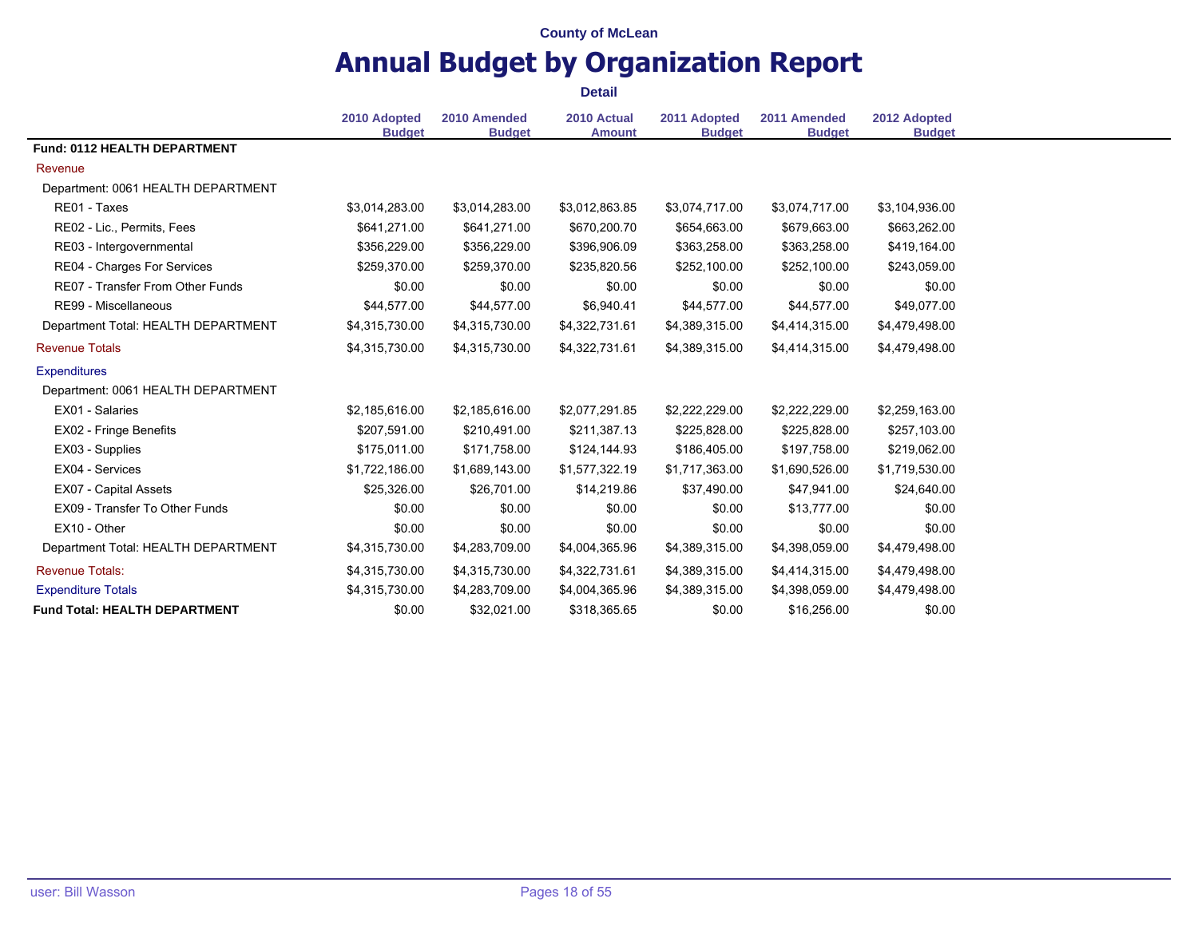County of McLean

# Annual Budget by Organization Report

**Detail**

| | 2010 Adopted Budget | 2010 Amended Budget | 2010 Actual Amount | 2011 Adopted Budget | 2011 Amended Budget | 2012 Adopted Budget |
|---|---|---|---|---|---|---|
| **Fund: 0112 HEALTH DEPARTMENT** | | | | | | |
| Revenue | | | | | | |
| Department: 0061 HEALTH DEPARTMENT | | | | | | |
| RE01 - Taxes | $3,014,283.00 | $3,014,283.00 | $3,012,863.85 | $3,074,717.00 | $3,074,717.00 | $3,104,936.00 |
| RE02 - Lic., Permits, Fees | $641,271.00 | $641,271.00 | $670,200.70 | $654,663.00 | $679,663.00 | $663,262.00 |
| RE03 - Intergovernmental | $356,229.00 | $356,229.00 | $396,906.09 | $363,258.00 | $363,258.00 | $419,164.00 |
| RE04 - Charges For Services | $259,370.00 | $259,370.00 | $235,820.56 | $252,100.00 | $252,100.00 | $243,059.00 |
| RE07 - Transfer From Other Funds | $0.00 | $0.00 | $0.00 | $0.00 | $0.00 | $0.00 |
| RE99 - Miscellaneous | $44,577.00 | $44,577.00 | $6,940.41 | $44,577.00 | $44,577.00 | $49,077.00 |
| Department Total: HEALTH DEPARTMENT | $4,315,730.00 | $4,315,730.00 | $4,322,731.61 | $4,389,315.00 | $4,414,315.00 | $4,479,498.00 |
| Revenue Totals | $4,315,730.00 | $4,315,730.00 | $4,322,731.61 | $4,389,315.00 | $4,414,315.00 | $4,479,498.00 |
| Expenditures | | | | | | |
| Department: 0061 HEALTH DEPARTMENT | | | | | | |
| EX01 - Salaries | $2,185,616.00 | $2,185,616.00 | $2,077,291.85 | $2,222,229.00 | $2,222,229.00 | $2,259,163.00 |
| EX02 - Fringe Benefits | $207,591.00 | $210,491.00 | $211,387.13 | $225,828.00 | $225,828.00 | $257,103.00 |
| EX03 - Supplies | $175,011.00 | $171,758.00 | $124,144.93 | $186,405.00 | $197,758.00 | $219,062.00 |
| EX04 - Services | $1,722,186.00 | $1,689,143.00 | $1,577,322.19 | $1,717,363.00 | $1,690,526.00 | $1,719,530.00 |
| EX07 - Capital Assets | $25,326.00 | $26,701.00 | $14,219.86 | $37,490.00 | $47,941.00 | $24,640.00 |
| EX09 - Transfer To Other Funds | $0.00 | $0.00 | $0.00 | $0.00 | $13,777.00 | $0.00 |
| EX10 - Other | $0.00 | $0.00 | $0.00 | $0.00 | $0.00 | $0.00 |
| Department Total: HEALTH DEPARTMENT | $4,315,730.00 | $4,283,709.00 | $4,004,365.96 | $4,389,315.00 | $4,398,059.00 | $4,479,498.00 |
| Revenue Totals: | $4,315,730.00 | $4,315,730.00 | $4,322,731.61 | $4,389,315.00 | $4,414,315.00 | $4,479,498.00 |
| Expenditure Totals | $4,315,730.00 | $4,283,709.00 | $4,004,365.96 | $4,389,315.00 | $4,398,059.00 | $4,479,498.00 |
| **Fund Total: HEALTH DEPARTMENT** | $0.00 | $32,021.00 | $318,365.65 | $0.00 | $16,256.00 | $0.00 |

user: Bill Wasson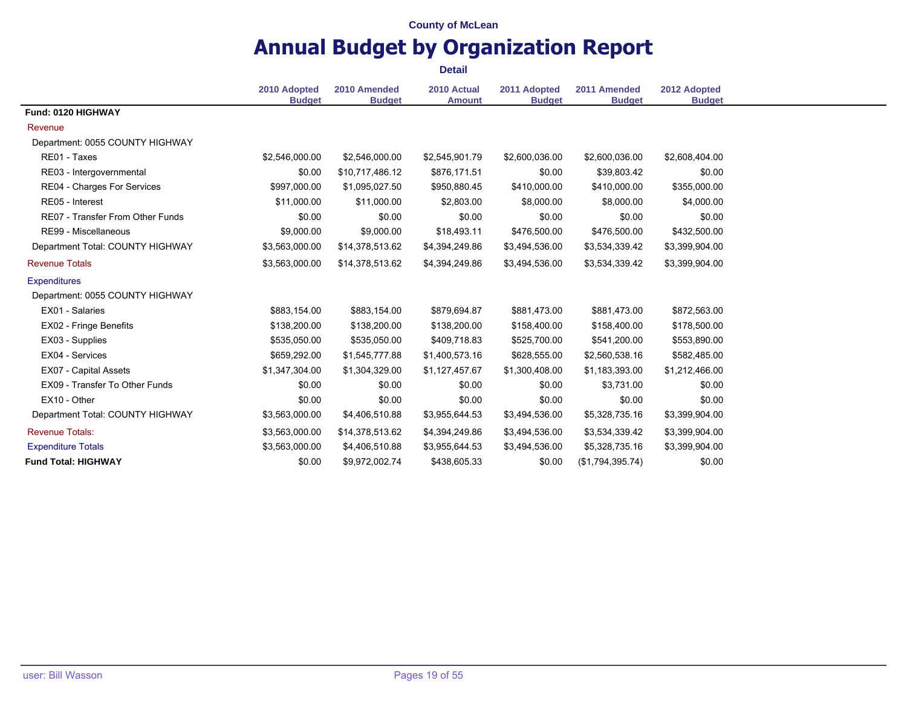County of McLean

# Annual Budget by Organization Report

**Detail**

| | 2010 Adopted Budget | 2010 Amended Budget | 2010 Actual Amount | 2011 Adopted Budget | 2011 Amended Budget | 2012 Adopted Budget |
|---|---|---|---|---|---|---|
| **Fund: 0120 HIGHWAY** | | | | | | |
| Revenue | | | | | | |
| Department: 0055 COUNTY HIGHWAY | | | | | | |
| RE01 - Taxes | $2,546,000.00 | $2,546,000.00 | $2,545,901.79 | $2,600,036.00 | $2,600,036.00 | $2,608,404.00 |
| RE03 - Intergovernmental | $0.00 | $10,717,486.12 | $876,171.51 | $0.00 | $39,803.42 | $0.00 |
| RE04 - Charges For Services | $997,000.00 | $1,095,027.50 | $950,880.45 | $410,000.00 | $410,000.00 | $355,000.00 |
| RE05 - Interest | $11,000.00 | $11,000.00 | $2,803.00 | $8,000.00 | $8,000.00 | $4,000.00 |
| RE07 - Transfer From Other Funds | $0.00 | $0.00 | $0.00 | $0.00 | $0.00 | $0.00 |
| RE99 - Miscellaneous | $9,000.00 | $9,000.00 | $18,493.11 | $476,500.00 | $476,500.00 | $432,500.00 |
| Department Total: COUNTY HIGHWAY | $3,563,000.00 | $14,378,513.62 | $4,394,249.86 | $3,494,536.00 | $3,534,339.42 | $3,399,904.00 |
| Revenue Totals | $3,563,000.00 | $14,378,513.62 | $4,394,249.86 | $3,494,536.00 | $3,534,339.42 | $3,399,904.00 |
| Expenditures | | | | | | |
| Department: 0055 COUNTY HIGHWAY | | | | | | |
| EX01 - Salaries | $883,154.00 | $883,154.00 | $879,694.87 | $881,473.00 | $881,473.00 | $872,563.00 |
| EX02 - Fringe Benefits | $138,200.00 | $138,200.00 | $138,200.00 | $158,400.00 | $158,400.00 | $178,500.00 |
| EX03 - Supplies | $535,050.00 | $535,050.00 | $409,718.83 | $525,700.00 | $541,200.00 | $553,890.00 |
| EX04 - Services | $659,292.00 | $1,545,777.88 | $1,400,573.16 | $628,555.00 | $2,560,538.16 | $582,485.00 |
| EX07 - Capital Assets | $1,347,304.00 | $1,304,329.00 | $1,127,457.67 | $1,300,408.00 | $1,183,393.00 | $1,212,466.00 |
| EX09 - Transfer To Other Funds | $0.00 | $0.00 | $0.00 | $0.00 | $3,731.00 | $0.00 |
| EX10 - Other | $0.00 | $0.00 | $0.00 | $0.00 | $0.00 | $0.00 |
| Department Total: COUNTY HIGHWAY | $3,563,000.00 | $4,406,510.88 | $3,955,644.53 | $3,494,536.00 | $5,328,735.16 | $3,399,904.00 |
| Revenue Totals: | $3,563,000.00 | $14,378,513.62 | $4,394,249.86 | $3,494,536.00 | $3,534,339.42 | $3,399,904.00 |
| Expenditure Totals | $3,563,000.00 | $4,406,510.88 | $3,955,644.53 | $3,494,536.00 | $5,328,735.16 | $3,399,904.00 |
| **Fund Total: HIGHWAY** | $0.00 | $9,972,002.74 | $438,605.33 | $0.00 | ($1,794,395.74) | $0.00 |

user: Bill Wasson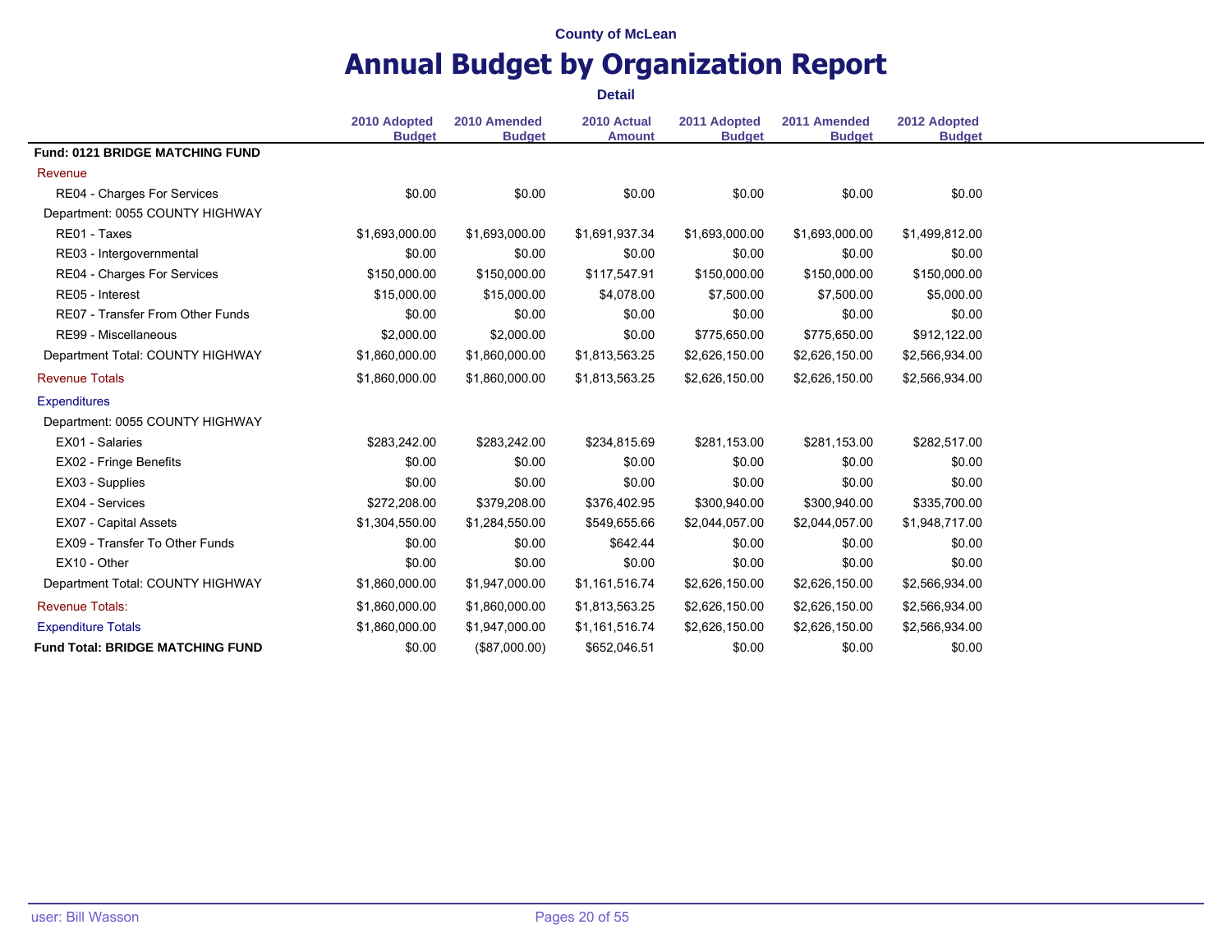County of McLean

# Annual Budget by Organization Report

**Detail**

| | 2010 Adopted Budget | 2010 Amended Budget | 2010 Actual Amount | 2011 Adopted Budget | 2011 Amended Budget | 2012 Adopted Budget |
|---|---|---|---|---|---|---|
| **Fund: 0121 BRIDGE MATCHING FUND** | | | | | | |
| Revenue | | | | | | |
| RE04 - Charges For Services | $0.00 | $0.00 | $0.00 | $0.00 | $0.00 | $0.00 |
| Department: 0055 COUNTY HIGHWAY | | | | | | |
| RE01 - Taxes | $1,693,000.00 | $1,693,000.00 | $1,691,937.34 | $1,693,000.00 | $1,693,000.00 | $1,499,812.00 |
| RE03 - Intergovernmental | $0.00 | $0.00 | $0.00 | $0.00 | $0.00 | $0.00 |
| RE04 - Charges For Services | $150,000.00 | $150,000.00 | $117,547.91 | $150,000.00 | $150,000.00 | $150,000.00 |
| RE05 - Interest | $15,000.00 | $15,000.00 | $4,078.00 | $7,500.00 | $7,500.00 | $5,000.00 |
| RE07 - Transfer From Other Funds | $0.00 | $0.00 | $0.00 | $0.00 | $0.00 | $0.00 |
| RE99 - Miscellaneous | $2,000.00 | $2,000.00 | $0.00 | $775,650.00 | $775,650.00 | $912,122.00 |
| Department Total: COUNTY HIGHWAY | $1,860,000.00 | $1,860,000.00 | $1,813,563.25 | $2,626,150.00 | $2,626,150.00 | $2,566,934.00 |
| Revenue Totals | $1,860,000.00 | $1,860,000.00 | $1,813,563.25 | $2,626,150.00 | $2,626,150.00 | $2,566,934.00 |
| Expenditures | | | | | | |
| Department: 0055 COUNTY HIGHWAY | | | | | | |
| EX01 - Salaries | $283,242.00 | $283,242.00 | $234,815.69 | $281,153.00 | $281,153.00 | $282,517.00 |
| EX02 - Fringe Benefits | $0.00 | $0.00 | $0.00 | $0.00 | $0.00 | $0.00 |
| EX03 - Supplies | $0.00 | $0.00 | $0.00 | $0.00 | $0.00 | $0.00 |
| EX04 - Services | $272,208.00 | $379,208.00 | $376,402.95 | $300,940.00 | $300,940.00 | $335,700.00 |
| EX07 - Capital Assets | $1,304,550.00 | $1,284,550.00 | $549,655.66 | $2,044,057.00 | $2,044,057.00 | $1,948,717.00 |
| EX09 - Transfer To Other Funds | $0.00 | $0.00 | $642.44 | $0.00 | $0.00 | $0.00 |
| EX10 - Other | $0.00 | $0.00 | $0.00 | $0.00 | $0.00 | $0.00 |
| Department Total: COUNTY HIGHWAY | $1,860,000.00 | $1,947,000.00 | $1,161,516.74 | $2,626,150.00 | $2,626,150.00 | $2,566,934.00 |
| Revenue Totals: | $1,860,000.00 | $1,860,000.00 | $1,813,563.25 | $2,626,150.00 | $2,626,150.00 | $2,566,934.00 |
| Expenditure Totals | $1,860,000.00 | $1,947,000.00 | $1,161,516.74 | $2,626,150.00 | $2,626,150.00 | $2,566,934.00 |
| **Fund Total: BRIDGE MATCHING FUND** | $0.00 | ($87,000.00) | $652,046.51 | $0.00 | $0.00 | $0.00 |

user: Bill Wasson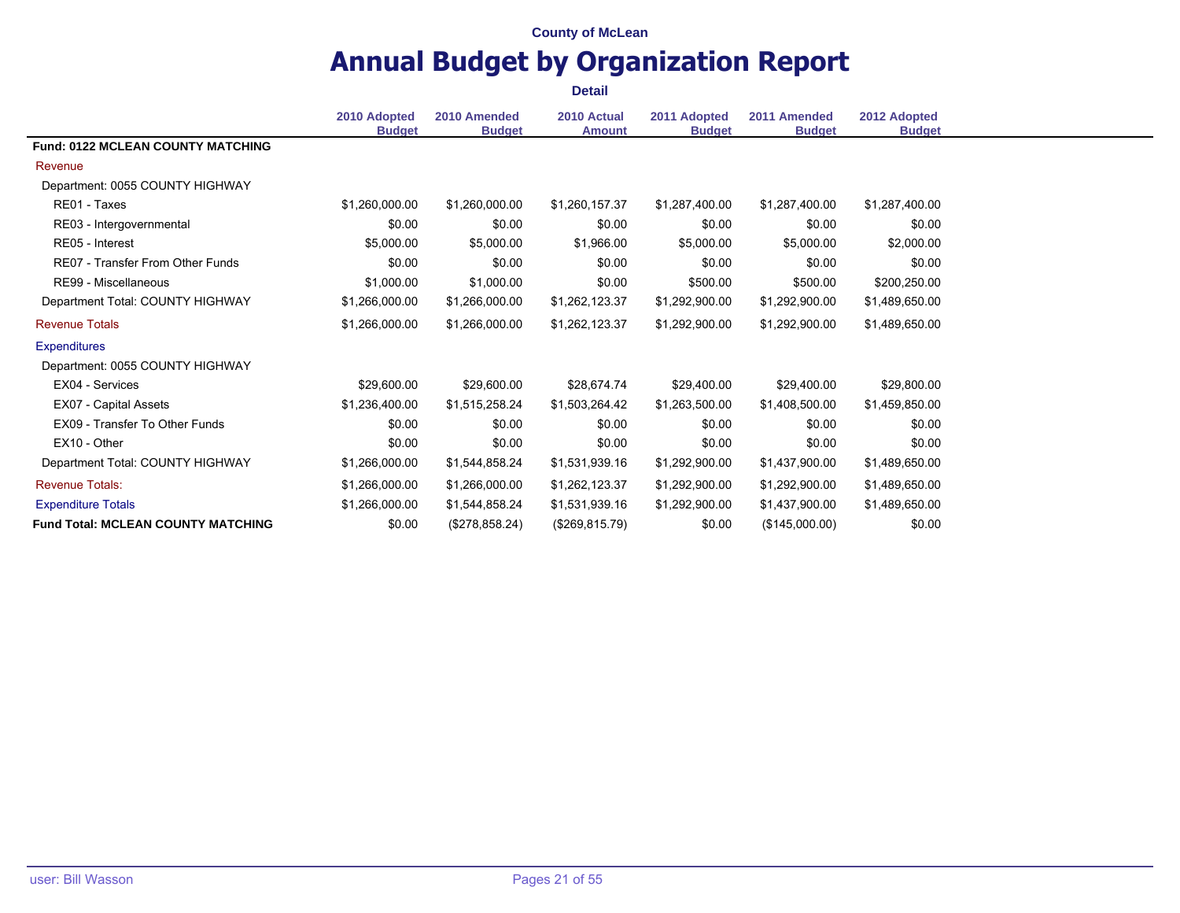County of McLean

# Annual Budget by Organization Report

**Detail**

| | 2010 Adopted Budget | 2010 Amended Budget | 2010 Actual Amount | 2011 Adopted Budget | 2011 Amended Budget | 2012 Adopted Budget |
|---|---|---|---|---|---|---|
| **Fund: 0122 MCLEAN COUNTY MATCHING** | | | | | | |
| Revenue | | | | | | |
| Department: 0055 COUNTY HIGHWAY | | | | | | |
| RE01 - Taxes | $1,260,000.00 | $1,260,000.00 | $1,260,157.37 | $1,287,400.00 | $1,287,400.00 | $1,287,400.00 |
| RE03 - Intergovernmental | $0.00 | $0.00 | $0.00 | $0.00 | $0.00 | $0.00 |
| RE05 - Interest | $5,000.00 | $5,000.00 | $1,966.00 | $5,000.00 | $5,000.00 | $2,000.00 |
| RE07 - Transfer From Other Funds | $0.00 | $0.00 | $0.00 | $0.00 | $0.00 | $0.00 |
| RE99 - Miscellaneous | $1,000.00 | $1,000.00 | $0.00 | $500.00 | $500.00 | $200,250.00 |
| Department Total: COUNTY HIGHWAY | $1,266,000.00 | $1,266,000.00 | $1,262,123.37 | $1,292,900.00 | $1,292,900.00 | $1,489,650.00 |
| Revenue Totals | $1,266,000.00 | $1,266,000.00 | $1,262,123.37 | $1,292,900.00 | $1,292,900.00 | $1,489,650.00 |
| Expenditures | | | | | | |
| Department: 0055 COUNTY HIGHWAY | | | | | | |
| EX04 - Services | $29,600.00 | $29,600.00 | $28,674.74 | $29,400.00 | $29,400.00 | $29,800.00 |
| EX07 - Capital Assets | $1,236,400.00 | $1,515,258.24 | $1,503,264.42 | $1,263,500.00 | $1,408,500.00 | $1,459,850.00 |
| EX09 - Transfer To Other Funds | $0.00 | $0.00 | $0.00 | $0.00 | $0.00 | $0.00 |
| EX10 - Other | $0.00 | $0.00 | $0.00 | $0.00 | $0.00 | $0.00 |
| Department Total: COUNTY HIGHWAY | $1,266,000.00 | $1,544,858.24 | $1,531,939.16 | $1,292,900.00 | $1,437,900.00 | $1,489,650.00 |
| Revenue Totals: | $1,266,000.00 | $1,266,000.00 | $1,262,123.37 | $1,292,900.00 | $1,292,900.00 | $1,489,650.00 |
| Expenditure Totals | $1,266,000.00 | $1,544,858.24 | $1,531,939.16 | $1,292,900.00 | $1,437,900.00 | $1,489,650.00 |
| **Fund Total: MCLEAN COUNTY MATCHING** | $0.00 | ($278,858.24) | ($269,815.79) | $0.00 | ($145,000.00) | $0.00 |

user: Bill Wasson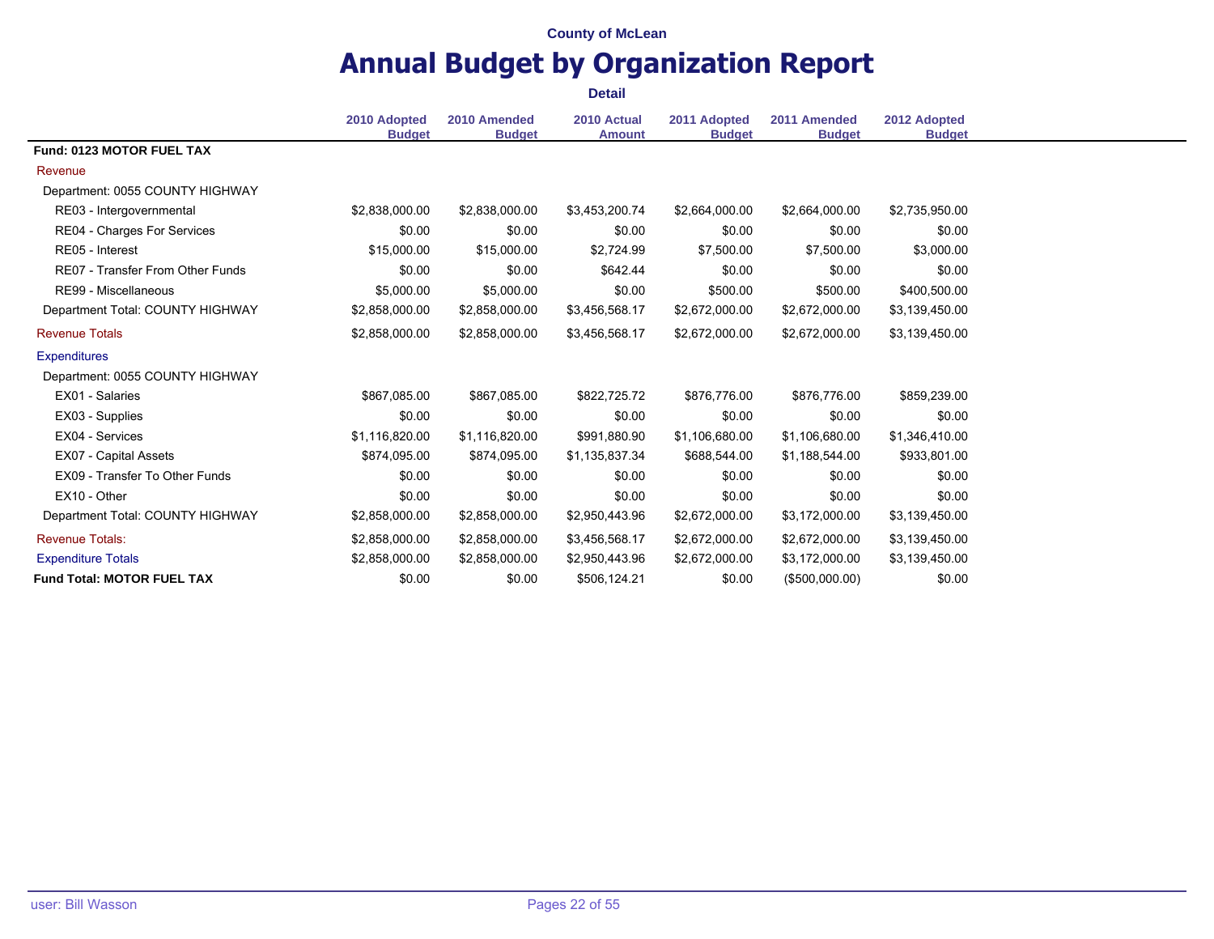County of McLean

# Annual Budget by Organization Report

**Detail**

| | 2010 Adopted Budget | 2010 Amended Budget | 2010 Actual Amount | 2011 Adopted Budget | 2011 Amended Budget | 2012 Adopted Budget |
|---|---|---|---|---|---|---|
| **Fund: 0123 MOTOR FUEL TAX** | | | | | | |
| Revenue | | | | | | |
| Department: 0055 COUNTY HIGHWAY | | | | | | |
| RE03 - Intergovernmental | $2,838,000.00 | $2,838,000.00 | $3,453,200.74 | $2,664,000.00 | $2,664,000.00 | $2,735,950.00 |
| RE04 - Charges For Services | $0.00 | $0.00 | $0.00 | $0.00 | $0.00 | $0.00 |
| RE05 - Interest | $15,000.00 | $15,000.00 | $2,724.99 | $7,500.00 | $7,500.00 | $3,000.00 |
| RE07 - Transfer From Other Funds | $0.00 | $0.00 | $642.44 | $0.00 | $0.00 | $0.00 |
| RE99 - Miscellaneous | $5,000.00 | $5,000.00 | $0.00 | $500.00 | $500.00 | $400,500.00 |
| Department Total: COUNTY HIGHWAY | $2,858,000.00 | $2,858,000.00 | $3,456,568.17 | $2,672,000.00 | $2,672,000.00 | $3,139,450.00 |
| Revenue Totals | $2,858,000.00 | $2,858,000.00 | $3,456,568.17 | $2,672,000.00 | $2,672,000.00 | $3,139,450.00 |
| Expenditures | | | | | | |
| Department: 0055 COUNTY HIGHWAY | | | | | | |
| EX01 - Salaries | $867,085.00 | $867,085.00 | $822,725.72 | $876,776.00 | $876,776.00 | $859,239.00 |
| EX03 - Supplies | $0.00 | $0.00 | $0.00 | $0.00 | $0.00 | $0.00 |
| EX04 - Services | $1,116,820.00 | $1,116,820.00 | $991,880.90 | $1,106,680.00 | $1,106,680.00 | $1,346,410.00 |
| EX07 - Capital Assets | $874,095.00 | $874,095.00 | $1,135,837.34 | $688,544.00 | $1,188,544.00 | $933,801.00 |
| EX09 - Transfer To Other Funds | $0.00 | $0.00 | $0.00 | $0.00 | $0.00 | $0.00 |
| EX10 - Other | $0.00 | $0.00 | $0.00 | $0.00 | $0.00 | $0.00 |
| Department Total: COUNTY HIGHWAY | $2,858,000.00 | $2,858,000.00 | $2,950,443.96 | $2,672,000.00 | $3,172,000.00 | $3,139,450.00 |
| Revenue Totals: | $2,858,000.00 | $2,858,000.00 | $3,456,568.17 | $2,672,000.00 | $2,672,000.00 | $3,139,450.00 |
| Expenditure Totals | $2,858,000.00 | $2,858,000.00 | $2,950,443.96 | $2,672,000.00 | $3,172,000.00 | $3,139,450.00 |
| **Fund Total: MOTOR FUEL TAX** | $0.00 | $0.00 | $506,124.21 | $0.00 | ($500,000.00) | $0.00 |

user: Bill Wasson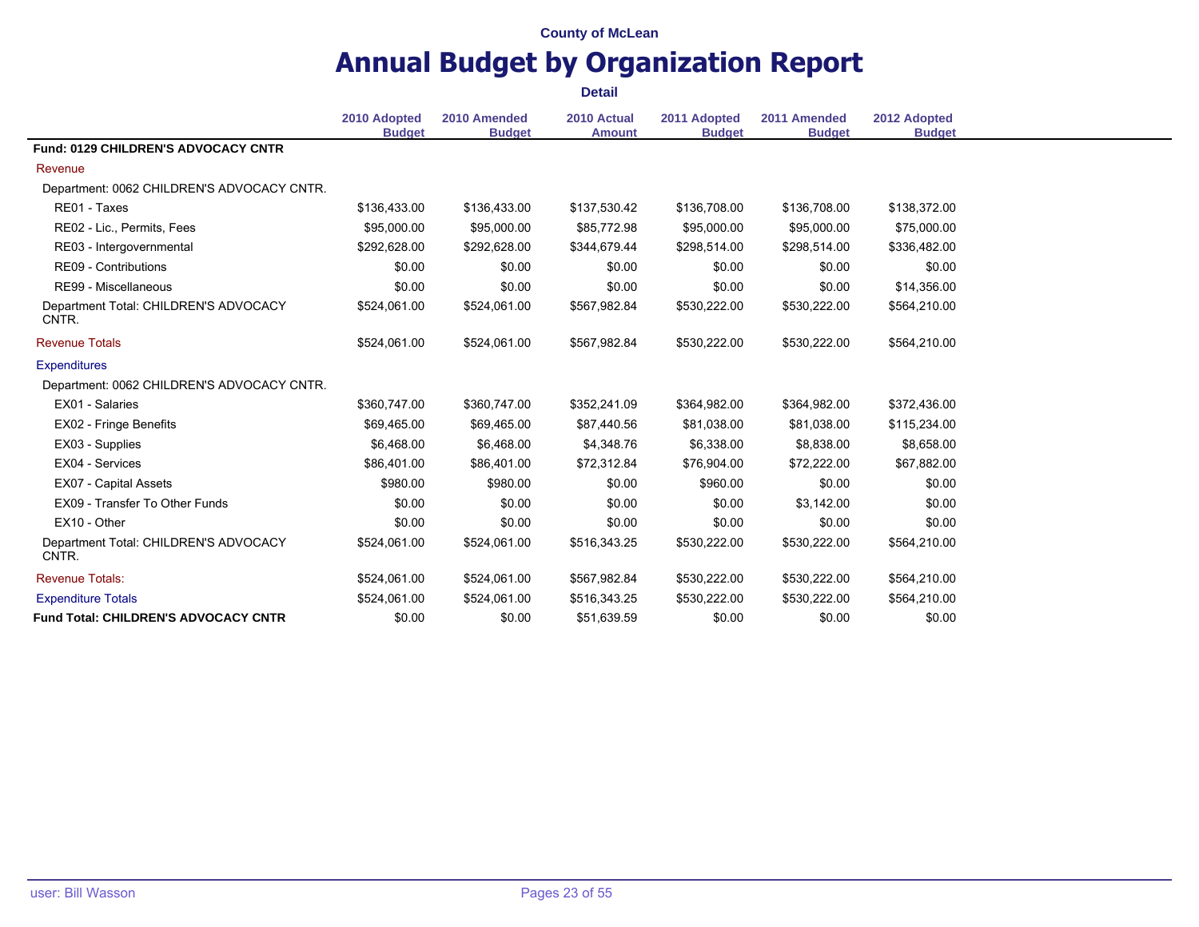County of McLean

# Annual Budget by Organization Report

**Detail**

| | 2010 Adopted Budget | 2010 Amended Budget | 2010 Actual Amount | 2011 Adopted Budget | 2011 Amended Budget | 2012 Adopted Budget |
|---|---|---|---|---|---|---|
| **Fund: 0129 CHILDREN'S ADVOCACY CNTR** | | | | | | |
| Revenue | | | | | | |
| Department: 0062 CHILDREN'S ADVOCACY CNTR. | | | | | | |
| RE01 - Taxes | $136,433.00 | $136,433.00 | $137,530.42 | $136,708.00 | $136,708.00 | $138,372.00 |
| RE02 - Lic., Permits, Fees | $95,000.00 | $95,000.00 | $85,772.98 | $95,000.00 | $95,000.00 | $75,000.00 |
| RE03 - Intergovernmental | $292,628.00 | $292,628.00 | $344,679.44 | $298,514.00 | $298,514.00 | $336,482.00 |
| RE09 - Contributions | $0.00 | $0.00 | $0.00 | $0.00 | $0.00 | $0.00 |
| RE99 - Miscellaneous | $0.00 | $0.00 | $0.00 | $0.00 | $0.00 | $14,356.00 |
| Department Total: CHILDREN'S ADVOCACY CNTR. | $524,061.00 | $524,061.00 | $567,982.84 | $530,222.00 | $530,222.00 | $564,210.00 |
| Revenue Totals | $524,061.00 | $524,061.00 | $567,982.84 | $530,222.00 | $530,222.00 | $564,210.00 |
| Expenditures | | | | | | |
| Department: 0062 CHILDREN'S ADVOCACY CNTR. | | | | | | |
| EX01 - Salaries | $360,747.00 | $360,747.00 | $352,241.09 | $364,982.00 | $364,982.00 | $372,436.00 |
| EX02 - Fringe Benefits | $69,465.00 | $69,465.00 | $87,440.56 | $81,038.00 | $81,038.00 | $115,234.00 |
| EX03 - Supplies | $6,468.00 | $6,468.00 | $4,348.76 | $6,338.00 | $8,838.00 | $8,658.00 |
| EX04 - Services | $86,401.00 | $86,401.00 | $72,312.84 | $76,904.00 | $72,222.00 | $67,882.00 |
| EX07 - Capital Assets | $980.00 | $980.00 | $0.00 | $960.00 | $0.00 | $0.00 |
| EX09 - Transfer To Other Funds | $0.00 | $0.00 | $0.00 | $0.00 | $3,142.00 | $0.00 |
| EX10 - Other | $0.00 | $0.00 | $0.00 | $0.00 | $0.00 | $0.00 |
| Department Total: CHILDREN'S ADVOCACY CNTR. | $524,061.00 | $524,061.00 | $516,343.25 | $530,222.00 | $530,222.00 | $564,210.00 |
| Revenue Totals: | $524,061.00 | $524,061.00 | $567,982.84 | $530,222.00 | $530,222.00 | $564,210.00 |
| Expenditure Totals | $524,061.00 | $524,061.00 | $516,343.25 | $530,222.00 | $530,222.00 | $564,210.00 |
| **Fund Total: CHILDREN'S ADVOCACY CNTR** | $0.00 | $0.00 | $51,639.59 | $0.00 | $0.00 | $0.00 |

user: Bill Wasson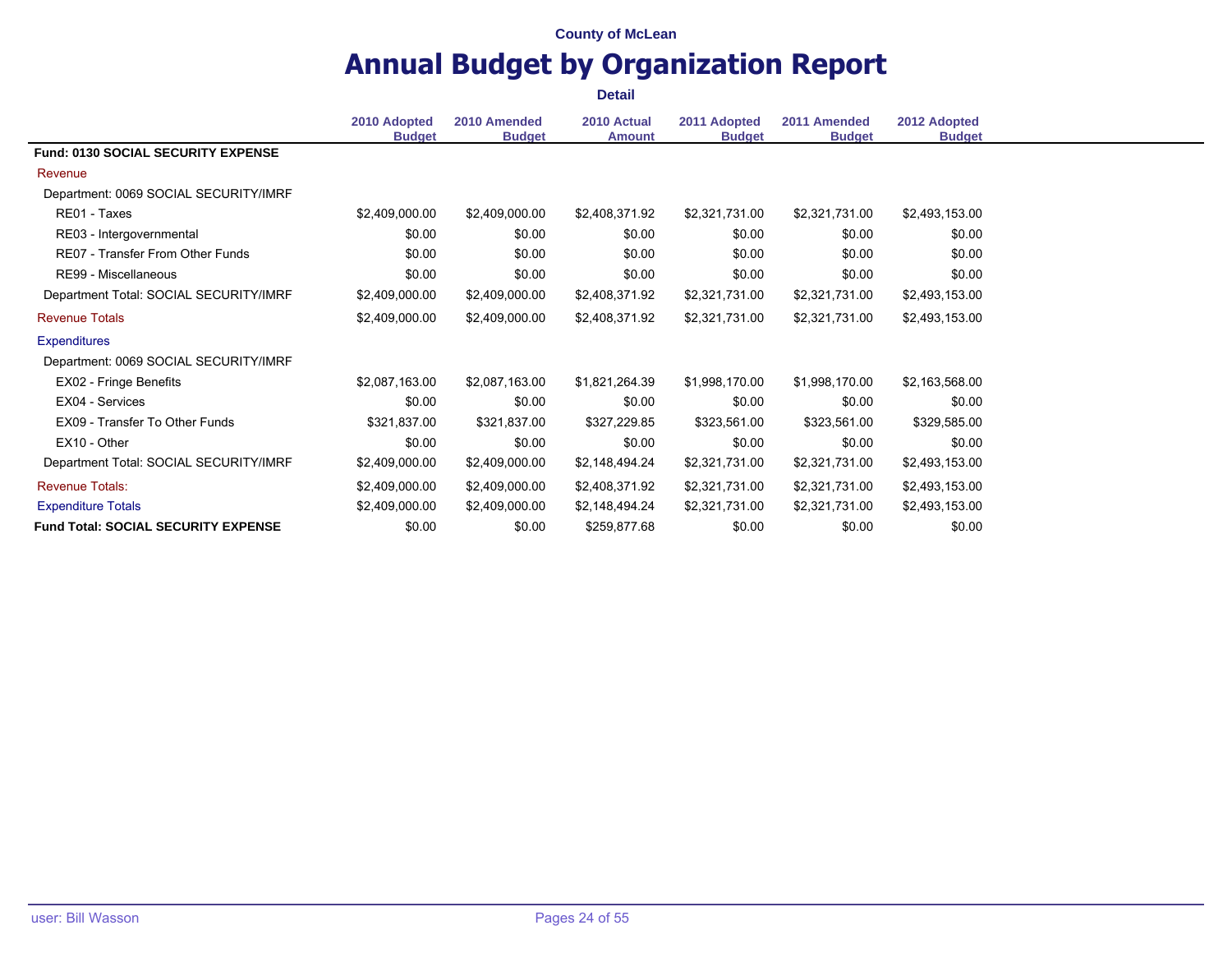County of McLean

# Annual Budget by Organization Report

**Detail**

| | 2010 Adopted Budget | 2010 Amended Budget | 2010 Actual Amount | 2011 Adopted Budget | 2011 Amended Budget | 2012 Adopted Budget |
|---|---|---|---|---|---|---|
| **Fund: 0130 SOCIAL SECURITY EXPENSE** | | | | | | |
| Revenue | | | | | | |
| Department: 0069 SOCIAL SECURITY/IMRF | | | | | | |
| RE01 - Taxes | $2,409,000.00 | $2,409,000.00 | $2,408,371.92 | $2,321,731.00 | $2,321,731.00 | $2,493,153.00 |
| RE03 - Intergovernmental | $0.00 | $0.00 | $0.00 | $0.00 | $0.00 | $0.00 |
| RE07 - Transfer From Other Funds | $0.00 | $0.00 | $0.00 | $0.00 | $0.00 | $0.00 |
| RE99 - Miscellaneous | $0.00 | $0.00 | $0.00 | $0.00 | $0.00 | $0.00 |
| Department Total: SOCIAL SECURITY/IMRF | $2,409,000.00 | $2,409,000.00 | $2,408,371.92 | $2,321,731.00 | $2,321,731.00 | $2,493,153.00 |
| Revenue Totals | $2,409,000.00 | $2,409,000.00 | $2,408,371.92 | $2,321,731.00 | $2,321,731.00 | $2,493,153.00 |
| Expenditures | | | | | | |
| Department: 0069 SOCIAL SECURITY/IMRF | | | | | | |
| EX02 - Fringe Benefits | $2,087,163.00 | $2,087,163.00 | $1,821,264.39 | $1,998,170.00 | $1,998,170.00 | $2,163,568.00 |
| EX04 - Services | $0.00 | $0.00 | $0.00 | $0.00 | $0.00 | $0.00 |
| EX09 - Transfer To Other Funds | $321,837.00 | $321,837.00 | $327,229.85 | $323,561.00 | $323,561.00 | $329,585.00 |
| EX10 - Other | $0.00 | $0.00 | $0.00 | $0.00 | $0.00 | $0.00 |
| Department Total: SOCIAL SECURITY/IMRF | $2,409,000.00 | $2,409,000.00 | $2,148,494.24 | $2,321,731.00 | $2,321,731.00 | $2,493,153.00 |
| Revenue Totals: | $2,409,000.00 | $2,409,000.00 | $2,408,371.92 | $2,321,731.00 | $2,321,731.00 | $2,493,153.00 |
| Expenditure Totals | $2,409,000.00 | $2,409,000.00 | $2,148,494.24 | $2,321,731.00 | $2,321,731.00 | $2,493,153.00 |
| **Fund Total: SOCIAL SECURITY EXPENSE** | $0.00 | $0.00 | $259,877.68 | $0.00 | $0.00 | $0.00 |

user: Bill Wasson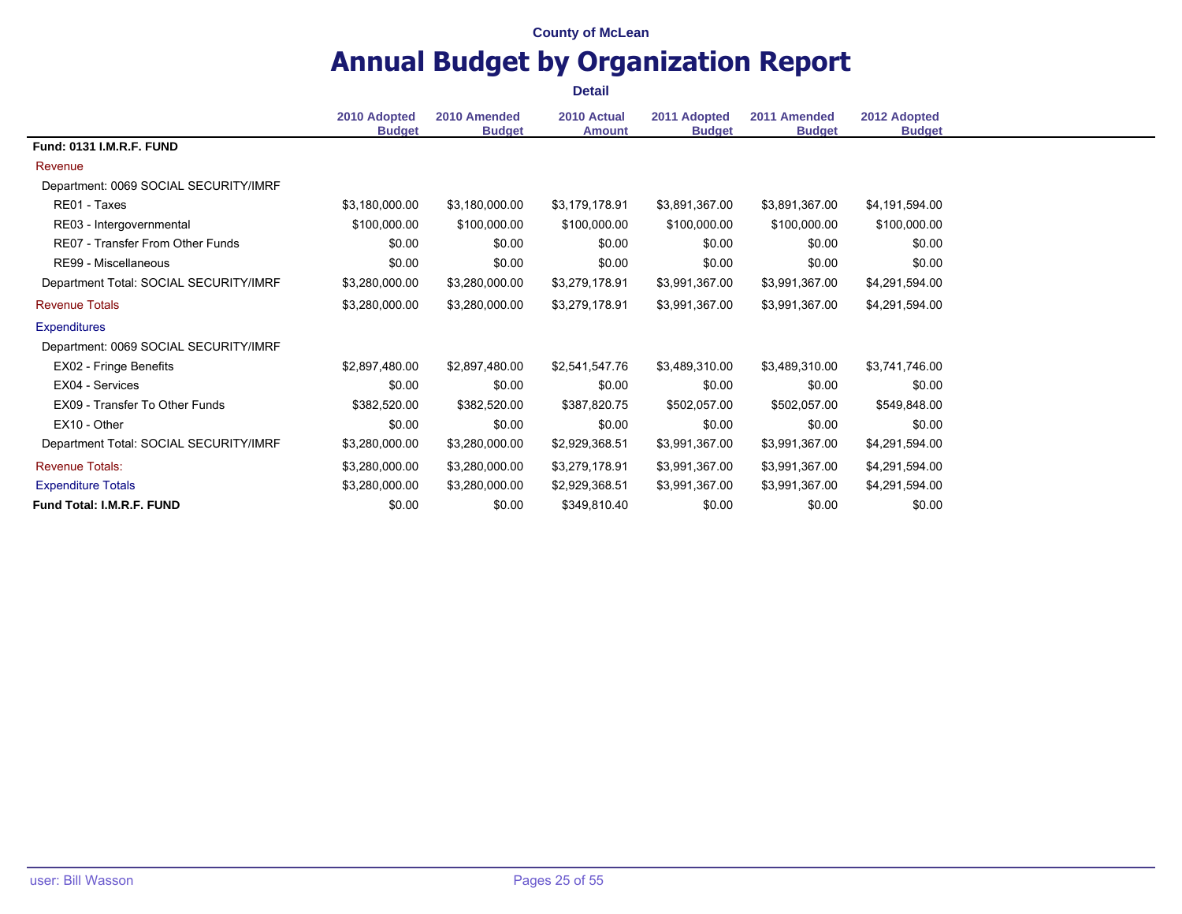County of McLean

# Annual Budget by Organization Report

**Detail**

| | 2010 Adopted Budget | 2010 Amended Budget | 2010 Actual Amount | 2011 Adopted Budget | 2011 Amended Budget | 2012 Adopted Budget |
|---|---|---|---|---|---|---|
| **Fund: 0131 I.M.R.F. FUND** | | | | | | |
| Revenue | | | | | | |
| Department: 0069 SOCIAL SECURITY/IMRF | | | | | | |
| RE01 - Taxes | $3,180,000.00 | $3,180,000.00 | $3,179,178.91 | $3,891,367.00 | $3,891,367.00 | $4,191,594.00 |
| RE03 - Intergovernmental | $100,000.00 | $100,000.00 | $100,000.00 | $100,000.00 | $100,000.00 | $100,000.00 |
| RE07 - Transfer From Other Funds | $0.00 | $0.00 | $0.00 | $0.00 | $0.00 | $0.00 |
| RE99 - Miscellaneous | $0.00 | $0.00 | $0.00 | $0.00 | $0.00 | $0.00 |
| Department Total: SOCIAL SECURITY/IMRF | $3,280,000.00 | $3,280,000.00 | $3,279,178.91 | $3,991,367.00 | $3,991,367.00 | $4,291,594.00 |
| Revenue Totals | $3,280,000.00 | $3,280,000.00 | $3,279,178.91 | $3,991,367.00 | $3,991,367.00 | $4,291,594.00 |
| Expenditures | | | | | | |
| Department: 0069 SOCIAL SECURITY/IMRF | | | | | | |
| EX02 - Fringe Benefits | $2,897,480.00 | $2,897,480.00 | $2,541,547.76 | $3,489,310.00 | $3,489,310.00 | $3,741,746.00 |
| EX04 - Services | $0.00 | $0.00 | $0.00 | $0.00 | $0.00 | $0.00 |
| EX09 - Transfer To Other Funds | $382,520.00 | $382,520.00 | $387,820.75 | $502,057.00 | $502,057.00 | $549,848.00 |
| EX10 - Other | $0.00 | $0.00 | $0.00 | $0.00 | $0.00 | $0.00 |
| Department Total: SOCIAL SECURITY/IMRF | $3,280,000.00 | $3,280,000.00 | $2,929,368.51 | $3,991,367.00 | $3,991,367.00 | $4,291,594.00 |
| Revenue Totals: | $3,280,000.00 | $3,280,000.00 | $3,279,178.91 | $3,991,367.00 | $3,991,367.00 | $4,291,594.00 |
| Expenditure Totals | $3,280,000.00 | $3,280,000.00 | $2,929,368.51 | $3,991,367.00 | $3,991,367.00 | $4,291,594.00 |
| **Fund Total: I.M.R.F. FUND** | $0.00 | $0.00 | $349,810.40 | $0.00 | $0.00 | $0.00 |

user: Bill Wasson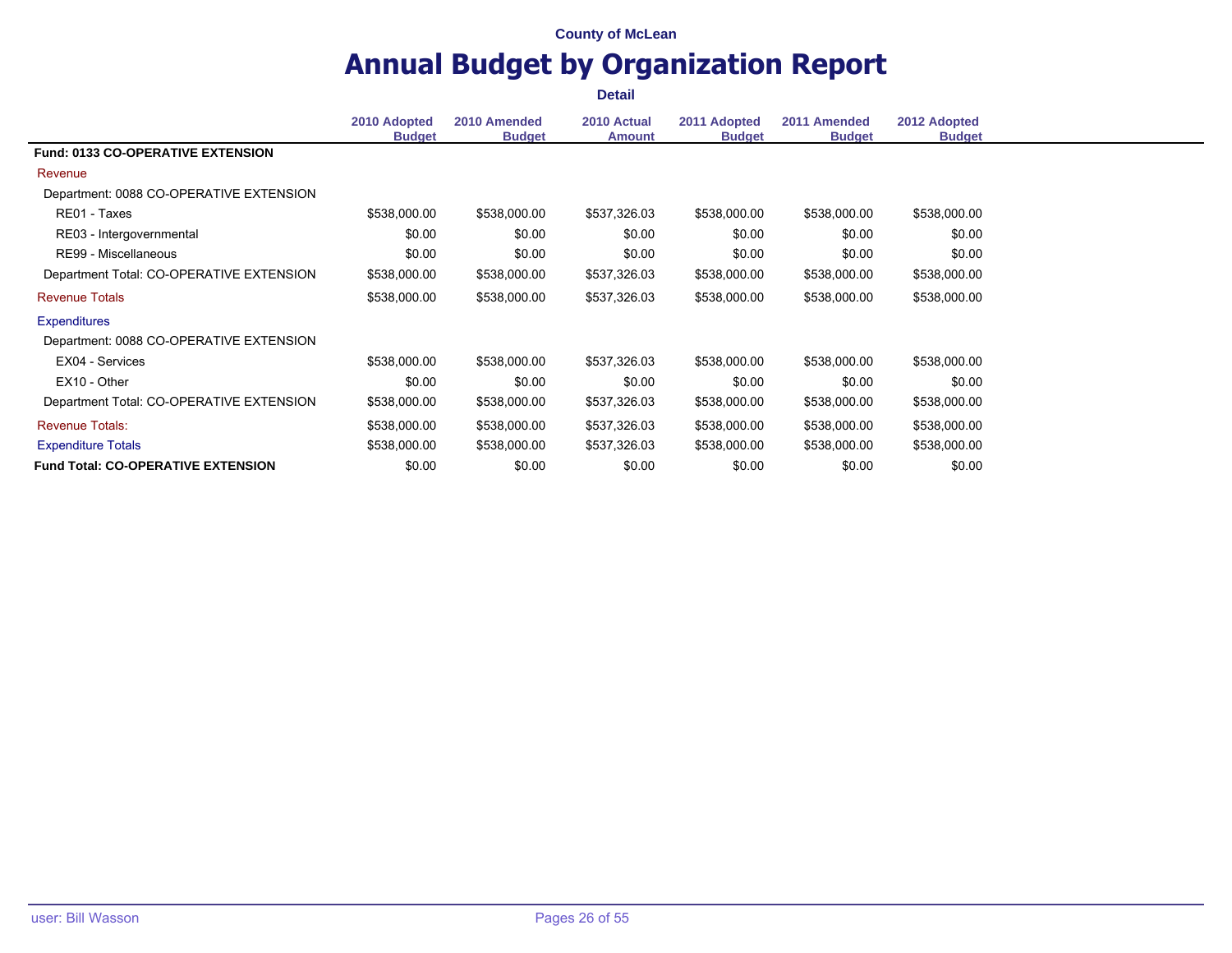County of McLean

# Annual Budget by Organization Report

**Detail**

| | 2010 Adopted Budget | 2010 Amended Budget | 2010 Actual Amount | 2011 Adopted Budget | 2011 Amended Budget | 2012 Adopted Budget |
|---|---|---|---|---|---|---|
| **Fund: 0133 CO-OPERATIVE EXTENSION** | | | | | | |
| Revenue | | | | | | |
| Department: 0088 CO-OPERATIVE EXTENSION | | | | | | |
| RE01 - Taxes | $538,000.00 | $538,000.00 | $537,326.03 | $538,000.00 | $538,000.00 | $538,000.00 |
| RE03 - Intergovernmental | $0.00 | $0.00 | $0.00 | $0.00 | $0.00 | $0.00 |
| RE99 - Miscellaneous | $0.00 | $0.00 | $0.00 | $0.00 | $0.00 | $0.00 |
| Department Total: CO-OPERATIVE EXTENSION | $538,000.00 | $538,000.00 | $537,326.03 | $538,000.00 | $538,000.00 | $538,000.00 |
| Revenue Totals | $538,000.00 | $538,000.00 | $537,326.03 | $538,000.00 | $538,000.00 | $538,000.00 |
| Expenditures | | | | | | |
| Department: 0088 CO-OPERATIVE EXTENSION | | | | | | |
| EX04 - Services | $538,000.00 | $538,000.00 | $537,326.03 | $538,000.00 | $538,000.00 | $538,000.00 |
| EX10 - Other | $0.00 | $0.00 | $0.00 | $0.00 | $0.00 | $0.00 |
| Department Total: CO-OPERATIVE EXTENSION | $538,000.00 | $538,000.00 | $537,326.03 | $538,000.00 | $538,000.00 | $538,000.00 |
| Revenue Totals: | $538,000.00 | $538,000.00 | $537,326.03 | $538,000.00 | $538,000.00 | $538,000.00 |
| Expenditure Totals | $538,000.00 | $538,000.00 | $537,326.03 | $538,000.00 | $538,000.00 | $538,000.00 |
| **Fund Total: CO-OPERATIVE EXTENSION** | $0.00 | $0.00 | $0.00 | $0.00 | $0.00 | $0.00 |

user: Bill Wasson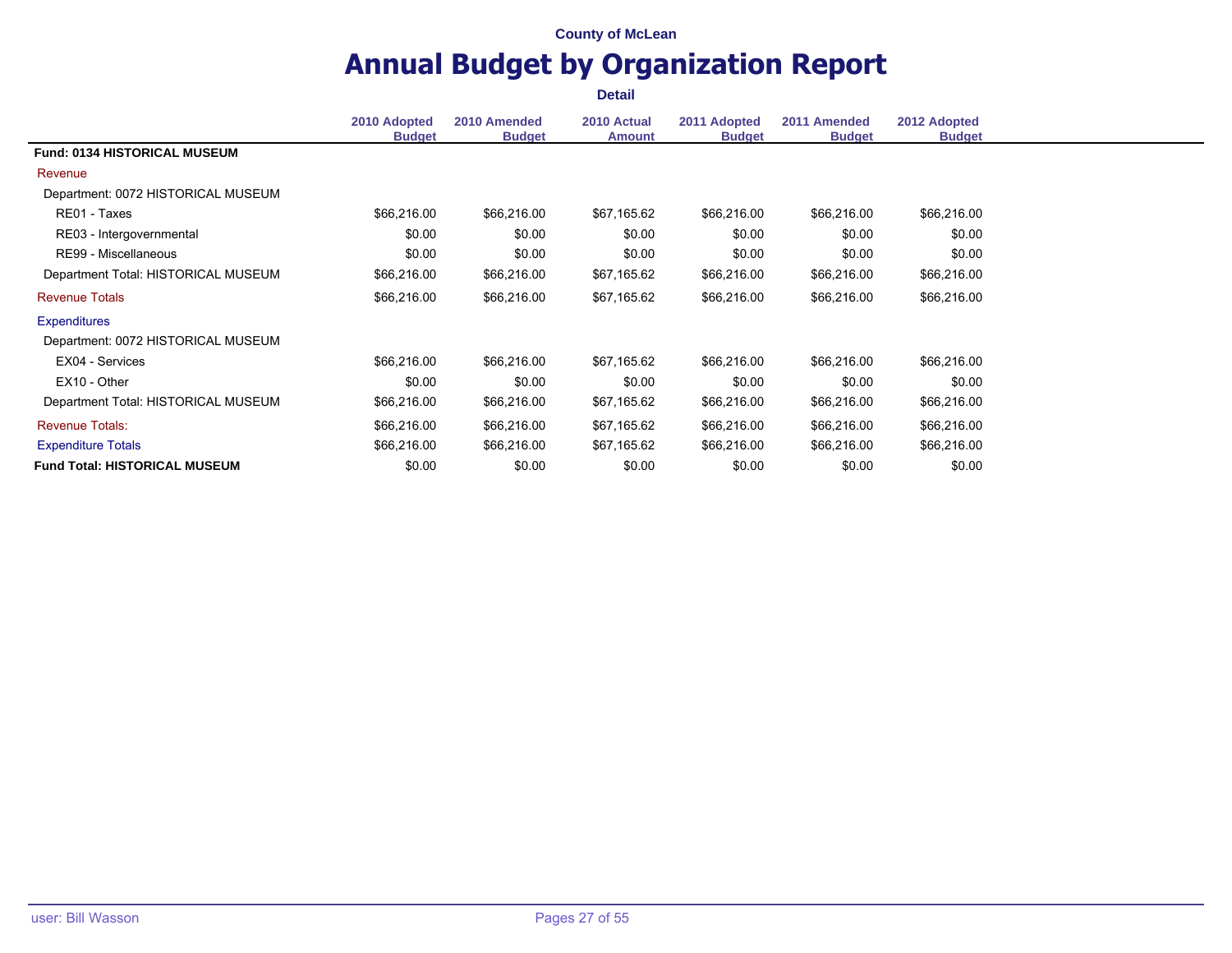County of McLean

# Annual Budget by Organization Report

**Detail**

| | 2010 Adopted Budget | 2010 Amended Budget | 2010 Actual Amount | 2011 Adopted Budget | 2011 Amended Budget | 2012 Adopted Budget |
|---|---|---|---|---|---|---|
| **Fund: 0134 HISTORICAL MUSEUM** | | | | | | |
| Revenue | | | | | | |
| Department: 0072 HISTORICAL MUSEUM | | | | | | |
| RE01 - Taxes | $66,216.00 | $66,216.00 | $67,165.62 | $66,216.00 | $66,216.00 | $66,216.00 |
| RE03 - Intergovernmental | $0.00 | $0.00 | $0.00 | $0.00 | $0.00 | $0.00 |
| RE99 - Miscellaneous | $0.00 | $0.00 | $0.00 | $0.00 | $0.00 | $0.00 |
| Department Total: HISTORICAL MUSEUM | $66,216.00 | $66,216.00 | $67,165.62 | $66,216.00 | $66,216.00 | $66,216.00 |
| Revenue Totals | $66,216.00 | $66,216.00 | $67,165.62 | $66,216.00 | $66,216.00 | $66,216.00 |
| Expenditures | | | | | | |
| Department: 0072 HISTORICAL MUSEUM | | | | | | |
| EX04 - Services | $66,216.00 | $66,216.00 | $67,165.62 | $66,216.00 | $66,216.00 | $66,216.00 |
| EX10 - Other | $0.00 | $0.00 | $0.00 | $0.00 | $0.00 | $0.00 |
| Department Total: HISTORICAL MUSEUM | $66,216.00 | $66,216.00 | $67,165.62 | $66,216.00 | $66,216.00 | $66,216.00 |
| Revenue Totals: | $66,216.00 | $66,216.00 | $67,165.62 | $66,216.00 | $66,216.00 | $66,216.00 |
| Expenditure Totals | $66,216.00 | $66,216.00 | $67,165.62 | $66,216.00 | $66,216.00 | $66,216.00 |
| **Fund Total: HISTORICAL MUSEUM** | $0.00 | $0.00 | $0.00 | $0.00 | $0.00 | $0.00 |

user: Bill Wasson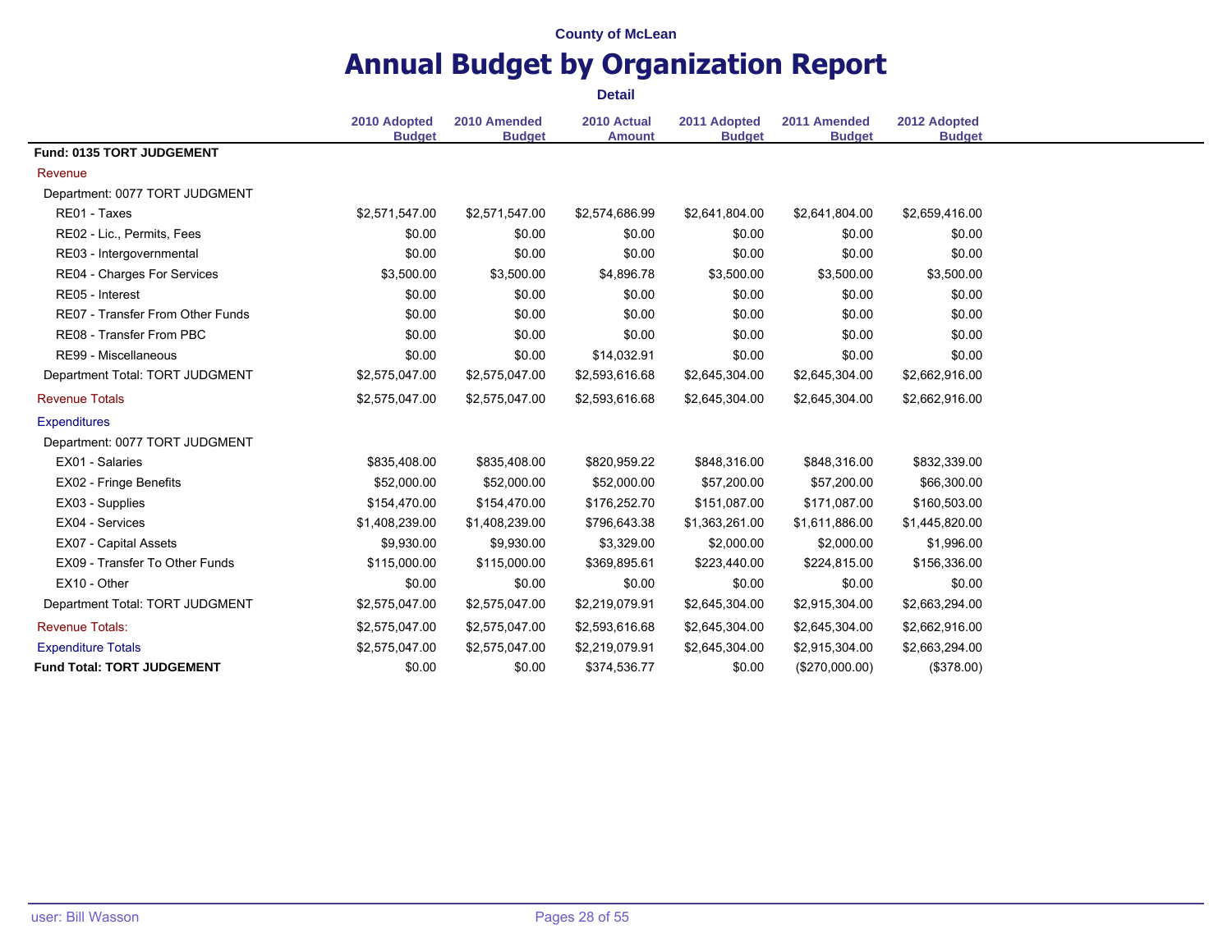County of McLean

# Annual Budget by Organization Report

**Detail**

| | 2010 Adopted Budget | 2010 Amended Budget | 2010 Actual Amount | 2011 Adopted Budget | 2011 Amended Budget | 2012 Adopted Budget |
|---|---|---|---|---|---|---|
| **Fund: 0135 TORT JUDGEMENT** | | | | | | |
| Revenue | | | | | | |
| Department: 0077 TORT JUDGMENT | | | | | | |
| RE01 - Taxes | $2,571,547.00 | $2,571,547.00 | $2,574,686.99 | $2,641,804.00 | $2,641,804.00 | $2,659,416.00 |
| RE02 - Lic., Permits, Fees | $0.00 | $0.00 | $0.00 | $0.00 | $0.00 | $0.00 |
| RE03 - Intergovernmental | $0.00 | $0.00 | $0.00 | $0.00 | $0.00 | $0.00 |
| RE04 - Charges For Services | $3,500.00 | $3,500.00 | $4,896.78 | $3,500.00 | $3,500.00 | $3,500.00 |
| RE05 - Interest | $0.00 | $0.00 | $0.00 | $0.00 | $0.00 | $0.00 |
| RE07 - Transfer From Other Funds | $0.00 | $0.00 | $0.00 | $0.00 | $0.00 | $0.00 |
| RE08 - Transfer From PBC | $0.00 | $0.00 | $0.00 | $0.00 | $0.00 | $0.00 |
| RE99 - Miscellaneous | $0.00 | $0.00 | $14,032.91 | $0.00 | $0.00 | $0.00 |
| Department Total: TORT JUDGMENT | $2,575,047.00 | $2,575,047.00 | $2,593,616.68 | $2,645,304.00 | $2,645,304.00 | $2,662,916.00 |
| Revenue Totals | $2,575,047.00 | $2,575,047.00 | $2,593,616.68 | $2,645,304.00 | $2,645,304.00 | $2,662,916.00 |
| Expenditures | | | | | | |
| Department: 0077 TORT JUDGMENT | | | | | | |
| EX01 - Salaries | $835,408.00 | $835,408.00 | $820,959.22 | $848,316.00 | $848,316.00 | $832,339.00 |
| EX02 - Fringe Benefits | $52,000.00 | $52,000.00 | $52,000.00 | $57,200.00 | $57,200.00 | $66,300.00 |
| EX03 - Supplies | $154,470.00 | $154,470.00 | $176,252.70 | $151,087.00 | $171,087.00 | $160,503.00 |
| EX04 - Services | $1,408,239.00 | $1,408,239.00 | $796,643.38 | $1,363,261.00 | $1,611,886.00 | $1,445,820.00 |
| EX07 - Capital Assets | $9,930.00 | $9,930.00 | $3,329.00 | $2,000.00 | $2,000.00 | $1,996.00 |
| EX09 - Transfer To Other Funds | $115,000.00 | $115,000.00 | $369,895.61 | $223,440.00 | $224,815.00 | $156,336.00 |
| EX10 - Other | $0.00 | $0.00 | $0.00 | $0.00 | $0.00 | $0.00 |
| Department Total: TORT JUDGMENT | $2,575,047.00 | $2,575,047.00 | $2,219,079.91 | $2,645,304.00 | $2,915,304.00 | $2,663,294.00 |
| Revenue Totals: | $2,575,047.00 | $2,575,047.00 | $2,593,616.68 | $2,645,304.00 | $2,645,304.00 | $2,662,916.00 |
| Expenditure Totals | $2,575,047.00 | $2,575,047.00 | $2,219,079.91 | $2,645,304.00 | $2,915,304.00 | $2,663,294.00 |
| **Fund Total: TORT JUDGEMENT** | $0.00 | $0.00 | $374,536.77 | $0.00 | ($270,000.00) | ($378.00) |

user: Bill Wasson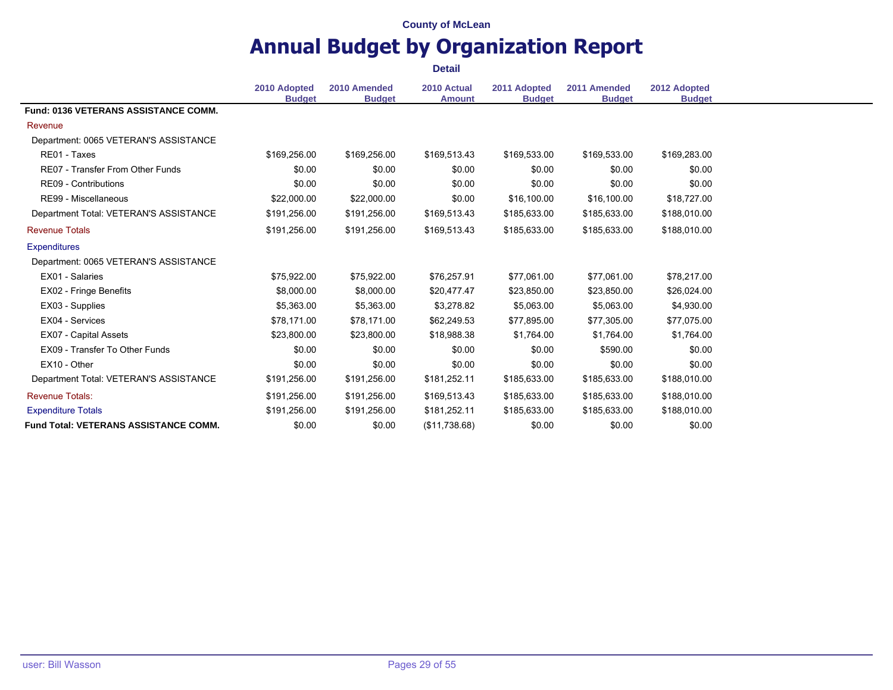County of McLean

# Annual Budget by Organization Report

**Detail**

| | 2010 Adopted Budget | 2010 Amended Budget | 2010 Actual Amount | 2011 Adopted Budget | 2011 Amended Budget | 2012 Adopted Budget |
|---|---|---|---|---|---|---|
| **Fund: 0136 VETERANS ASSISTANCE COMM.** | | | | | | |
| Revenue | | | | | | |
| Department: 0065 VETERAN'S ASSISTANCE | | | | | | |
| RE01 - Taxes | $169,256.00 | $169,256.00 | $169,513.43 | $169,533.00 | $169,533.00 | $169,283.00 |
| RE07 - Transfer From Other Funds | $0.00 | $0.00 | $0.00 | $0.00 | $0.00 | $0.00 |
| RE09 - Contributions | $0.00 | $0.00 | $0.00 | $0.00 | $0.00 | $0.00 |
| RE99 - Miscellaneous | $22,000.00 | $22,000.00 | $0.00 | $16,100.00 | $16,100.00 | $18,727.00 |
| Department Total: VETERAN'S ASSISTANCE | $191,256.00 | $191,256.00 | $169,513.43 | $185,633.00 | $185,633.00 | $188,010.00 |
| Revenue Totals | $191,256.00 | $191,256.00 | $169,513.43 | $185,633.00 | $185,633.00 | $188,010.00 |
| Expenditures | | | | | | |
| Department: 0065 VETERAN'S ASSISTANCE | | | | | | |
| EX01 - Salaries | $75,922.00 | $75,922.00 | $76,257.91 | $77,061.00 | $77,061.00 | $78,217.00 |
| EX02 - Fringe Benefits | $8,000.00 | $8,000.00 | $20,477.47 | $23,850.00 | $23,850.00 | $26,024.00 |
| EX03 - Supplies | $5,363.00 | $5,363.00 | $3,278.82 | $5,063.00 | $5,063.00 | $4,930.00 |
| EX04 - Services | $78,171.00 | $78,171.00 | $62,249.53 | $77,895.00 | $77,305.00 | $77,075.00 |
| EX07 - Capital Assets | $23,800.00 | $23,800.00 | $18,988.38 | $1,764.00 | $1,764.00 | $1,764.00 |
| EX09 - Transfer To Other Funds | $0.00 | $0.00 | $0.00 | $0.00 | $590.00 | $0.00 |
| EX10 - Other | $0.00 | $0.00 | $0.00 | $0.00 | $0.00 | $0.00 |
| Department Total: VETERAN'S ASSISTANCE | $191,256.00 | $191,256.00 | $181,252.11 | $185,633.00 | $185,633.00 | $188,010.00 |
| Revenue Totals: | $191,256.00 | $191,256.00 | $169,513.43 | $185,633.00 | $185,633.00 | $188,010.00 |
| Expenditure Totals | $191,256.00 | $191,256.00 | $181,252.11 | $185,633.00 | $185,633.00 | $188,010.00 |
| **Fund Total: VETERANS ASSISTANCE COMM.** | $0.00 | $0.00 | ($11,738.68) | $0.00 | $0.00 | $0.00 |

user: Bill Wasson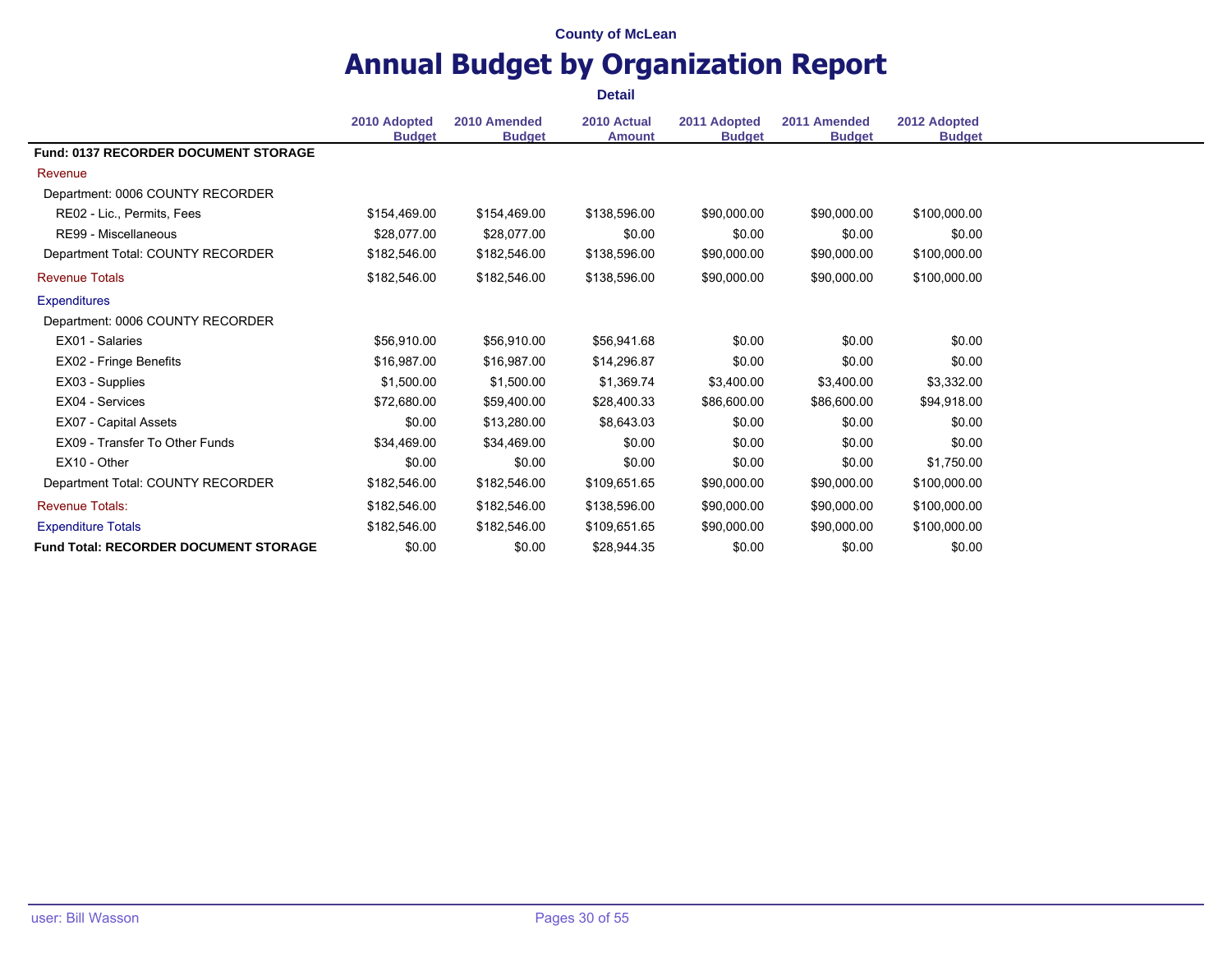County of McLean

# Annual Budget by Organization Report

**Detail**

| | 2010 Adopted Budget | 2010 Amended Budget | 2010 Actual Amount | 2011 Adopted Budget | 2011 Amended Budget | 2012 Adopted Budget |
|---|---|---|---|---|---|---|
| **Fund: 0137 RECORDER DOCUMENT STORAGE** | | | | | | |
| Revenue | | | | | | |
| Department: 0006 COUNTY RECORDER | | | | | | |
| RE02 - Lic., Permits, Fees | $154,469.00 | $154,469.00 | $138,596.00 | $90,000.00 | $90,000.00 | $100,000.00 |
| RE99 - Miscellaneous | $28,077.00 | $28,077.00 | $0.00 | $0.00 | $0.00 | $0.00 |
| Department Total: COUNTY RECORDER | $182,546.00 | $182,546.00 | $138,596.00 | $90,000.00 | $90,000.00 | $100,000.00 |
| Revenue Totals | $182,546.00 | $182,546.00 | $138,596.00 | $90,000.00 | $90,000.00 | $100,000.00 |
| Expenditures | | | | | | |
| Department: 0006 COUNTY RECORDER | | | | | | |
| EX01 - Salaries | $56,910.00 | $56,910.00 | $56,941.68 | $0.00 | $0.00 | $0.00 |
| EX02 - Fringe Benefits | $16,987.00 | $16,987.00 | $14,296.87 | $0.00 | $0.00 | $0.00 |
| EX03 - Supplies | $1,500.00 | $1,500.00 | $1,369.74 | $3,400.00 | $3,400.00 | $3,332.00 |
| EX04 - Services | $72,680.00 | $59,400.00 | $28,400.33 | $86,600.00 | $86,600.00 | $94,918.00 |
| EX07 - Capital Assets | $0.00 | $13,280.00 | $8,643.03 | $0.00 | $0.00 | $0.00 |
| EX09 - Transfer To Other Funds | $34,469.00 | $34,469.00 | $0.00 | $0.00 | $0.00 | $0.00 |
| EX10 - Other | $0.00 | $0.00 | $0.00 | $0.00 | $0.00 | $1,750.00 |
| Department Total: COUNTY RECORDER | $182,546.00 | $182,546.00 | $109,651.65 | $90,000.00 | $90,000.00 | $100,000.00 |
| Revenue Totals: | $182,546.00 | $182,546.00 | $138,596.00 | $90,000.00 | $90,000.00 | $100,000.00 |
| Expenditure Totals | $182,546.00 | $182,546.00 | $109,651.65 | $90,000.00 | $90,000.00 | $100,000.00 |
| **Fund Total: RECORDER DOCUMENT STORAGE** | $0.00 | $0.00 | $28,944.35 | $0.00 | $0.00 | $0.00 |

user: Bill Wasson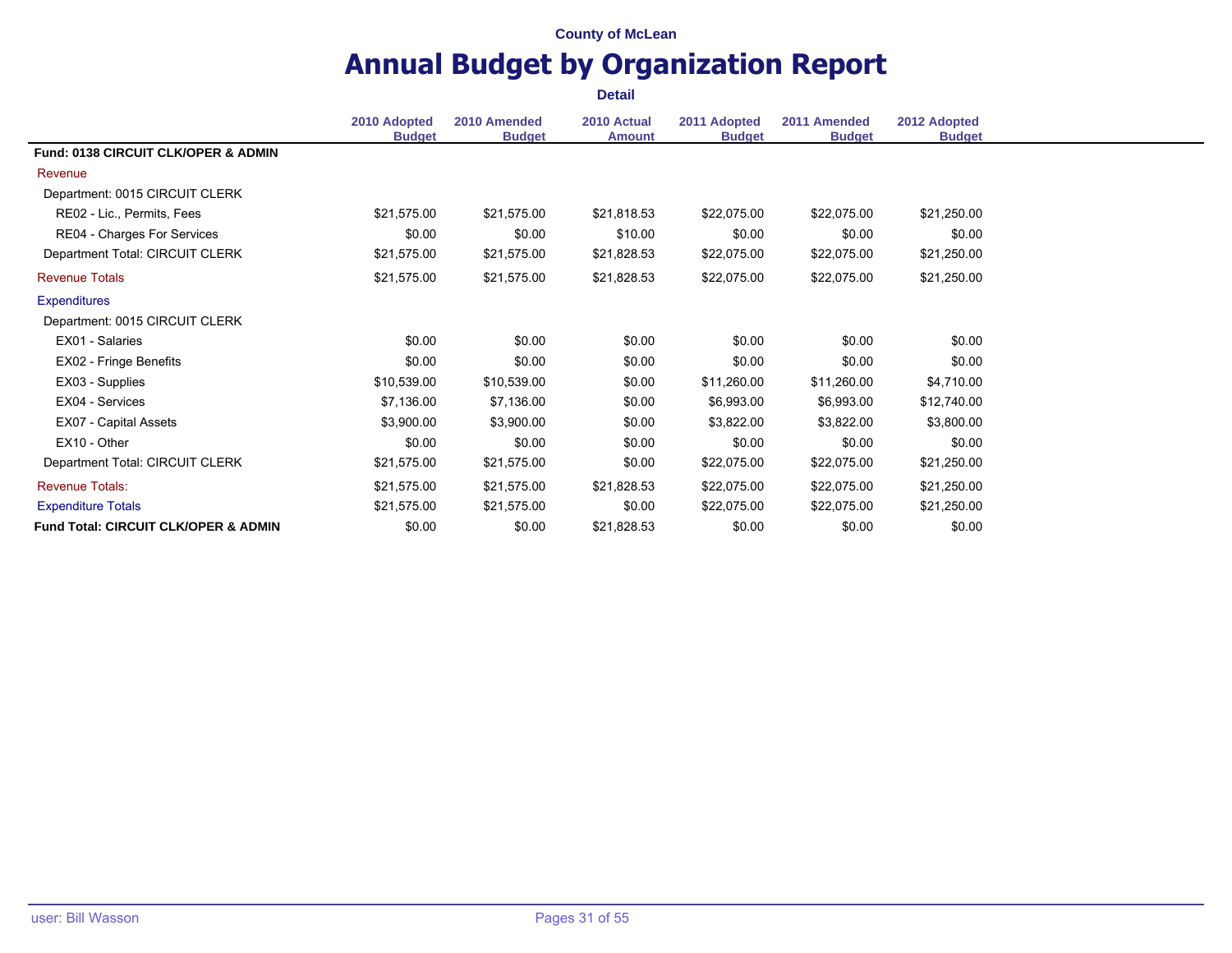County of McLean

# Annual Budget by Organization Report

Detail

| | 2010 Adopted Budget | 2010 Amended Budget | 2010 Actual Amount | 2011 Adopted Budget | 2011 Amended Budget | 2012 Adopted Budget |
|---|---|---|---|---|---|---|
| **Fund: 0138 CIRCUIT CLK/OPER & ADMIN** | | | | | | |
| Revenue | | | | | | |
| Department: 0015 CIRCUIT CLERK | | | | | | |
| RE02 - Lic., Permits, Fees | $21,575.00 | $21,575.00 | $21,818.53 | $22,075.00 | $22,075.00 | $21,250.00 |
| RE04 - Charges For Services | $0.00 | $0.00 | $10.00 | $0.00 | $0.00 | $0.00 |
| Department Total: CIRCUIT CLERK | $21,575.00 | $21,575.00 | $21,828.53 | $22,075.00 | $22,075.00 | $21,250.00 |
| Revenue Totals | $21,575.00 | $21,575.00 | $21,828.53 | $22,075.00 | $22,075.00 | $21,250.00 |
| Expenditures | | | | | | |
| Department: 0015 CIRCUIT CLERK | | | | | | |
| EX01 - Salaries | $0.00 | $0.00 | $0.00 | $0.00 | $0.00 | $0.00 |
| EX02 - Fringe Benefits | $0.00 | $0.00 | $0.00 | $0.00 | $0.00 | $0.00 |
| EX03 - Supplies | $10,539.00 | $10,539.00 | $0.00 | $11,260.00 | $11,260.00 | $4,710.00 |
| EX04 - Services | $7,136.00 | $7,136.00 | $0.00 | $6,993.00 | $6,993.00 | $12,740.00 |
| EX07 - Capital Assets | $3,900.00 | $3,900.00 | $0.00 | $3,822.00 | $3,822.00 | $3,800.00 |
| EX10 - Other | $0.00 | $0.00 | $0.00 | $0.00 | $0.00 | $0.00 |
| Department Total: CIRCUIT CLERK | $21,575.00 | $21,575.00 | $0.00 | $22,075.00 | $22,075.00 | $21,250.00 |
| Revenue Totals: | $21,575.00 | $21,575.00 | $21,828.53 | $22,075.00 | $22,075.00 | $21,250.00 |
| Expenditure Totals | $21,575.00 | $21,575.00 | $0.00 | $22,075.00 | $22,075.00 | $21,250.00 |
| **Fund Total: CIRCUIT CLK/OPER & ADMIN** | $0.00 | $0.00 | $21,828.53 | $0.00 | $0.00 | $0.00 |

user: Bill Wasson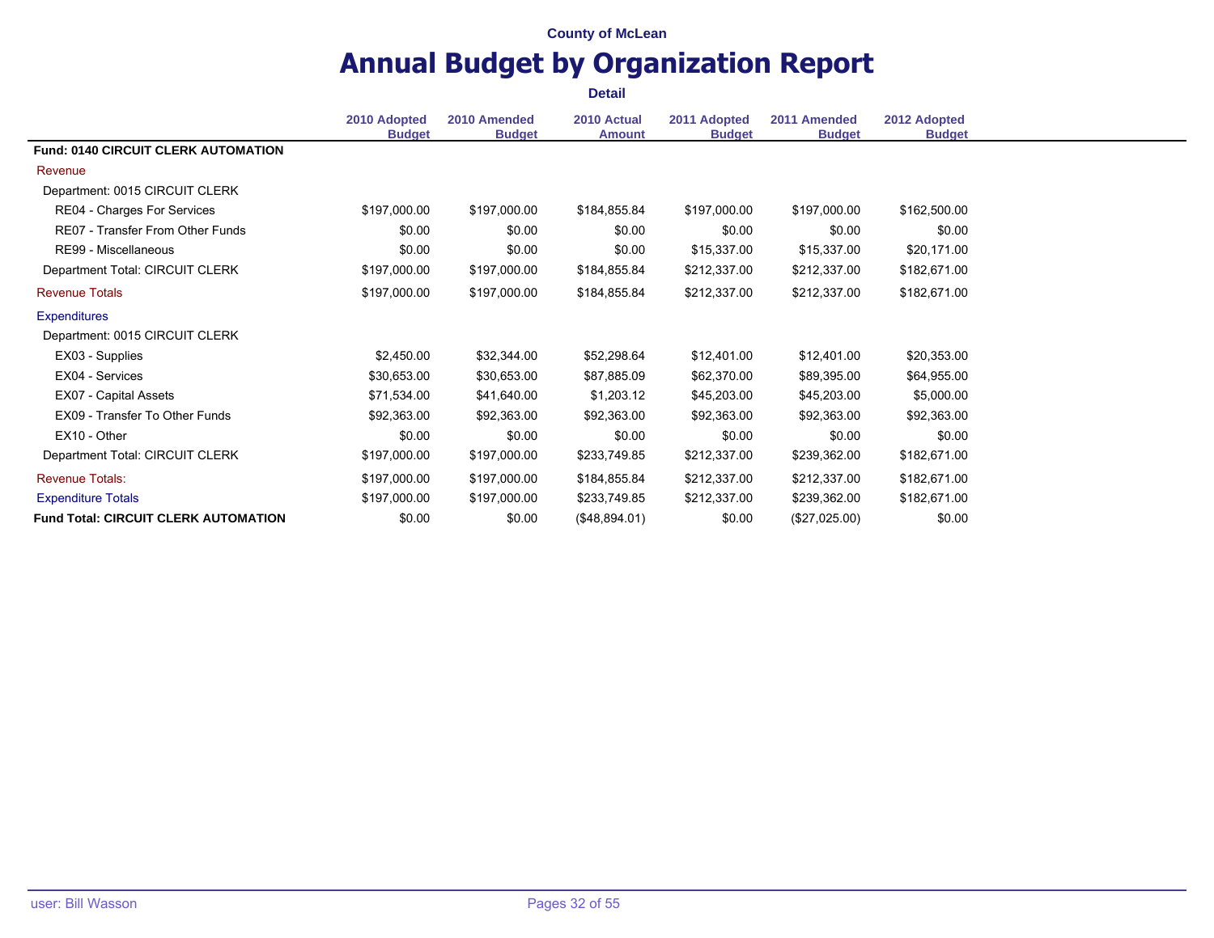County of McLean

# Annual Budget by Organization Report

**Detail**

| | 2010 Adopted Budget | 2010 Amended Budget | 2010 Actual Amount | 2011 Adopted Budget | 2011 Amended Budget | 2012 Adopted Budget |
|---|---|---|---|---|---|---|
| **Fund: 0140 CIRCUIT CLERK AUTOMATION** | | | | | | |
| Revenue | | | | | | |
| Department: 0015 CIRCUIT CLERK | | | | | | |
| RE04 - Charges For Services | $197,000.00 | $197,000.00 | $184,855.84 | $197,000.00 | $197,000.00 | $162,500.00 |
| RE07 - Transfer From Other Funds | $0.00 | $0.00 | $0.00 | $0.00 | $0.00 | $0.00 |
| RE99 - Miscellaneous | $0.00 | $0.00 | $0.00 | $15,337.00 | $15,337.00 | $20,171.00 |
| Department Total: CIRCUIT CLERK | $197,000.00 | $197,000.00 | $184,855.84 | $212,337.00 | $212,337.00 | $182,671.00 |
| Revenue Totals | $197,000.00 | $197,000.00 | $184,855.84 | $212,337.00 | $212,337.00 | $182,671.00 |
| Expenditures | | | | | | |
| Department: 0015 CIRCUIT CLERK | | | | | | |
| EX03 - Supplies | $2,450.00 | $32,344.00 | $52,298.64 | $12,401.00 | $12,401.00 | $20,353.00 |
| EX04 - Services | $30,653.00 | $30,653.00 | $87,885.09 | $62,370.00 | $89,395.00 | $64,955.00 |
| EX07 - Capital Assets | $71,534.00 | $41,640.00 | $1,203.12 | $45,203.00 | $45,203.00 | $5,000.00 |
| EX09 - Transfer To Other Funds | $92,363.00 | $92,363.00 | $92,363.00 | $92,363.00 | $92,363.00 | $92,363.00 |
| EX10 - Other | $0.00 | $0.00 | $0.00 | $0.00 | $0.00 | $0.00 |
| Department Total: CIRCUIT CLERK | $197,000.00 | $197,000.00 | $233,749.85 | $212,337.00 | $239,362.00 | $182,671.00 |
| Revenue Totals: | $197,000.00 | $197,000.00 | $184,855.84 | $212,337.00 | $212,337.00 | $182,671.00 |
| Expenditure Totals | $197,000.00 | $197,000.00 | $233,749.85 | $212,337.00 | $239,362.00 | $182,671.00 |
| **Fund Total: CIRCUIT CLERK AUTOMATION** | $0.00 | $0.00 | ($48,894.01) | $0.00 | ($27,025.00) | $0.00 |

user: Bill Wasson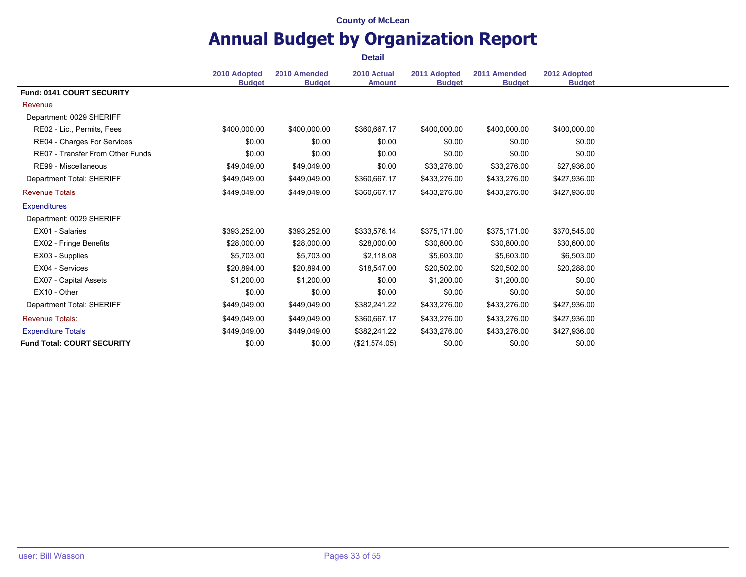County of McLean

# Annual Budget by Organization Report

**Detail**

| | 2010 Adopted Budget | 2010 Amended Budget | 2010 Actual Amount | 2011 Adopted Budget | 2011 Amended Budget | 2012 Adopted Budget |
|---|---|---|---|---|---|---|
| **Fund: 0141 COURT SECURITY** | | | | | | |
| Revenue | | | | | | |
| Department: 0029 SHERIFF | | | | | | |
| RE02 - Lic., Permits, Fees | $400,000.00 | $400,000.00 | $360,667.17 | $400,000.00 | $400,000.00 | $400,000.00 |
| RE04 - Charges For Services | $0.00 | $0.00 | $0.00 | $0.00 | $0.00 | $0.00 |
| RE07 - Transfer From Other Funds | $0.00 | $0.00 | $0.00 | $0.00 | $0.00 | $0.00 |
| RE99 - Miscellaneous | $49,049.00 | $49,049.00 | $0.00 | $33,276.00 | $33,276.00 | $27,936.00 |
| Department Total: SHERIFF | $449,049.00 | $449,049.00 | $360,667.17 | $433,276.00 | $433,276.00 | $427,936.00 |
| Revenue Totals | $449,049.00 | $449,049.00 | $360,667.17 | $433,276.00 | $433,276.00 | $427,936.00 |
| Expenditures | | | | | | |
| Department: 0029 SHERIFF | | | | | | |
| EX01 - Salaries | $393,252.00 | $393,252.00 | $333,576.14 | $375,171.00 | $375,171.00 | $370,545.00 |
| EX02 - Fringe Benefits | $28,000.00 | $28,000.00 | $28,000.00 | $30,800.00 | $30,800.00 | $30,600.00 |
| EX03 - Supplies | $5,703.00 | $5,703.00 | $2,118.08 | $5,603.00 | $5,603.00 | $6,503.00 |
| EX04 - Services | $20,894.00 | $20,894.00 | $18,547.00 | $20,502.00 | $20,502.00 | $20,288.00 |
| EX07 - Capital Assets | $1,200.00 | $1,200.00 | $0.00 | $1,200.00 | $1,200.00 | $0.00 |
| EX10 - Other | $0.00 | $0.00 | $0.00 | $0.00 | $0.00 | $0.00 |
| Department Total: SHERIFF | $449,049.00 | $449,049.00 | $382,241.22 | $433,276.00 | $433,276.00 | $427,936.00 |
| Revenue Totals: | $449,049.00 | $449,049.00 | $360,667.17 | $433,276.00 | $433,276.00 | $427,936.00 |
| Expenditure Totals | $449,049.00 | $449,049.00 | $382,241.22 | $433,276.00 | $433,276.00 | $427,936.00 |
| **Fund Total: COURT SECURITY** | $0.00 | $0.00 | ($21,574.05) | $0.00 | $0.00 | $0.00 |

user: Bill Wasson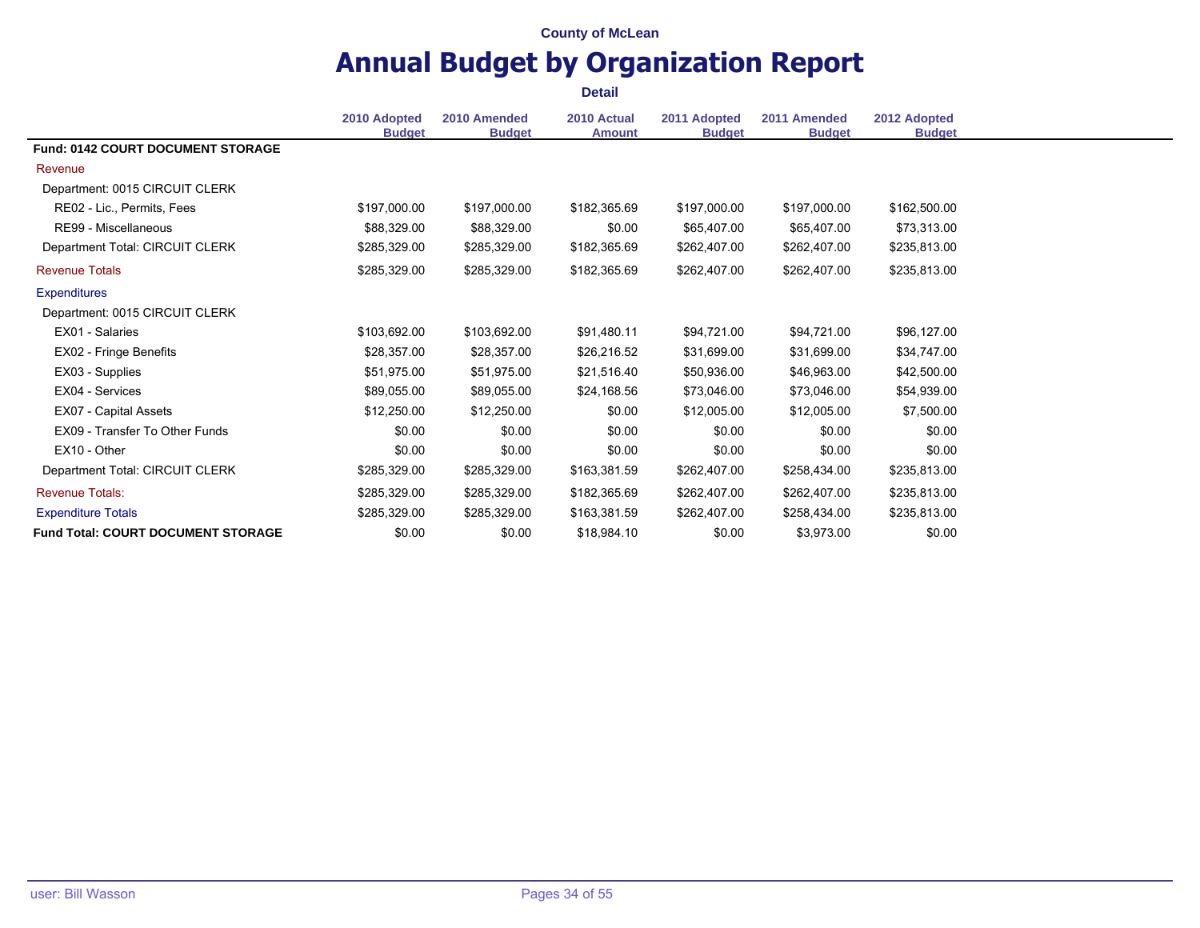County of McLean

# Annual Budget by Organization Report

**Detail**

| | 2010 Adopted Budget | 2010 Amended Budget | 2010 Actual Amount | 2011 Adopted Budget | 2011 Amended Budget | 2012 Adopted Budget |
|---|---|---|---|---|---|---|
| **Fund: 0142 COURT DOCUMENT STORAGE** | | | | | | |
| Revenue | | | | | | |
| Department: 0015 CIRCUIT CLERK | | | | | | |
| RE02 - Lic., Permits, Fees | $197,000.00 | $197,000.00 | $182,365.69 | $197,000.00 | $197,000.00 | $162,500.00 |
| RE99 - Miscellaneous | $88,329.00 | $88,329.00 | $0.00 | $65,407.00 | $65,407.00 | $73,313.00 |
| Department Total: CIRCUIT CLERK | $285,329.00 | $285,329.00 | $182,365.69 | $262,407.00 | $262,407.00 | $235,813.00 |
| Revenue Totals | $285,329.00 | $285,329.00 | $182,365.69 | $262,407.00 | $262,407.00 | $235,813.00 |
| Expenditures | | | | | | |
| Department: 0015 CIRCUIT CLERK | | | | | | |
| EX01 - Salaries | $103,692.00 | $103,692.00 | $91,480.11 | $94,721.00 | $94,721.00 | $96,127.00 |
| EX02 - Fringe Benefits | $28,357.00 | $28,357.00 | $26,216.52 | $31,699.00 | $31,699.00 | $34,747.00 |
| EX03 - Supplies | $51,975.00 | $51,975.00 | $21,516.40 | $50,936.00 | $46,963.00 | $42,500.00 |
| EX04 - Services | $89,055.00 | $89,055.00 | $24,168.56 | $73,046.00 | $73,046.00 | $54,939.00 |
| EX07 - Capital Assets | $12,250.00 | $12,250.00 | $0.00 | $12,005.00 | $12,005.00 | $7,500.00 |
| EX09 - Transfer To Other Funds | $0.00 | $0.00 | $0.00 | $0.00 | $0.00 | $0.00 |
| EX10 - Other | $0.00 | $0.00 | $0.00 | $0.00 | $0.00 | $0.00 |
| Department Total: CIRCUIT CLERK | $285,329.00 | $285,329.00 | $163,381.59 | $262,407.00 | $258,434.00 | $235,813.00 |
| Revenue Totals: | $285,329.00 | $285,329.00 | $182,365.69 | $262,407.00 | $262,407.00 | $235,813.00 |
| Expenditure Totals | $285,329.00 | $285,329.00 | $163,381.59 | $262,407.00 | $258,434.00 | $235,813.00 |
| **Fund Total: COURT DOCUMENT STORAGE** | $0.00 | $0.00 | $18,984.10 | $0.00 | $3,973.00 | $0.00 |

user: Bill Wasson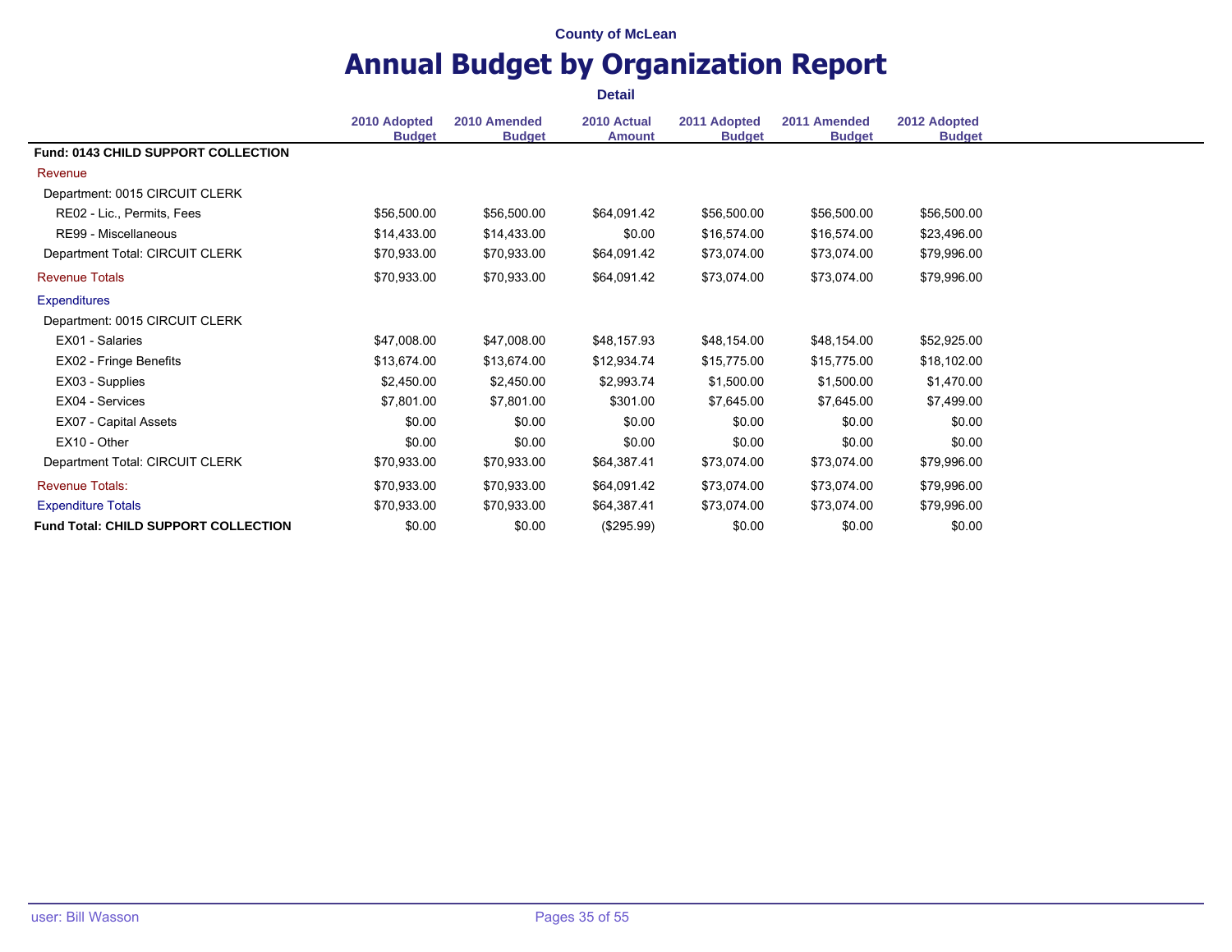County of McLean

# Annual Budget by Organization Report

**Detail**

| | 2010 Adopted Budget | 2010 Amended Budget | 2010 Actual Amount | 2011 Adopted Budget | 2011 Amended Budget | 2012 Adopted Budget |
|---|---|---|---|---|---|---|
| **Fund: 0143 CHILD SUPPORT COLLECTION** | | | | | | |
| Revenue | | | | | | |
| Department: 0015 CIRCUIT CLERK | | | | | | |
| RE02 - Lic., Permits, Fees | $56,500.00 | $56,500.00 | $64,091.42 | $56,500.00 | $56,500.00 | $56,500.00 |
| RE99 - Miscellaneous | $14,433.00 | $14,433.00 | $0.00 | $16,574.00 | $16,574.00 | $23,496.00 |
| Department Total: CIRCUIT CLERK | $70,933.00 | $70,933.00 | $64,091.42 | $73,074.00 | $73,074.00 | $79,996.00 |
| Revenue Totals | $70,933.00 | $70,933.00 | $64,091.42 | $73,074.00 | $73,074.00 | $79,996.00 |
| Expenditures | | | | | | |
| Department: 0015 CIRCUIT CLERK | | | | | | |
| EX01 - Salaries | $47,008.00 | $47,008.00 | $48,157.93 | $48,154.00 | $48,154.00 | $52,925.00 |
| EX02 - Fringe Benefits | $13,674.00 | $13,674.00 | $12,934.74 | $15,775.00 | $15,775.00 | $18,102.00 |
| EX03 - Supplies | $2,450.00 | $2,450.00 | $2,993.74 | $1,500.00 | $1,500.00 | $1,470.00 |
| EX04 - Services | $7,801.00 | $7,801.00 | $301.00 | $7,645.00 | $7,645.00 | $7,499.00 |
| EX07 - Capital Assets | $0.00 | $0.00 | $0.00 | $0.00 | $0.00 | $0.00 |
| EX10 - Other | $0.00 | $0.00 | $0.00 | $0.00 | $0.00 | $0.00 |
| Department Total: CIRCUIT CLERK | $70,933.00 | $70,933.00 | $64,387.41 | $73,074.00 | $73,074.00 | $79,996.00 |
| Revenue Totals: | $70,933.00 | $70,933.00 | $64,091.42 | $73,074.00 | $73,074.00 | $79,996.00 |
| Expenditure Totals | $70,933.00 | $70,933.00 | $64,387.41 | $73,074.00 | $73,074.00 | $79,996.00 |
| **Fund Total: CHILD SUPPORT COLLECTION** | $0.00 | $0.00 | ($295.99) | $0.00 | $0.00 | $0.00 |

user: Bill Wasson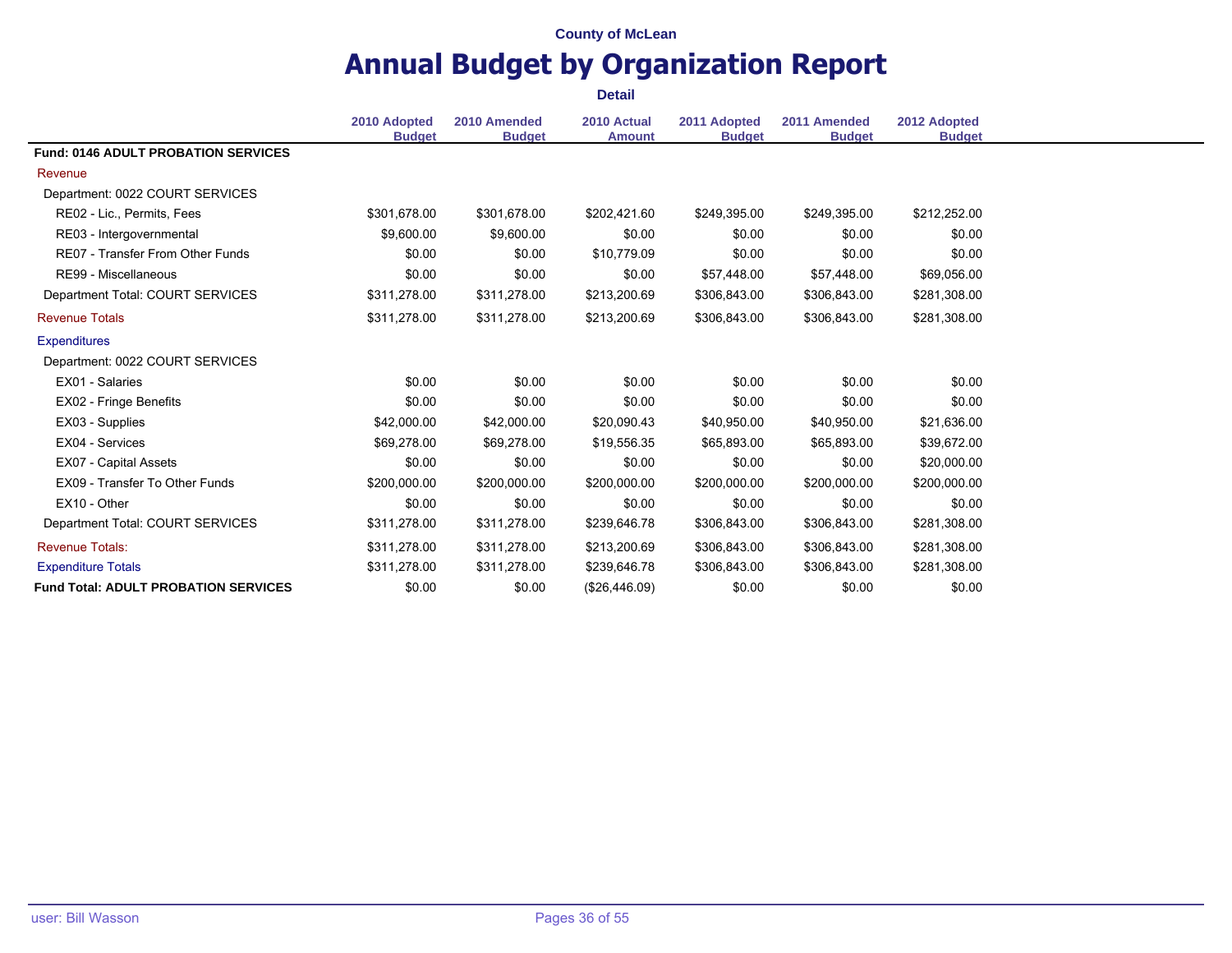County of McLean

# Annual Budget by Organization Report

**Detail**

| | 2010 Adopted Budget | 2010 Amended Budget | 2010 Actual Amount | 2011 Adopted Budget | 2011 Amended Budget | 2012 Adopted Budget |
|---|---|---|---|---|---|---|
| **Fund: 0146 ADULT PROBATION SERVICES** | | | | | | |
| Revenue | | | | | | |
| Department: 0022 COURT SERVICES | | | | | | |
| RE02 - Lic., Permits, Fees | $301,678.00 | $301,678.00 | $202,421.60 | $249,395.00 | $249,395.00 | $212,252.00 |
| RE03 - Intergovernmental | $9,600.00 | $9,600.00 | $0.00 | $0.00 | $0.00 | $0.00 |
| RE07 - Transfer From Other Funds | $0.00 | $0.00 | $10,779.09 | $0.00 | $0.00 | $0.00 |
| RE99 - Miscellaneous | $0.00 | $0.00 | $0.00 | $57,448.00 | $57,448.00 | $69,056.00 |
| Department Total: COURT SERVICES | $311,278.00 | $311,278.00 | $213,200.69 | $306,843.00 | $306,843.00 | $281,308.00 |
| Revenue Totals | $311,278.00 | $311,278.00 | $213,200.69 | $306,843.00 | $306,843.00 | $281,308.00 |
| Expenditures | | | | | | |
| Department: 0022 COURT SERVICES | | | | | | |
| EX01 - Salaries | $0.00 | $0.00 | $0.00 | $0.00 | $0.00 | $0.00 |
| EX02 - Fringe Benefits | $0.00 | $0.00 | $0.00 | $0.00 | $0.00 | $0.00 |
| EX03 - Supplies | $42,000.00 | $42,000.00 | $20,090.43 | $40,950.00 | $40,950.00 | $21,636.00 |
| EX04 - Services | $69,278.00 | $69,278.00 | $19,556.35 | $65,893.00 | $65,893.00 | $39,672.00 |
| EX07 - Capital Assets | $0.00 | $0.00 | $0.00 | $0.00 | $0.00 | $20,000.00 |
| EX09 - Transfer To Other Funds | $200,000.00 | $200,000.00 | $200,000.00 | $200,000.00 | $200,000.00 | $200,000.00 |
| EX10 - Other | $0.00 | $0.00 | $0.00 | $0.00 | $0.00 | $0.00 |
| Department Total: COURT SERVICES | $311,278.00 | $311,278.00 | $239,646.78 | $306,843.00 | $306,843.00 | $281,308.00 |
| Revenue Totals: | $311,278.00 | $311,278.00 | $213,200.69 | $306,843.00 | $306,843.00 | $281,308.00 |
| Expenditure Totals | $311,278.00 | $311,278.00 | $239,646.78 | $306,843.00 | $306,843.00 | $281,308.00 |
| **Fund Total: ADULT PROBATION SERVICES** | $0.00 | $0.00 | ($26,446.09) | $0.00 | $0.00 | $0.00 |

user: Bill Wasson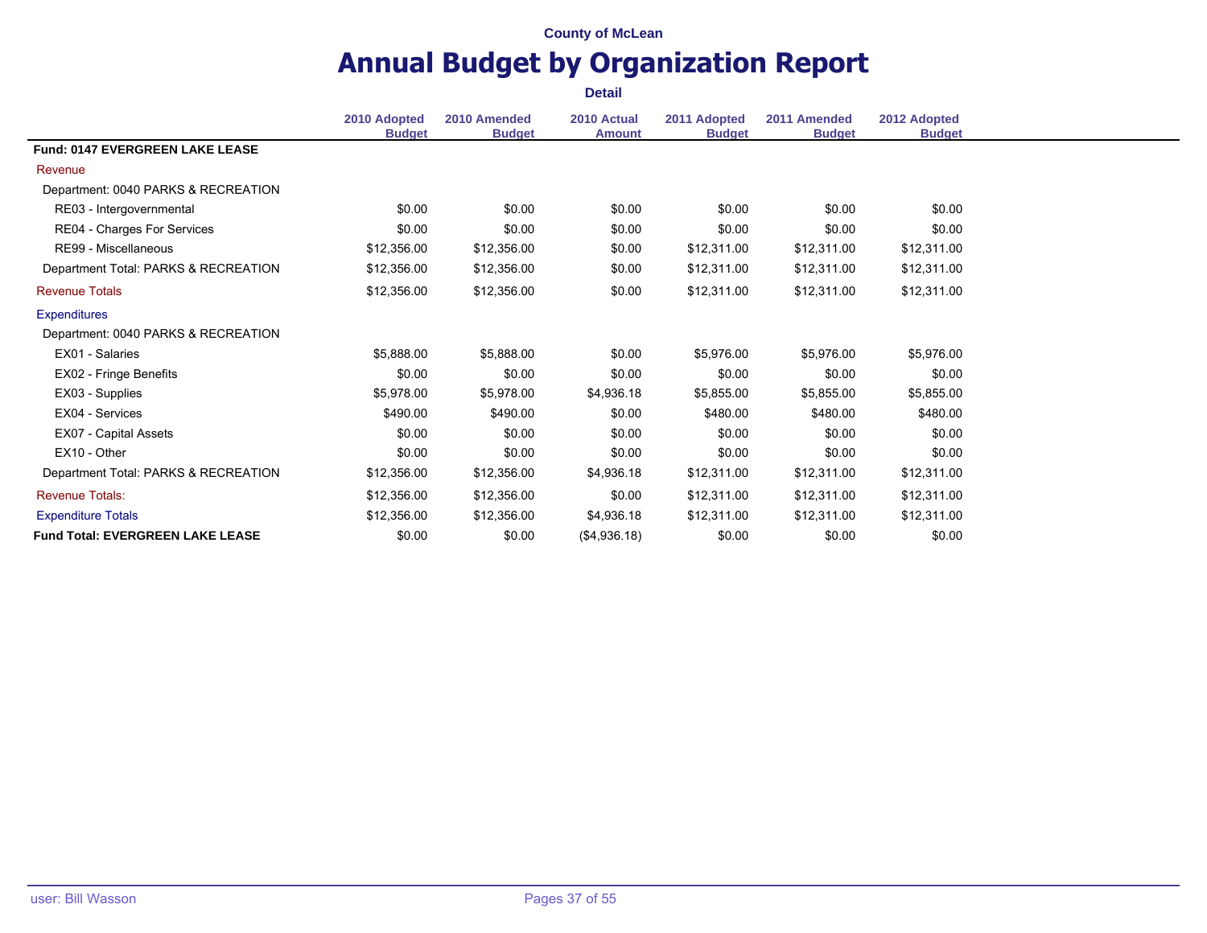County of McLean

# Annual Budget by Organization Report

**Detail**

| | 2010 Adopted Budget | 2010 Amended Budget | 2010 Actual Amount | 2011 Adopted Budget | 2011 Amended Budget | 2012 Adopted Budget |
|---|---|---|---|---|---|---|
| **Fund: 0147 EVERGREEN LAKE LEASE** | | | | | | |
| Revenue | | | | | | |
| Department: 0040 PARKS & RECREATION | | | | | | |
| RE03 - Intergovernmental | $0.00 | $0.00 | $0.00 | $0.00 | $0.00 | $0.00 |
| RE04 - Charges For Services | $0.00 | $0.00 | $0.00 | $0.00 | $0.00 | $0.00 |
| RE99 - Miscellaneous | $12,356.00 | $12,356.00 | $0.00 | $12,311.00 | $12,311.00 | $12,311.00 |
| Department Total: PARKS & RECREATION | $12,356.00 | $12,356.00 | $0.00 | $12,311.00 | $12,311.00 | $12,311.00 |
| Revenue Totals | $12,356.00 | $12,356.00 | $0.00 | $12,311.00 | $12,311.00 | $12,311.00 |
| Expenditures | | | | | | |
| Department: 0040 PARKS & RECREATION | | | | | | |
| EX01 - Salaries | $5,888.00 | $5,888.00 | $0.00 | $5,976.00 | $5,976.00 | $5,976.00 |
| EX02 - Fringe Benefits | $0.00 | $0.00 | $0.00 | $0.00 | $0.00 | $0.00 |
| EX03 - Supplies | $5,978.00 | $5,978.00 | $4,936.18 | $5,855.00 | $5,855.00 | $5,855.00 |
| EX04 - Services | $490.00 | $490.00 | $0.00 | $480.00 | $480.00 | $480.00 |
| EX07 - Capital Assets | $0.00 | $0.00 | $0.00 | $0.00 | $0.00 | $0.00 |
| EX10 - Other | $0.00 | $0.00 | $0.00 | $0.00 | $0.00 | $0.00 |
| Department Total: PARKS & RECREATION | $12,356.00 | $12,356.00 | $4,936.18 | $12,311.00 | $12,311.00 | $12,311.00 |
| Revenue Totals: | $12,356.00 | $12,356.00 | $0.00 | $12,311.00 | $12,311.00 | $12,311.00 |
| Expenditure Totals | $12,356.00 | $12,356.00 | $4,936.18 | $12,311.00 | $12,311.00 | $12,311.00 |
| **Fund Total: EVERGREEN LAKE LEASE** | $0.00 | $0.00 | ($4,936.18) | $0.00 | $0.00 | $0.00 |

user: Bill Wasson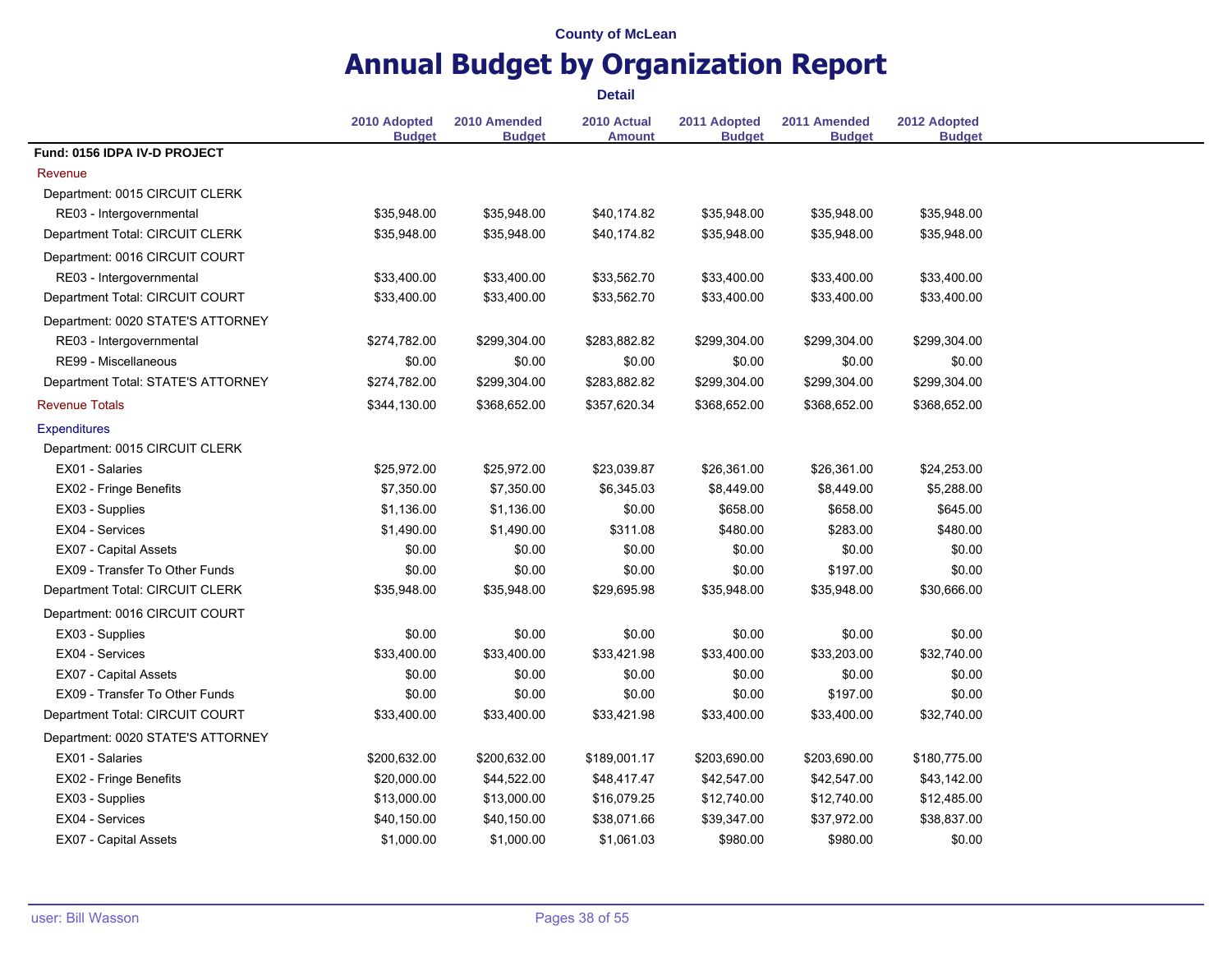County of McLean

# Annual Budget by Organization Report

**Detail**

| | 2010 Adopted Budget | 2010 Amended Budget | 2010 Actual Amount | 2011 Adopted Budget | 2011 Amended Budget | 2012 Adopted Budget |
|---|---|---|---|---|---|---|
| **Fund: 0156 IDPA IV-D PROJECT** | | | | | | |
| Revenue | | | | | | |
| Department: 0015 CIRCUIT CLERK | | | | | | |
| RE03 - Intergovernmental | $35,948.00 | $35,948.00 | $40,174.82 | $35,948.00 | $35,948.00 | $35,948.00 |
| Department Total: CIRCUIT CLERK | $35,948.00 | $35,948.00 | $40,174.82 | $35,948.00 | $35,948.00 | $35,948.00 |
| Department: 0016 CIRCUIT COURT | | | | | | |
| RE03 - Intergovernmental | $33,400.00 | $33,400.00 | $33,562.70 | $33,400.00 | $33,400.00 | $33,400.00 |
| Department Total: CIRCUIT COURT | $33,400.00 | $33,400.00 | $33,562.70 | $33,400.00 | $33,400.00 | $33,400.00 |
| Department: 0020 STATE'S ATTORNEY | | | | | | |
| RE03 - Intergovernmental | $274,782.00 | $299,304.00 | $283,882.82 | $299,304.00 | $299,304.00 | $299,304.00 |
| RE99 - Miscellaneous | $0.00 | $0.00 | $0.00 | $0.00 | $0.00 | $0.00 |
| Department Total: STATE'S ATTORNEY | $274,782.00 | $299,304.00 | $283,882.82 | $299,304.00 | $299,304.00 | $299,304.00 |
| Revenue Totals | $344,130.00 | $368,652.00 | $357,620.34 | $368,652.00 | $368,652.00 | $368,652.00 |
| Expenditures | | | | | | |
| Department: 0015 CIRCUIT CLERK | | | | | | |
| EX01 - Salaries | $25,972.00 | $25,972.00 | $23,039.87 | $26,361.00 | $26,361.00 | $24,253.00 |
| EX02 - Fringe Benefits | $7,350.00 | $7,350.00 | $6,345.03 | $8,449.00 | $8,449.00 | $5,288.00 |
| EX03 - Supplies | $1,136.00 | $1,136.00 | $0.00 | $658.00 | $658.00 | $645.00 |
| EX04 - Services | $1,490.00 | $1,490.00 | $311.08 | $480.00 | $283.00 | $480.00 |
| EX07 - Capital Assets | $0.00 | $0.00 | $0.00 | $0.00 | $0.00 | $0.00 |
| EX09 - Transfer To Other Funds | $0.00 | $0.00 | $0.00 | $0.00 | $197.00 | $0.00 |
| Department Total: CIRCUIT CLERK | $35,948.00 | $35,948.00 | $29,695.98 | $35,948.00 | $35,948.00 | $30,666.00 |
| Department: 0016 CIRCUIT COURT | | | | | | |
| EX03 - Supplies | $0.00 | $0.00 | $0.00 | $0.00 | $0.00 | $0.00 |
| EX04 - Services | $33,400.00 | $33,400.00 | $33,421.98 | $33,400.00 | $33,203.00 | $32,740.00 |
| EX07 - Capital Assets | $0.00 | $0.00 | $0.00 | $0.00 | $0.00 | $0.00 |
| EX09 - Transfer To Other Funds | $0.00 | $0.00 | $0.00 | $0.00 | $197.00 | $0.00 |
| Department Total: CIRCUIT COURT | $33,400.00 | $33,400.00 | $33,421.98 | $33,400.00 | $33,400.00 | $32,740.00 |
| Department: 0020 STATE'S ATTORNEY | | | | | | |
| EX01 - Salaries | $200,632.00 | $200,632.00 | $189,001.17 | $203,690.00 | $203,690.00 | $180,775.00 |
| EX02 - Fringe Benefits | $20,000.00 | $44,522.00 | $48,417.47 | $42,547.00 | $42,547.00 | $43,142.00 |
| EX03 - Supplies | $13,000.00 | $13,000.00 | $16,079.25 | $12,740.00 | $12,740.00 | $12,485.00 |
| EX04 - Services | $40,150.00 | $40,150.00 | $38,071.66 | $39,347.00 | $37,972.00 | $38,837.00 |
| EX07 - Capital Assets | $1,000.00 | $1,000.00 | $1,061.03 | $980.00 | $980.00 | $0.00 |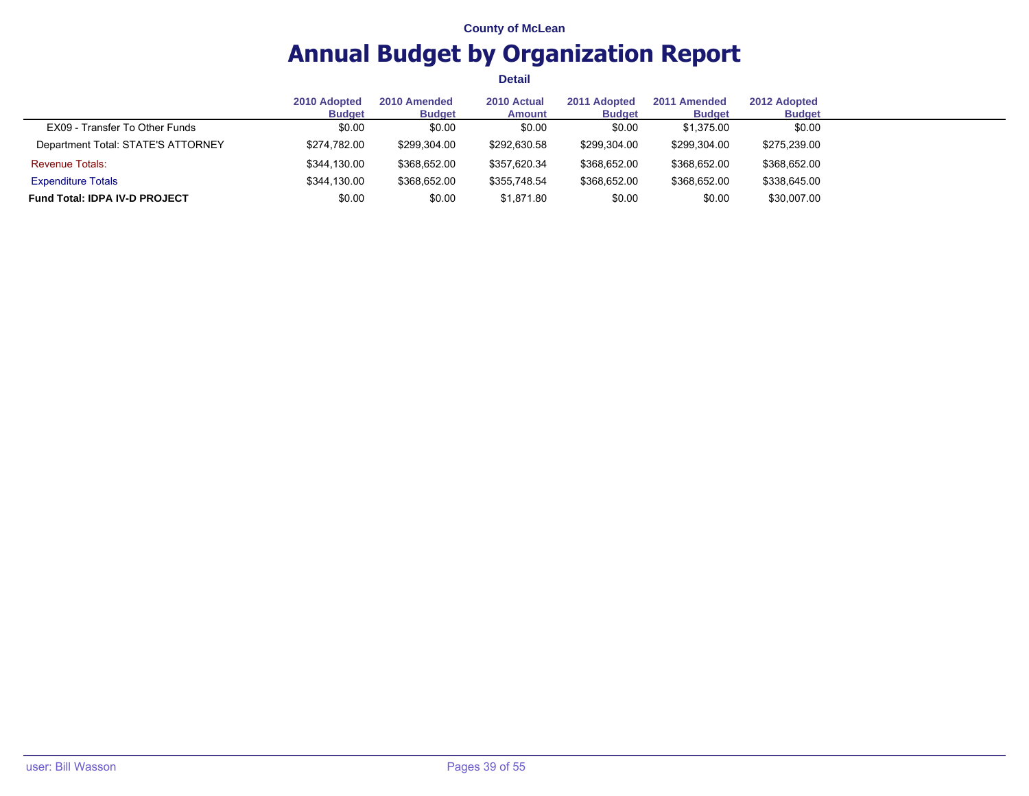County of McLean

# Annual Budget by Organization Report

**Detail**

| | 2010 Adopted Budget | 2010 Amended Budget | 2010 Actual Amount | 2011 Adopted Budget | 2011 Amended Budget | 2012 Adopted Budget |
|---|---|---|---|---|---|---|
| EX09 - Transfer To Other Funds | $0.00 | $0.00 | $0.00 | $0.00 | $1,375.00 | $0.00 |
| Department Total: STATE'S ATTORNEY | $274,782.00 | $299,304.00 | $292,630.58 | $299,304.00 | $299,304.00 | $275,239.00 |
| Revenue Totals: | $344,130.00 | $368,652.00 | $357,620.34 | $368,652.00 | $368,652.00 | $368,652.00 |
| Expenditure Totals | $344,130.00 | $368,652.00 | $355,748.54 | $368,652.00 | $368,652.00 | $338,645.00 |
| **Fund Total: IDPA IV-D PROJECT** | $0.00 | $0.00 | $1,871.80 | $0.00 | $0.00 | $30,007.00 |

user: Bill Wasson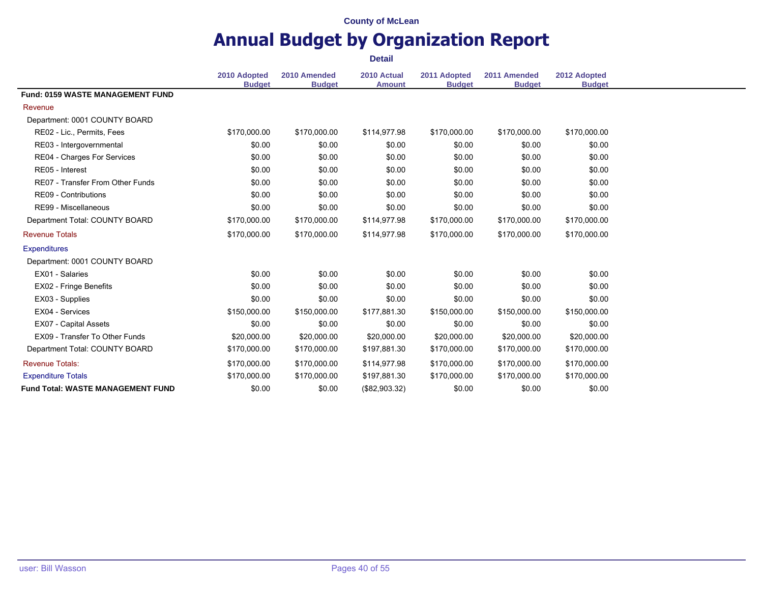County of McLean

# Annual Budget by Organization Report

**Detail**

| | 2010 Adopted Budget | 2010 Amended Budget | 2010 Actual Amount | 2011 Adopted Budget | 2011 Amended Budget | 2012 Adopted Budget |
|---|---|---|---|---|---|---|
| **Fund: 0159 WASTE MANAGEMENT FUND** | | | | | | |
| Revenue | | | | | | |
| Department: 0001 COUNTY BOARD | | | | | | |
| RE02 - Lic., Permits, Fees | $170,000.00 | $170,000.00 | $114,977.98 | $170,000.00 | $170,000.00 | $170,000.00 |
| RE03 - Intergovernmental | $0.00 | $0.00 | $0.00 | $0.00 | $0.00 | $0.00 |
| RE04 - Charges For Services | $0.00 | $0.00 | $0.00 | $0.00 | $0.00 | $0.00 |
| RE05 - Interest | $0.00 | $0.00 | $0.00 | $0.00 | $0.00 | $0.00 |
| RE07 - Transfer From Other Funds | $0.00 | $0.00 | $0.00 | $0.00 | $0.00 | $0.00 |
| RE09 - Contributions | $0.00 | $0.00 | $0.00 | $0.00 | $0.00 | $0.00 |
| RE99 - Miscellaneous | $0.00 | $0.00 | $0.00 | $0.00 | $0.00 | $0.00 |
| Department Total: COUNTY BOARD | $170,000.00 | $170,000.00 | $114,977.98 | $170,000.00 | $170,000.00 | $170,000.00 |
| Revenue Totals | $170,000.00 | $170,000.00 | $114,977.98 | $170,000.00 | $170,000.00 | $170,000.00 |
| Expenditures | | | | | | |
| Department: 0001 COUNTY BOARD | | | | | | |
| EX01 - Salaries | $0.00 | $0.00 | $0.00 | $0.00 | $0.00 | $0.00 |
| EX02 - Fringe Benefits | $0.00 | $0.00 | $0.00 | $0.00 | $0.00 | $0.00 |
| EX03 - Supplies | $0.00 | $0.00 | $0.00 | $0.00 | $0.00 | $0.00 |
| EX04 - Services | $150,000.00 | $150,000.00 | $177,881.30 | $150,000.00 | $150,000.00 | $150,000.00 |
| EX07 - Capital Assets | $0.00 | $0.00 | $0.00 | $0.00 | $0.00 | $0.00 |
| EX09 - Transfer To Other Funds | $20,000.00 | $20,000.00 | $20,000.00 | $20,000.00 | $20,000.00 | $20,000.00 |
| Department Total: COUNTY BOARD | $170,000.00 | $170,000.00 | $197,881.30 | $170,000.00 | $170,000.00 | $170,000.00 |
| Revenue Totals: | $170,000.00 | $170,000.00 | $114,977.98 | $170,000.00 | $170,000.00 | $170,000.00 |
| Expenditure Totals | $170,000.00 | $170,000.00 | $197,881.30 | $170,000.00 | $170,000.00 | $170,000.00 |
| **Fund Total: WASTE MANAGEMENT FUND** | $0.00 | $0.00 | ($82,903.32) | $0.00 | $0.00 | $0.00 |

user: Bill Wasson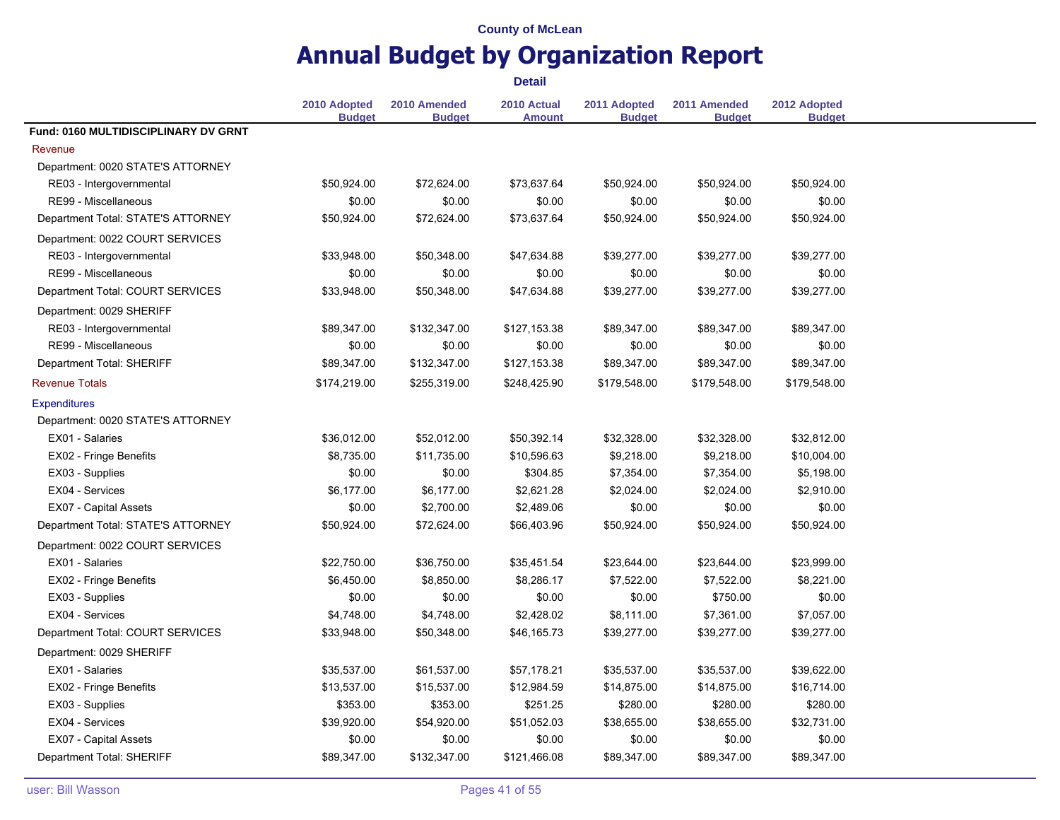County of McLean

# Annual Budget by Organization Report

**Detail**

| | 2010 Adopted Budget | 2010 Amended Budget | 2010 Actual Amount | 2011 Adopted Budget | 2011 Amended Budget | 2012 Adopted Budget |
|---|---|---|---|---|---|---|
| **Fund: 0160 MULTIDISCIPLINARY DV GRNT** | | | | | | |
| Revenue | | | | | | |
| Department: 0020 STATE'S ATTORNEY | | | | | | |
| RE03 - Intergovernmental | $50,924.00 | $72,624.00 | $73,637.64 | $50,924.00 | $50,924.00 | $50,924.00 |
| RE99 - Miscellaneous | $0.00 | $0.00 | $0.00 | $0.00 | $0.00 | $0.00 |
| Department Total: STATE'S ATTORNEY | $50,924.00 | $72,624.00 | $73,637.64 | $50,924.00 | $50,924.00 | $50,924.00 |
| Department: 0022 COURT SERVICES | | | | | | |
| RE03 - Intergovernmental | $33,948.00 | $50,348.00 | $47,634.88 | $39,277.00 | $39,277.00 | $39,277.00 |
| RE99 - Miscellaneous | $0.00 | $0.00 | $0.00 | $0.00 | $0.00 | $0.00 |
| Department Total: COURT SERVICES | $33,948.00 | $50,348.00 | $47,634.88 | $39,277.00 | $39,277.00 | $39,277.00 |
| Department: 0029 SHERIFF | | | | | | |
| RE03 - Intergovernmental | $89,347.00 | $132,347.00 | $127,153.38 | $89,347.00 | $89,347.00 | $89,347.00 |
| RE99 - Miscellaneous | $0.00 | $0.00 | $0.00 | $0.00 | $0.00 | $0.00 |
| Department Total: SHERIFF | $89,347.00 | $132,347.00 | $127,153.38 | $89,347.00 | $89,347.00 | $89,347.00 |
| Revenue Totals | $174,219.00 | $255,319.00 | $248,425.90 | $179,548.00 | $179,548.00 | $179,548.00 |
| Expenditures | | | | | | |
| Department: 0020 STATE'S ATTORNEY | | | | | | |
| EX01 - Salaries | $36,012.00 | $52,012.00 | $50,392.14 | $32,328.00 | $32,328.00 | $32,812.00 |
| EX02 - Fringe Benefits | $8,735.00 | $11,735.00 | $10,596.63 | $9,218.00 | $9,218.00 | $10,004.00 |
| EX03 - Supplies | $0.00 | $0.00 | $304.85 | $7,354.00 | $7,354.00 | $5,198.00 |
| EX04 - Services | $6,177.00 | $6,177.00 | $2,621.28 | $2,024.00 | $2,024.00 | $2,910.00 |
| EX07 - Capital Assets | $0.00 | $2,700.00 | $2,489.06 | $0.00 | $0.00 | $0.00 |
| Department Total: STATE'S ATTORNEY | $50,924.00 | $72,624.00 | $66,403.96 | $50,924.00 | $50,924.00 | $50,924.00 |
| Department: 0022 COURT SERVICES | | | | | | |
| EX01 - Salaries | $22,750.00 | $36,750.00 | $35,451.54 | $23,644.00 | $23,644.00 | $23,999.00 |
| EX02 - Fringe Benefits | $6,450.00 | $8,850.00 | $8,286.17 | $7,522.00 | $7,522.00 | $8,221.00 |
| EX03 - Supplies | $0.00 | $0.00 | $0.00 | $0.00 | $750.00 | $0.00 |
| EX04 - Services | $4,748.00 | $4,748.00 | $2,428.02 | $8,111.00 | $7,361.00 | $7,057.00 |
| Department Total: COURT SERVICES | $33,948.00 | $50,348.00 | $46,165.73 | $39,277.00 | $39,277.00 | $39,277.00 |
| Department: 0029 SHERIFF | | | | | | |
| EX01 - Salaries | $35,537.00 | $61,537.00 | $57,178.21 | $35,537.00 | $35,537.00 | $39,622.00 |
| EX02 - Fringe Benefits | $13,537.00 | $15,537.00 | $12,984.59 | $14,875.00 | $14,875.00 | $16,714.00 |
| EX03 - Supplies | $353.00 | $353.00 | $251.25 | $280.00 | $280.00 | $280.00 |
| EX04 - Services | $39,920.00 | $54,920.00 | $51,052.03 | $38,655.00 | $38,655.00 | $32,731.00 |
| EX07 - Capital Assets | $0.00 | $0.00 | $0.00 | $0.00 | $0.00 | $0.00 |
| Department Total: SHERIFF | $89,347.00 | $132,347.00 | $121,466.08 | $89,347.00 | $89,347.00 | $89,347.00 |

user: Bill Wasson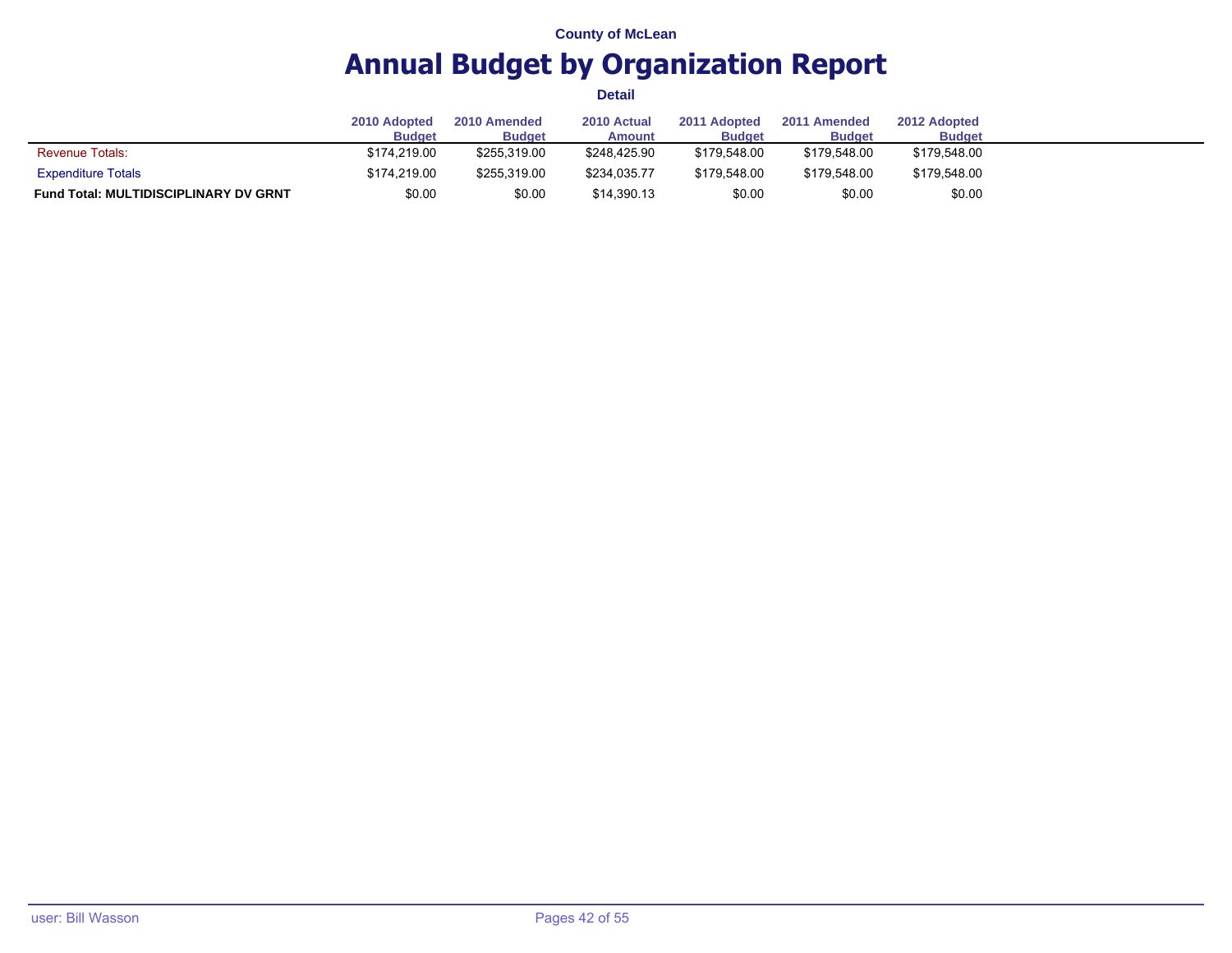County of McLean

# Annual Budget by Organization Report

**Detail**

| | 2010 Adopted Budget | 2010 Amended Budget | 2010 Actual Amount | 2011 Adopted Budget | 2011 Amended Budget | 2012 Adopted Budget |
|---|---|---|---|---|---|---|
| Revenue Totals: | $174,219.00 | $255,319.00 | $248,425.90 | $179,548.00 | $179,548.00 | $179,548.00 |
| Expenditure Totals | $174,219.00 | $255,319.00 | $234,035.77 | $179,548.00 | $179,548.00 | $179,548.00 |
| **Fund Total: MULTIDISCIPLINARY DV GRNT** | $0.00 | $0.00 | $14,390.13 | $0.00 | $0.00 | $0.00 |

user: Bill Wasson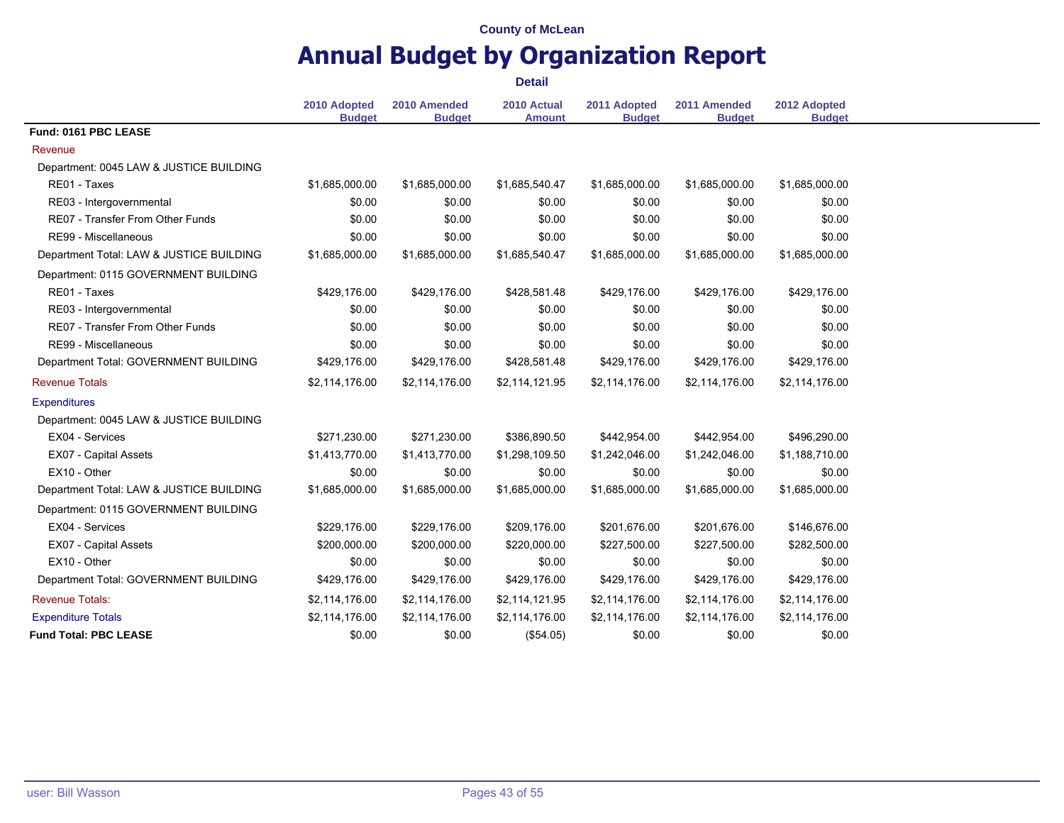County of McLean

# Annual Budget by Organization Report

**Detail**

| | 2010 Adopted Budget | 2010 Amended Budget | 2010 Actual Amount | 2011 Adopted Budget | 2011 Amended Budget | 2012 Adopted Budget |
|---|---|---|---|---|---|---|
| **Fund: 0161 PBC LEASE** | | | | | | |
| Revenue | | | | | | |
| Department: 0045 LAW & JUSTICE BUILDING | | | | | | |
| RE01 - Taxes | $1,685,000.00 | $1,685,000.00 | $1,685,540.47 | $1,685,000.00 | $1,685,000.00 | $1,685,000.00 |
| RE03 - Intergovernmental | $0.00 | $0.00 | $0.00 | $0.00 | $0.00 | $0.00 |
| RE07 - Transfer From Other Funds | $0.00 | $0.00 | $0.00 | $0.00 | $0.00 | $0.00 |
| RE99 - Miscellaneous | $0.00 | $0.00 | $0.00 | $0.00 | $0.00 | $0.00 |
| Department Total: LAW & JUSTICE BUILDING | $1,685,000.00 | $1,685,000.00 | $1,685,540.47 | $1,685,000.00 | $1,685,000.00 | $1,685,000.00 |
| Department: 0115 GOVERNMENT BUILDING | | | | | | |
| RE01 - Taxes | $429,176.00 | $429,176.00 | $428,581.48 | $429,176.00 | $429,176.00 | $429,176.00 |
| RE03 - Intergovernmental | $0.00 | $0.00 | $0.00 | $0.00 | $0.00 | $0.00 |
| RE07 - Transfer From Other Funds | $0.00 | $0.00 | $0.00 | $0.00 | $0.00 | $0.00 |
| RE99 - Miscellaneous | $0.00 | $0.00 | $0.00 | $0.00 | $0.00 | $0.00 |
| Department Total: GOVERNMENT BUILDING | $429,176.00 | $429,176.00 | $428,581.48 | $429,176.00 | $429,176.00 | $429,176.00 |
| Revenue Totals | $2,114,176.00 | $2,114,176.00 | $2,114,121.95 | $2,114,176.00 | $2,114,176.00 | $2,114,176.00 |
| Expenditures | | | | | | |
| Department: 0045 LAW & JUSTICE BUILDING | | | | | | |
| EX04 - Services | $271,230.00 | $271,230.00 | $386,890.50 | $442,954.00 | $442,954.00 | $496,290.00 |
| EX07 - Capital Assets | $1,413,770.00 | $1,413,770.00 | $1,298,109.50 | $1,242,046.00 | $1,242,046.00 | $1,188,710.00 |
| EX10 - Other | $0.00 | $0.00 | $0.00 | $0.00 | $0.00 | $0.00 |
| Department Total: LAW & JUSTICE BUILDING | $1,685,000.00 | $1,685,000.00 | $1,685,000.00 | $1,685,000.00 | $1,685,000.00 | $1,685,000.00 |
| Department: 0115 GOVERNMENT BUILDING | | | | | | |
| EX04 - Services | $229,176.00 | $229,176.00 | $209,176.00 | $201,676.00 | $201,676.00 | $146,676.00 |
| EX07 - Capital Assets | $200,000.00 | $200,000.00 | $220,000.00 | $227,500.00 | $227,500.00 | $282,500.00 |
| EX10 - Other | $0.00 | $0.00 | $0.00 | $0.00 | $0.00 | $0.00 |
| Department Total: GOVERNMENT BUILDING | $429,176.00 | $429,176.00 | $429,176.00 | $429,176.00 | $429,176.00 | $429,176.00 |
| Revenue Totals: | $2,114,176.00 | $2,114,176.00 | $2,114,121.95 | $2,114,176.00 | $2,114,176.00 | $2,114,176.00 |
| Expenditure Totals | $2,114,176.00 | $2,114,176.00 | $2,114,176.00 | $2,114,176.00 | $2,114,176.00 | $2,114,176.00 |
| **Fund Total: PBC LEASE** | $0.00 | $0.00 | ($54.05) | $0.00 | $0.00 | $0.00 |

user: Bill Wasson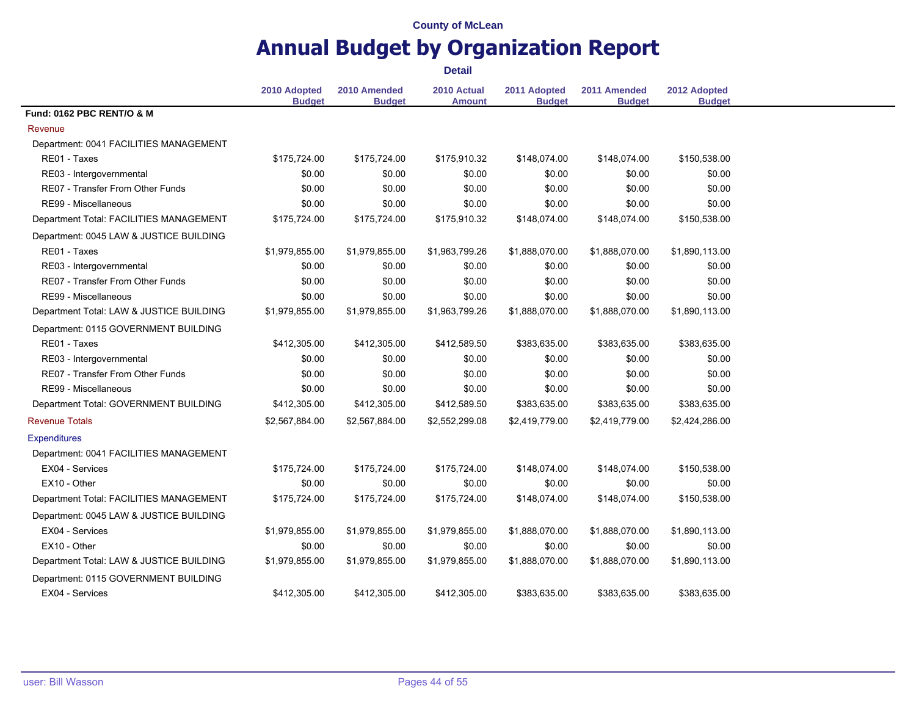County of McLean

# Annual Budget by Organization Report

**Detail**

| | 2010 Adopted Budget | 2010 Amended Budget | 2010 Actual Amount | 2011 Adopted Budget | 2011 Amended Budget | 2012 Adopted Budget |
|---|---|---|---|---|---|---|
| **Fund: 0162 PBC RENT/O & M** | | | | | | |
| Revenue | | | | | | |
| Department: 0041 FACILITIES MANAGEMENT | | | | | | |
| RE01 - Taxes | $175,724.00 | $175,724.00 | $175,910.32 | $148,074.00 | $148,074.00 | $150,538.00 |
| RE03 - Intergovernmental | $0.00 | $0.00 | $0.00 | $0.00 | $0.00 | $0.00 |
| RE07 - Transfer From Other Funds | $0.00 | $0.00 | $0.00 | $0.00 | $0.00 | $0.00 |
| RE99 - Miscellaneous | $0.00 | $0.00 | $0.00 | $0.00 | $0.00 | $0.00 |
| Department Total: FACILITIES MANAGEMENT | $175,724.00 | $175,724.00 | $175,910.32 | $148,074.00 | $148,074.00 | $150,538.00 |
| Department: 0045 LAW & JUSTICE BUILDING | | | | | | |
| RE01 - Taxes | $1,979,855.00 | $1,979,855.00 | $1,963,799.26 | $1,888,070.00 | $1,888,070.00 | $1,890,113.00 |
| RE03 - Intergovernmental | $0.00 | $0.00 | $0.00 | $0.00 | $0.00 | $0.00 |
| RE07 - Transfer From Other Funds | $0.00 | $0.00 | $0.00 | $0.00 | $0.00 | $0.00 |
| RE99 - Miscellaneous | $0.00 | $0.00 | $0.00 | $0.00 | $0.00 | $0.00 |
| Department Total: LAW & JUSTICE BUILDING | $1,979,855.00 | $1,979,855.00 | $1,963,799.26 | $1,888,070.00 | $1,888,070.00 | $1,890,113.00 |
| Department: 0115 GOVERNMENT BUILDING | | | | | | |
| RE01 - Taxes | $412,305.00 | $412,305.00 | $412,589.50 | $383,635.00 | $383,635.00 | $383,635.00 |
| RE03 - Intergovernmental | $0.00 | $0.00 | $0.00 | $0.00 | $0.00 | $0.00 |
| RE07 - Transfer From Other Funds | $0.00 | $0.00 | $0.00 | $0.00 | $0.00 | $0.00 |
| RE99 - Miscellaneous | $0.00 | $0.00 | $0.00 | $0.00 | $0.00 | $0.00 |
| Department Total: GOVERNMENT BUILDING | $412,305.00 | $412,305.00 | $412,589.50 | $383,635.00 | $383,635.00 | $383,635.00 |
| Revenue Totals | $2,567,884.00 | $2,567,884.00 | $2,552,299.08 | $2,419,779.00 | $2,419,779.00 | $2,424,286.00 |
| Expenditures | | | | | | |
| Department: 0041 FACILITIES MANAGEMENT | | | | | | |
| EX04 - Services | $175,724.00 | $175,724.00 | $175,724.00 | $148,074.00 | $148,074.00 | $150,538.00 |
| EX10 - Other | $0.00 | $0.00 | $0.00 | $0.00 | $0.00 | $0.00 |
| Department Total: FACILITIES MANAGEMENT | $175,724.00 | $175,724.00 | $175,724.00 | $148,074.00 | $148,074.00 | $150,538.00 |
| Department: 0045 LAW & JUSTICE BUILDING | | | | | | |
| EX04 - Services | $1,979,855.00 | $1,979,855.00 | $1,979,855.00 | $1,888,070.00 | $1,888,070.00 | $1,890,113.00 |
| EX10 - Other | $0.00 | $0.00 | $0.00 | $0.00 | $0.00 | $0.00 |
| Department Total: LAW & JUSTICE BUILDING | $1,979,855.00 | $1,979,855.00 | $1,979,855.00 | $1,888,070.00 | $1,888,070.00 | $1,890,113.00 |
| Department: 0115 GOVERNMENT BUILDING | | | | | | |
| EX04 - Services | $412,305.00 | $412,305.00 | $412,305.00 | $383,635.00 | $383,635.00 | $383,635.00 |

user: Bill Wasson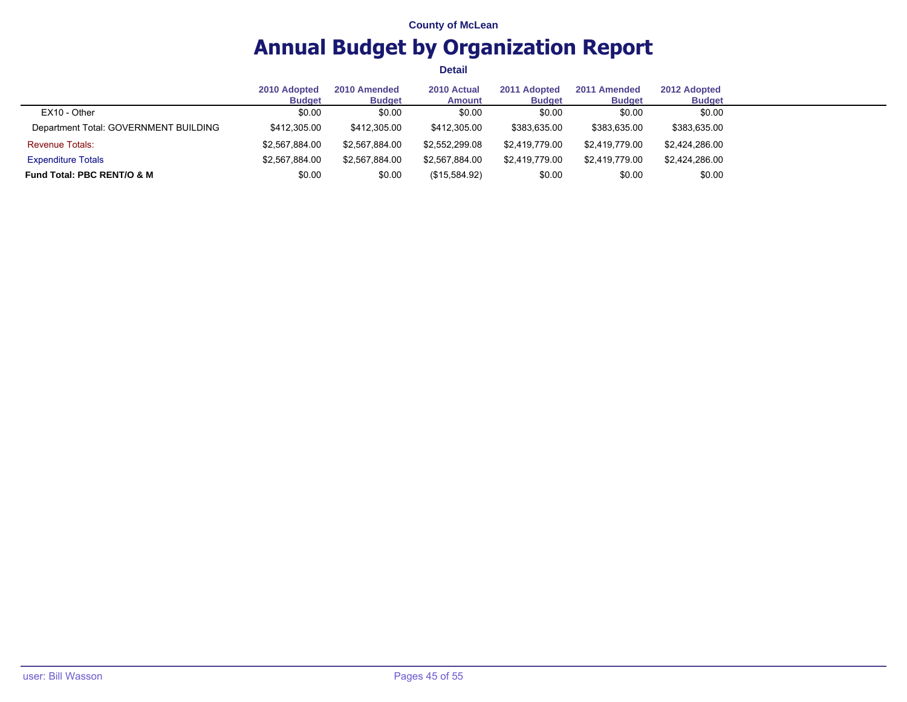County of McLean

# Annual Budget by Organization Report

Detail

| | 2010 Adopted Budget | 2010 Amended Budget | 2010 Actual Amount | 2011 Adopted Budget | 2011 Amended Budget | 2012 Adopted Budget |
|---|---|---|---|---|---|---|
| EX10 - Other | $0.00 | $0.00 | $0.00 | $0.00 | $0.00 | $0.00 |
| Department Total: GOVERNMENT BUILDING | $412,305.00 | $412,305.00 | $412,305.00 | $383,635.00 | $383,635.00 | $383,635.00 |
| Revenue Totals: | $2,567,884.00 | $2,567,884.00 | $2,552,299.08 | $2,419,779.00 | $2,419,779.00 | $2,424,286.00 |
| Expenditure Totals | $2,567,884.00 | $2,567,884.00 | $2,567,884.00 | $2,419,779.00 | $2,419,779.00 | $2,424,286.00 |
| **Fund Total: PBC RENT/O & M** | $0.00 | $0.00 | ($15,584.92) | $0.00 | $0.00 | $0.00 |

user: Bill Wasson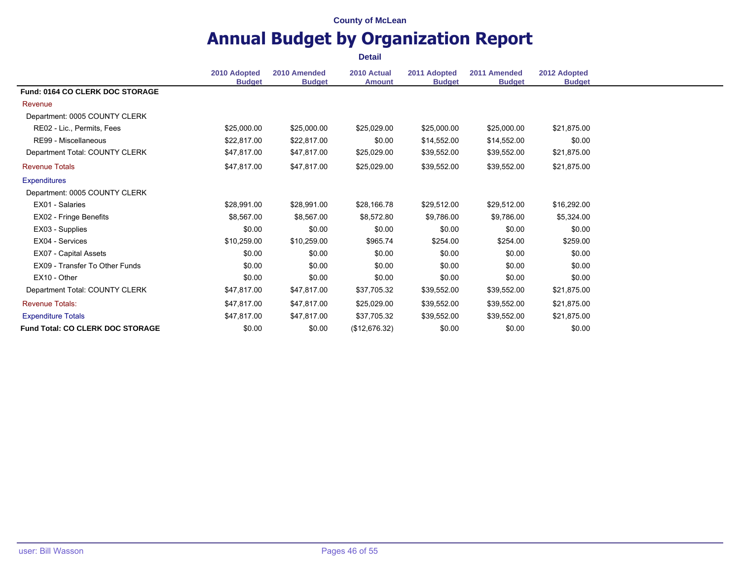County of McLean

# Annual Budget by Organization Report

**Detail**

| | 2010 Adopted Budget | 2010 Amended Budget | 2010 Actual Amount | 2011 Adopted Budget | 2011 Amended Budget | 2012 Adopted Budget |
|---|---|---|---|---|---|---|
| **Fund: 0164 CO CLERK DOC STORAGE** | | | | | | |
| Revenue | | | | | | |
| Department: 0005 COUNTY CLERK | | | | | | |
| RE02 - Lic., Permits, Fees | $25,000.00 | $25,000.00 | $25,029.00 | $25,000.00 | $25,000.00 | $21,875.00 |
| RE99 - Miscellaneous | $22,817.00 | $22,817.00 | $0.00 | $14,552.00 | $14,552.00 | $0.00 |
| Department Total: COUNTY CLERK | $47,817.00 | $47,817.00 | $25,029.00 | $39,552.00 | $39,552.00 | $21,875.00 |
| Revenue Totals | $47,817.00 | $47,817.00 | $25,029.00 | $39,552.00 | $39,552.00 | $21,875.00 |
| Expenditures | | | | | | |
| Department: 0005 COUNTY CLERK | | | | | | |
| EX01 - Salaries | $28,991.00 | $28,991.00 | $28,166.78 | $29,512.00 | $29,512.00 | $16,292.00 |
| EX02 - Fringe Benefits | $8,567.00 | $8,567.00 | $8,572.80 | $9,786.00 | $9,786.00 | $5,324.00 |
| EX03 - Supplies | $0.00 | $0.00 | $0.00 | $0.00 | $0.00 | $0.00 |
| EX04 - Services | $10,259.00 | $10,259.00 | $965.74 | $254.00 | $254.00 | $259.00 |
| EX07 - Capital Assets | $0.00 | $0.00 | $0.00 | $0.00 | $0.00 | $0.00 |
| EX09 - Transfer To Other Funds | $0.00 | $0.00 | $0.00 | $0.00 | $0.00 | $0.00 |
| EX10 - Other | $0.00 | $0.00 | $0.00 | $0.00 | $0.00 | $0.00 |
| Department Total: COUNTY CLERK | $47,817.00 | $47,817.00 | $37,705.32 | $39,552.00 | $39,552.00 | $21,875.00 |
| Revenue Totals: | $47,817.00 | $47,817.00 | $25,029.00 | $39,552.00 | $39,552.00 | $21,875.00 |
| Expenditure Totals | $47,817.00 | $47,817.00 | $37,705.32 | $39,552.00 | $39,552.00 | $21,875.00 |
| **Fund Total: CO CLERK DOC STORAGE** | $0.00 | $0.00 | ($12,676.32) | $0.00 | $0.00 | $0.00 |

user: Bill Wasson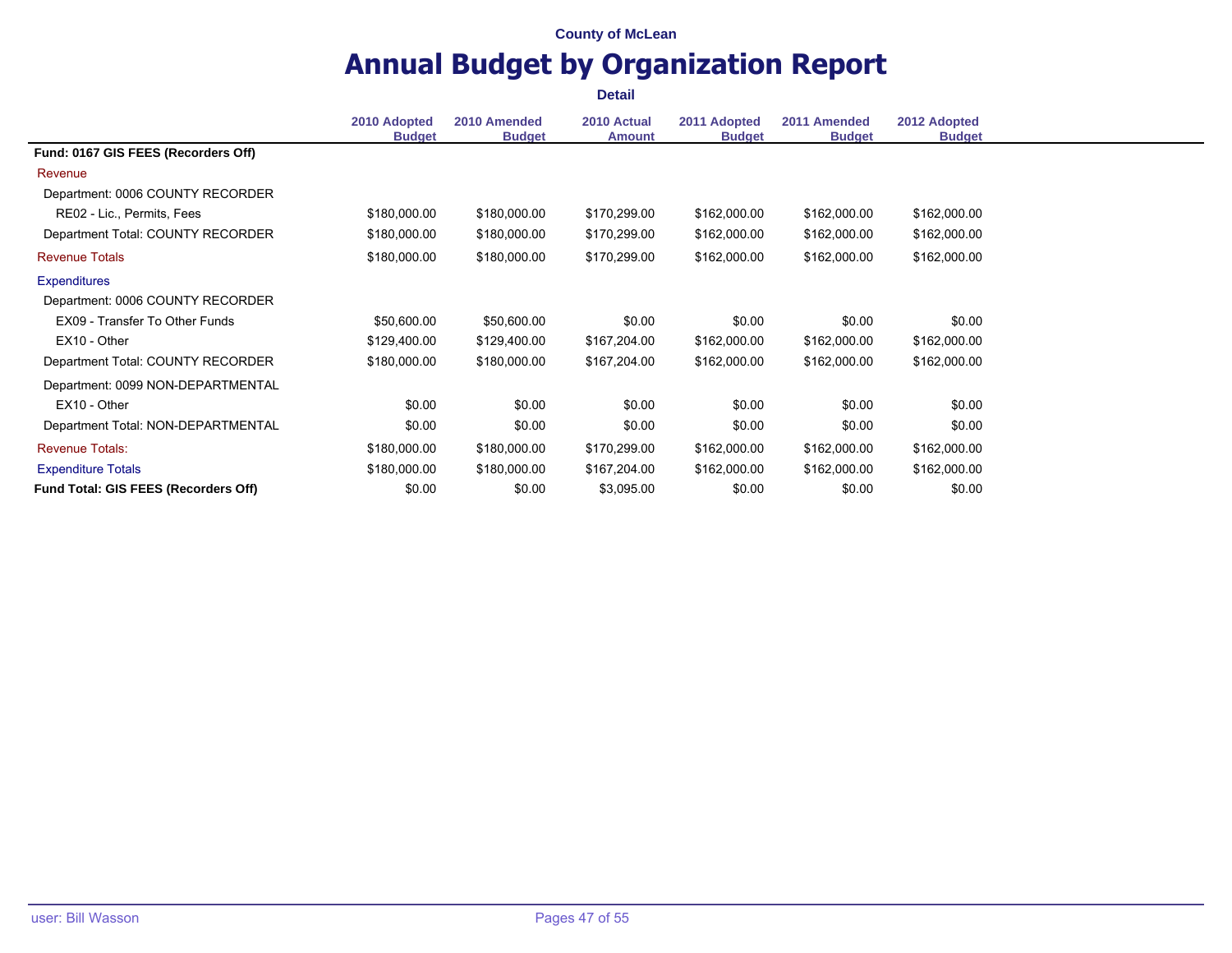County of McLean

# Annual Budget by Organization Report

**Detail**

| | 2010 Adopted Budget | 2010 Amended Budget | 2010 Actual Amount | 2011 Adopted Budget | 2011 Amended Budget | 2012 Adopted Budget |
|---|---|---|---|---|---|---|
| **Fund: 0167 GIS FEES (Recorders Off)** | | | | | | |
| Revenue | | | | | | |
| Department: 0006 COUNTY RECORDER | | | | | | |
| RE02 - Lic., Permits, Fees | $180,000.00 | $180,000.00 | $170,299.00 | $162,000.00 | $162,000.00 | $162,000.00 |
| Department Total: COUNTY RECORDER | $180,000.00 | $180,000.00 | $170,299.00 | $162,000.00 | $162,000.00 | $162,000.00 |
| Revenue Totals | $180,000.00 | $180,000.00 | $170,299.00 | $162,000.00 | $162,000.00 | $162,000.00 |
| Expenditures | | | | | | |
| Department: 0006 COUNTY RECORDER | | | | | | |
| EX09 - Transfer To Other Funds | $50,600.00 | $50,600.00 | $0.00 | $0.00 | $0.00 | $0.00 |
| EX10 - Other | $129,400.00 | $129,400.00 | $167,204.00 | $162,000.00 | $162,000.00 | $162,000.00 |
| Department Total: COUNTY RECORDER | $180,000.00 | $180,000.00 | $167,204.00 | $162,000.00 | $162,000.00 | $162,000.00 |
| Department: 0099 NON-DEPARTMENTAL | | | | | | |
| EX10 - Other | $0.00 | $0.00 | $0.00 | $0.00 | $0.00 | $0.00 |
| Department Total: NON-DEPARTMENTAL | $0.00 | $0.00 | $0.00 | $0.00 | $0.00 | $0.00 |
| Revenue Totals: | $180,000.00 | $180,000.00 | $170,299.00 | $162,000.00 | $162,000.00 | $162,000.00 |
| Expenditure Totals | $180,000.00 | $180,000.00 | $167,204.00 | $162,000.00 | $162,000.00 | $162,000.00 |
| **Fund Total: GIS FEES (Recorders Off)** | $0.00 | $0.00 | $3,095.00 | $0.00 | $0.00 | $0.00 |

user: Bill Wasson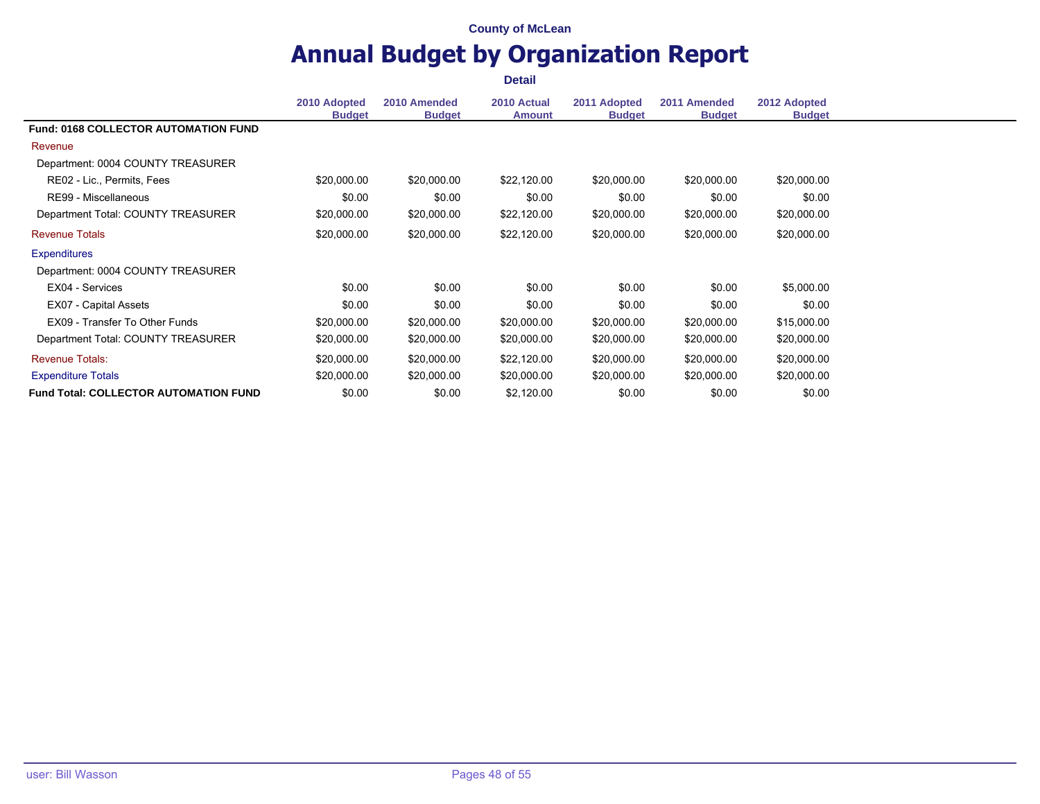County of McLean

# Annual Budget by Organization Report

**Detail**

| | 2010 Adopted Budget | 2010 Amended Budget | 2010 Actual Amount | 2011 Adopted Budget | 2011 Amended Budget | 2012 Adopted Budget |
|---|---|---|---|---|---|---|
| **Fund: 0168 COLLECTOR AUTOMATION FUND** | | | | | | |
| Revenue | | | | | | |
| Department: 0004 COUNTY TREASURER | | | | | | |
| RE02 - Lic., Permits, Fees | $20,000.00 | $20,000.00 | $22,120.00 | $20,000.00 | $20,000.00 | $20,000.00 |
| RE99 - Miscellaneous | $0.00 | $0.00 | $0.00 | $0.00 | $0.00 | $0.00 |
| Department Total: COUNTY TREASURER | $20,000.00 | $20,000.00 | $22,120.00 | $20,000.00 | $20,000.00 | $20,000.00 |
| Revenue Totals | $20,000.00 | $20,000.00 | $22,120.00 | $20,000.00 | $20,000.00 | $20,000.00 |
| Expenditures | | | | | | |
| Department: 0004 COUNTY TREASURER | | | | | | |
| EX04 - Services | $0.00 | $0.00 | $0.00 | $0.00 | $0.00 | $5,000.00 |
| EX07 - Capital Assets | $0.00 | $0.00 | $0.00 | $0.00 | $0.00 | $0.00 |
| EX09 - Transfer To Other Funds | $20,000.00 | $20,000.00 | $20,000.00 | $20,000.00 | $20,000.00 | $15,000.00 |
| Department Total: COUNTY TREASURER | $20,000.00 | $20,000.00 | $20,000.00 | $20,000.00 | $20,000.00 | $20,000.00 |
| Revenue Totals: | $20,000.00 | $20,000.00 | $22,120.00 | $20,000.00 | $20,000.00 | $20,000.00 |
| Expenditure Totals | $20,000.00 | $20,000.00 | $20,000.00 | $20,000.00 | $20,000.00 | $20,000.00 |
| **Fund Total: COLLECTOR AUTOMATION FUND** | $0.00 | $0.00 | $2,120.00 | $0.00 | $0.00 | $0.00 |

user: Bill Wasson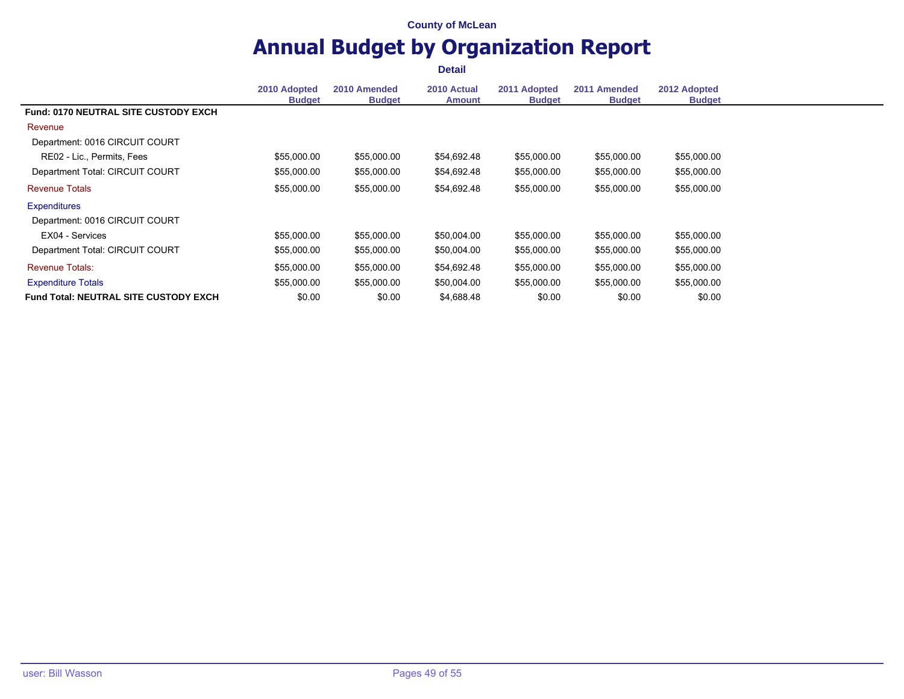County of McLean

# Annual Budget by Organization Report

Detail

| | 2010 Adopted Budget | 2010 Amended Budget | 2010 Actual Amount | 2011 Adopted Budget | 2011 Amended Budget | 2012 Adopted Budget |
|---|---|---|---|---|---|---|
| **Fund: 0170 NEUTRAL SITE CUSTODY EXCH** | | | | | | |
| Revenue | | | | | | |
| Department: 0016 CIRCUIT COURT | | | | | | |
| RE02 - Lic., Permits, Fees | $55,000.00 | $55,000.00 | $54,692.48 | $55,000.00 | $55,000.00 | $55,000.00 |
| Department Total: CIRCUIT COURT | $55,000.00 | $55,000.00 | $54,692.48 | $55,000.00 | $55,000.00 | $55,000.00 |
| Revenue Totals | $55,000.00 | $55,000.00 | $54,692.48 | $55,000.00 | $55,000.00 | $55,000.00 |
| Expenditures | | | | | | |
| Department: 0016 CIRCUIT COURT | | | | | | |
| EX04 - Services | $55,000.00 | $55,000.00 | $50,004.00 | $55,000.00 | $55,000.00 | $55,000.00 |
| Department Total: CIRCUIT COURT | $55,000.00 | $55,000.00 | $50,004.00 | $55,000.00 | $55,000.00 | $55,000.00 |
| Revenue Totals: | $55,000.00 | $55,000.00 | $54,692.48 | $55,000.00 | $55,000.00 | $55,000.00 |
| Expenditure Totals | $55,000.00 | $55,000.00 | $50,004.00 | $55,000.00 | $55,000.00 | $55,000.00 |
| **Fund Total: NEUTRAL SITE CUSTODY EXCH** | $0.00 | $0.00 | $4,688.48 | $0.00 | $0.00 | $0.00 |

user: Bill Wasson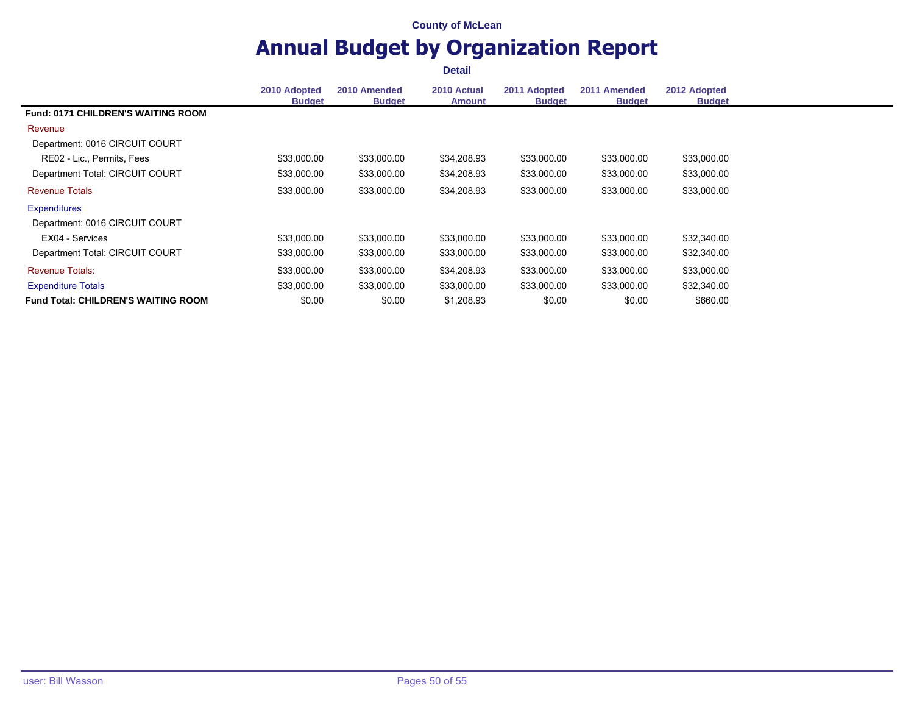County of McLean

# Annual Budget by Organization Report

**Detail**

| | 2010 Adopted Budget | 2010 Amended Budget | 2010 Actual Amount | 2011 Adopted Budget | 2011 Amended Budget | 2012 Adopted Budget |
|---|---|---|---|---|---|---|
| **Fund: 0171 CHILDREN'S WAITING ROOM** | | | | | | |
| Revenue | | | | | | |
| Department: 0016 CIRCUIT COURT | | | | | | |
| RE02 - Lic., Permits, Fees | $33,000.00 | $33,000.00 | $34,208.93 | $33,000.00 | $33,000.00 | $33,000.00 |
| Department Total: CIRCUIT COURT | $33,000.00 | $33,000.00 | $34,208.93 | $33,000.00 | $33,000.00 | $33,000.00 |
| Revenue Totals | $33,000.00 | $33,000.00 | $34,208.93 | $33,000.00 | $33,000.00 | $33,000.00 |
| Expenditures | | | | | | |
| Department: 0016 CIRCUIT COURT | | | | | | |
| EX04 - Services | $33,000.00 | $33,000.00 | $33,000.00 | $33,000.00 | $33,000.00 | $32,340.00 |
| Department Total: CIRCUIT COURT | $33,000.00 | $33,000.00 | $33,000.00 | $33,000.00 | $33,000.00 | $32,340.00 |
| Revenue Totals: | $33,000.00 | $33,000.00 | $34,208.93 | $33,000.00 | $33,000.00 | $33,000.00 |
| Expenditure Totals | $33,000.00 | $33,000.00 | $33,000.00 | $33,000.00 | $33,000.00 | $32,340.00 |
| **Fund Total: CHILDREN'S WAITING ROOM** | $0.00 | $0.00 | $1,208.93 | $0.00 | $0.00 | $660.00 |

user: Bill Wasson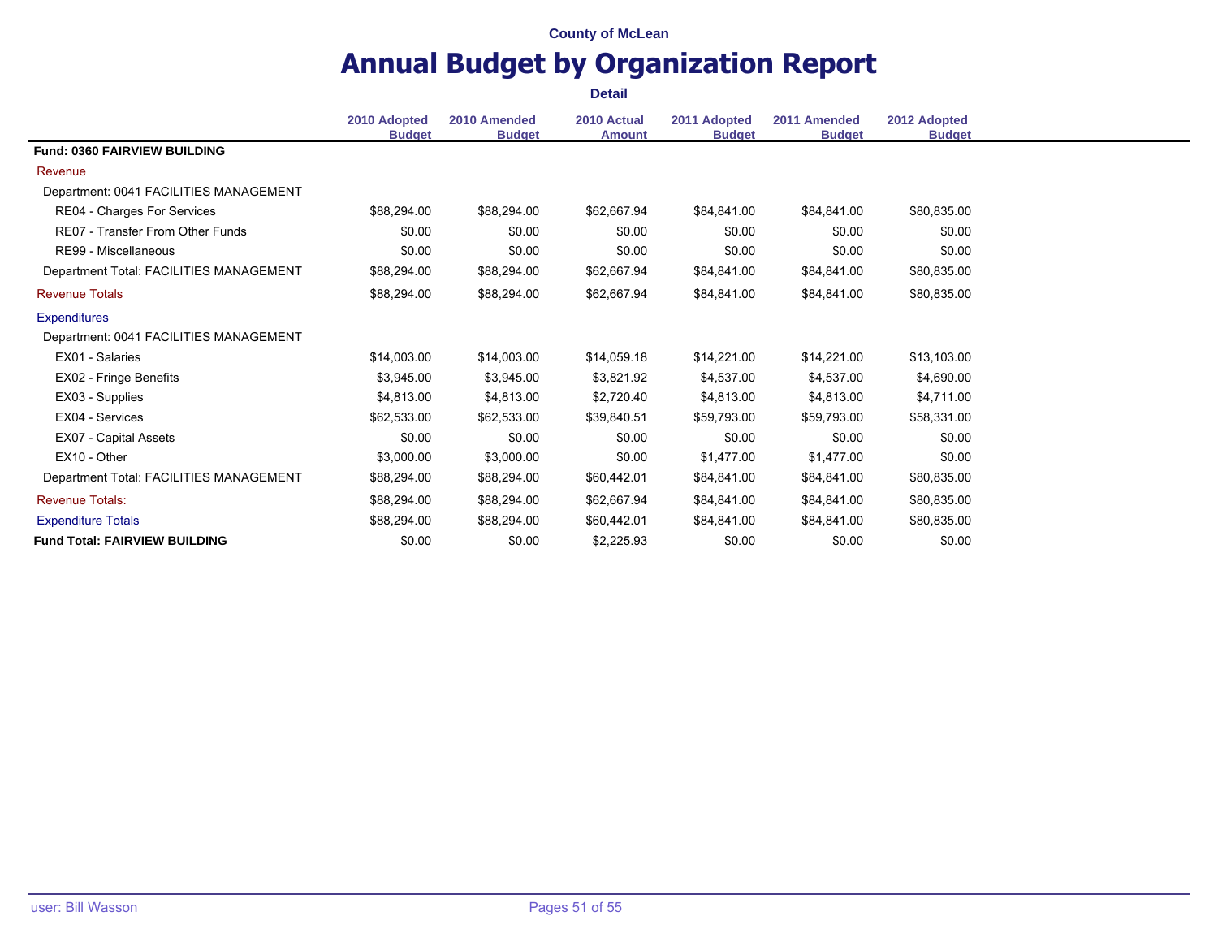County of McLean

# Annual Budget by Organization Report

**Detail**

| | 2010 Adopted Budget | 2010 Amended Budget | 2010 Actual Amount | 2011 Adopted Budget | 2011 Amended Budget | 2012 Adopted Budget |
|---|---|---|---|---|---|---|
| **Fund: 0360 FAIRVIEW BUILDING** | | | | | | |
| Revenue | | | | | | |
| Department: 0041 FACILITIES MANAGEMENT | | | | | | |
| RE04 - Charges For Services | $88,294.00 | $88,294.00 | $62,667.94 | $84,841.00 | $84,841.00 | $80,835.00 |
| RE07 - Transfer From Other Funds | $0.00 | $0.00 | $0.00 | $0.00 | $0.00 | $0.00 |
| RE99 - Miscellaneous | $0.00 | $0.00 | $0.00 | $0.00 | $0.00 | $0.00 |
| Department Total: FACILITIES MANAGEMENT | $88,294.00 | $88,294.00 | $62,667.94 | $84,841.00 | $84,841.00 | $80,835.00 |
| Revenue Totals | $88,294.00 | $88,294.00 | $62,667.94 | $84,841.00 | $84,841.00 | $80,835.00 |
| Expenditures | | | | | | |
| Department: 0041 FACILITIES MANAGEMENT | | | | | | |
| EX01 - Salaries | $14,003.00 | $14,003.00 | $14,059.18 | $14,221.00 | $14,221.00 | $13,103.00 |
| EX02 - Fringe Benefits | $3,945.00 | $3,945.00 | $3,821.92 | $4,537.00 | $4,537.00 | $4,690.00 |
| EX03 - Supplies | $4,813.00 | $4,813.00 | $2,720.40 | $4,813.00 | $4,813.00 | $4,711.00 |
| EX04 - Services | $62,533.00 | $62,533.00 | $39,840.51 | $59,793.00 | $59,793.00 | $58,331.00 |
| EX07 - Capital Assets | $0.00 | $0.00 | $0.00 | $0.00 | $0.00 | $0.00 |
| EX10 - Other | $3,000.00 | $3,000.00 | $0.00 | $1,477.00 | $1,477.00 | $0.00 |
| Department Total: FACILITIES MANAGEMENT | $88,294.00 | $88,294.00 | $60,442.01 | $84,841.00 | $84,841.00 | $80,835.00 |
| Revenue Totals: | $88,294.00 | $88,294.00 | $62,667.94 | $84,841.00 | $84,841.00 | $80,835.00 |
| Expenditure Totals | $88,294.00 | $88,294.00 | $60,442.01 | $84,841.00 | $84,841.00 | $80,835.00 |
| **Fund Total: FAIRVIEW BUILDING** | $0.00 | $0.00 | $2,225.93 | $0.00 | $0.00 | $0.00 |

user: Bill Wasson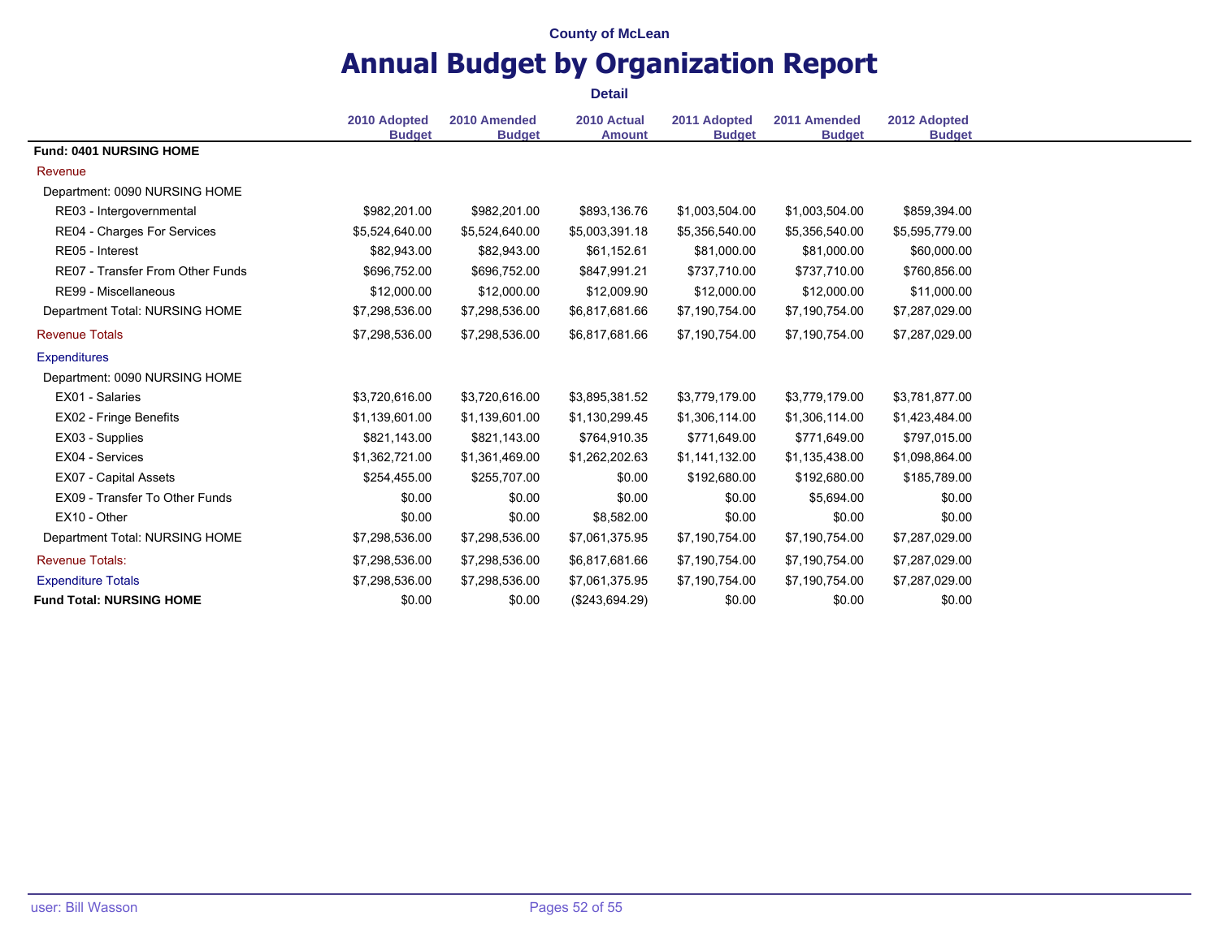County of McLean

# Annual Budget by Organization Report

**Detail**

| | 2010 Adopted Budget | 2010 Amended Budget | 2010 Actual Amount | 2011 Adopted Budget | 2011 Amended Budget | 2012 Adopted Budget |
|---|---|---|---|---|---|---|
| **Fund: 0401 NURSING HOME** | | | | | | |
| Revenue | | | | | | |
| Department: 0090 NURSING HOME | | | | | | |
| RE03 - Intergovernmental | $982,201.00 | $982,201.00 | $893,136.76 | $1,003,504.00 | $1,003,504.00 | $859,394.00 |
| RE04 - Charges For Services | $5,524,640.00 | $5,524,640.00 | $5,003,391.18 | $5,356,540.00 | $5,356,540.00 | $5,595,779.00 |
| RE05 - Interest | $82,943.00 | $82,943.00 | $61,152.61 | $81,000.00 | $81,000.00 | $60,000.00 |
| RE07 - Transfer From Other Funds | $696,752.00 | $696,752.00 | $847,991.21 | $737,710.00 | $737,710.00 | $760,856.00 |
| RE99 - Miscellaneous | $12,000.00 | $12,000.00 | $12,009.90 | $12,000.00 | $12,000.00 | $11,000.00 |
| Department Total: NURSING HOME | $7,298,536.00 | $7,298,536.00 | $6,817,681.66 | $7,190,754.00 | $7,190,754.00 | $7,287,029.00 |
| Revenue Totals | $7,298,536.00 | $7,298,536.00 | $6,817,681.66 | $7,190,754.00 | $7,190,754.00 | $7,287,029.00 |
| Expenditures | | | | | | |
| Department: 0090 NURSING HOME | | | | | | |
| EX01 - Salaries | $3,720,616.00 | $3,720,616.00 | $3,895,381.52 | $3,779,179.00 | $3,779,179.00 | $3,781,877.00 |
| EX02 - Fringe Benefits | $1,139,601.00 | $1,139,601.00 | $1,130,299.45 | $1,306,114.00 | $1,306,114.00 | $1,423,484.00 |
| EX03 - Supplies | $821,143.00 | $821,143.00 | $764,910.35 | $771,649.00 | $771,649.00 | $797,015.00 |
| EX04 - Services | $1,362,721.00 | $1,361,469.00 | $1,262,202.63 | $1,141,132.00 | $1,135,438.00 | $1,098,864.00 |
| EX07 - Capital Assets | $254,455.00 | $255,707.00 | $0.00 | $192,680.00 | $192,680.00 | $185,789.00 |
| EX09 - Transfer To Other Funds | $0.00 | $0.00 | $0.00 | $0.00 | $5,694.00 | $0.00 |
| EX10 - Other | $0.00 | $0.00 | $8,582.00 | $0.00 | $0.00 | $0.00 |
| Department Total: NURSING HOME | $7,298,536.00 | $7,298,536.00 | $7,061,375.95 | $7,190,754.00 | $7,190,754.00 | $7,287,029.00 |
| Revenue Totals: | $7,298,536.00 | $7,298,536.00 | $6,817,681.66 | $7,190,754.00 | $7,190,754.00 | $7,287,029.00 |
| Expenditure Totals | $7,298,536.00 | $7,298,536.00 | $7,061,375.95 | $7,190,754.00 | $7,190,754.00 | $7,287,029.00 |
| **Fund Total: NURSING HOME** | $0.00 | $0.00 | ($243,694.29) | $0.00 | $0.00 | $0.00 |

user: Bill Wasson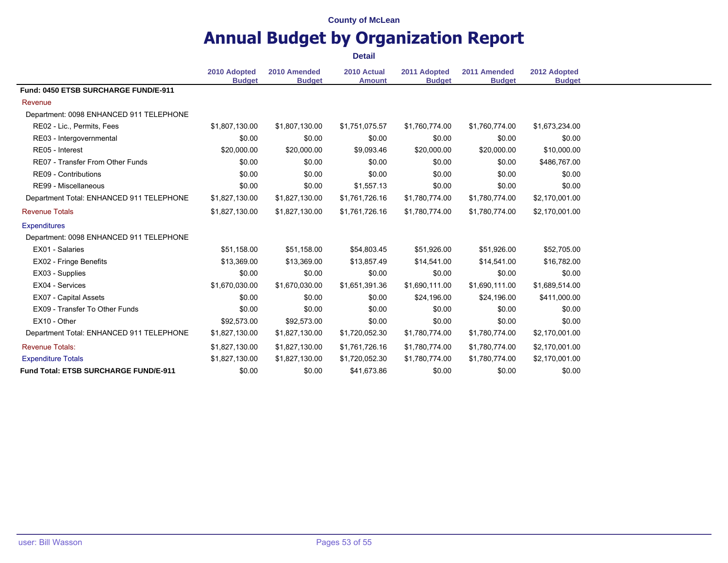County of McLean

# Annual Budget by Organization Report

**Detail**

| | 2010 Adopted Budget | 2010 Amended Budget | 2010 Actual Amount | 2011 Adopted Budget | 2011 Amended Budget | 2012 Adopted Budget |
|---|---|---|---|---|---|---|
| **Fund: 0450 ETSB SURCHARGE FUND/E-911** | | | | | | |
| Revenue | | | | | | |
| Department: 0098 ENHANCED 911 TELEPHONE | | | | | | |
| RE02 - Lic., Permits, Fees | $1,807,130.00 | $1,807,130.00 | $1,751,075.57 | $1,760,774.00 | $1,760,774.00 | $1,673,234.00 |
| RE03 - Intergovernmental | $0.00 | $0.00 | $0.00 | $0.00 | $0.00 | $0.00 |
| RE05 - Interest | $20,000.00 | $20,000.00 | $9,093.46 | $20,000.00 | $20,000.00 | $10,000.00 |
| RE07 - Transfer From Other Funds | $0.00 | $0.00 | $0.00 | $0.00 | $0.00 | $486,767.00 |
| RE09 - Contributions | $0.00 | $0.00 | $0.00 | $0.00 | $0.00 | $0.00 |
| RE99 - Miscellaneous | $0.00 | $0.00 | $1,557.13 | $0.00 | $0.00 | $0.00 |
| Department Total: ENHANCED 911 TELEPHONE | $1,827,130.00 | $1,827,130.00 | $1,761,726.16 | $1,780,774.00 | $1,780,774.00 | $2,170,001.00 |
| Revenue Totals | $1,827,130.00 | $1,827,130.00 | $1,761,726.16 | $1,780,774.00 | $1,780,774.00 | $2,170,001.00 |
| Expenditures | | | | | | |
| Department: 0098 ENHANCED 911 TELEPHONE | | | | | | |
| EX01 - Salaries | $51,158.00 | $51,158.00 | $54,803.45 | $51,926.00 | $51,926.00 | $52,705.00 |
| EX02 - Fringe Benefits | $13,369.00 | $13,369.00 | $13,857.49 | $14,541.00 | $14,541.00 | $16,782.00 |
| EX03 - Supplies | $0.00 | $0.00 | $0.00 | $0.00 | $0.00 | $0.00 |
| EX04 - Services | $1,670,030.00 | $1,670,030.00 | $1,651,391.36 | $1,690,111.00 | $1,690,111.00 | $1,689,514.00 |
| EX07 - Capital Assets | $0.00 | $0.00 | $0.00 | $24,196.00 | $24,196.00 | $411,000.00 |
| EX09 - Transfer To Other Funds | $0.00 | $0.00 | $0.00 | $0.00 | $0.00 | $0.00 |
| EX10 - Other | $92,573.00 | $92,573.00 | $0.00 | $0.00 | $0.00 | $0.00 |
| Department Total: ENHANCED 911 TELEPHONE | $1,827,130.00 | $1,827,130.00 | $1,720,052.30 | $1,780,774.00 | $1,780,774.00 | $2,170,001.00 |
| Revenue Totals: | $1,827,130.00 | $1,827,130.00 | $1,761,726.16 | $1,780,774.00 | $1,780,774.00 | $2,170,001.00 |
| Expenditure Totals | $1,827,130.00 | $1,827,130.00 | $1,720,052.30 | $1,780,774.00 | $1,780,774.00 | $2,170,001.00 |
| **Fund Total: ETSB SURCHARGE FUND/E-911** | $0.00 | $0.00 | $41,673.86 | $0.00 | $0.00 | $0.00 |

user: Bill Wasson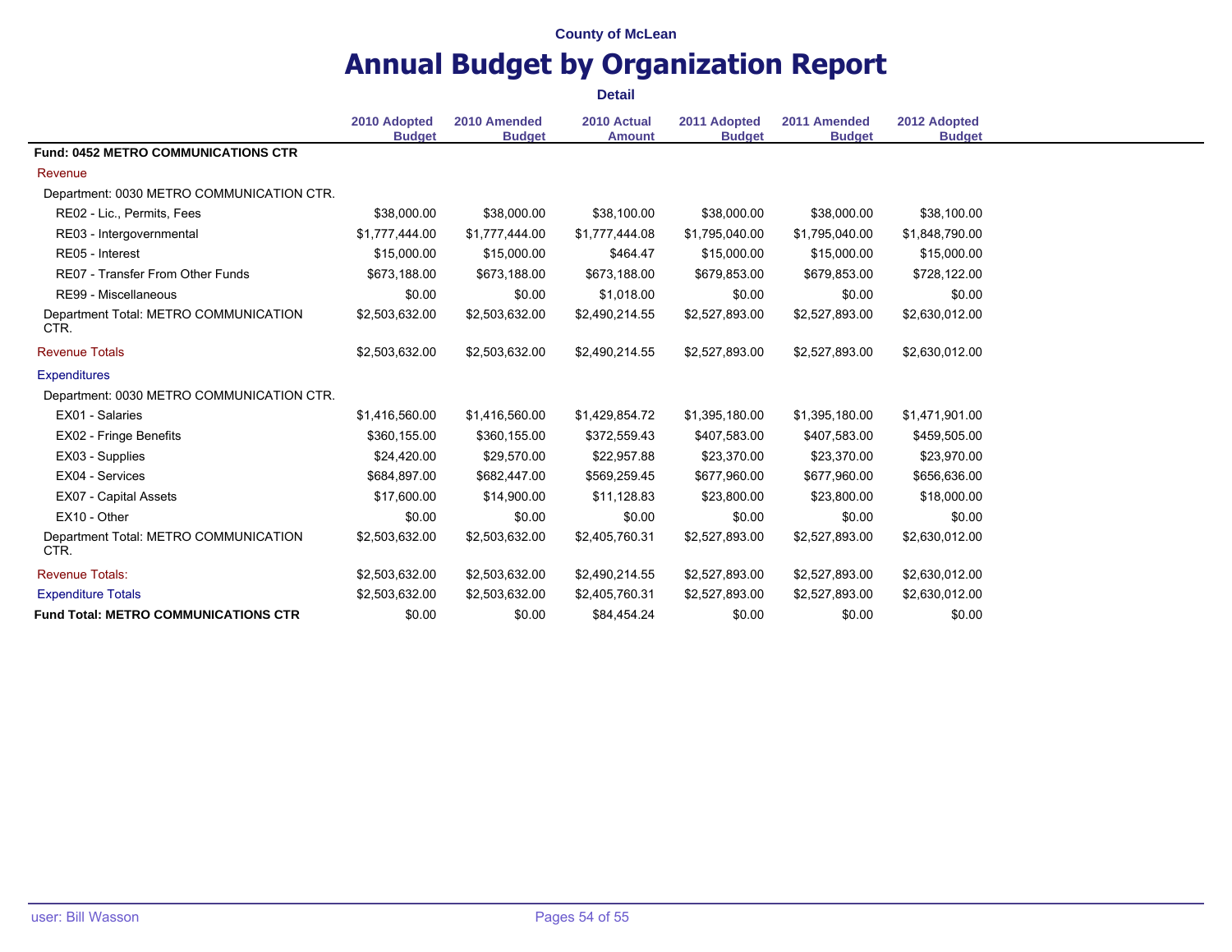County of McLean

# Annual Budget by Organization Report

**Detail**

| | 2010 Adopted Budget | 2010 Amended Budget | 2010 Actual Amount | 2011 Adopted Budget | 2011 Amended Budget | 2012 Adopted Budget |
|---|---|---|---|---|---|---|
| **Fund: 0452 METRO COMMUNICATIONS CTR** | | | | | | |
| Revenue | | | | | | |
| Department: 0030 METRO COMMUNICATION CTR. | | | | | | |
| RE02 - Lic., Permits, Fees | $38,000.00 | $38,000.00 | $38,100.00 | $38,000.00 | $38,000.00 | $38,100.00 |
| RE03 - Intergovernmental | $1,777,444.00 | $1,777,444.00 | $1,777,444.08 | $1,795,040.00 | $1,795,040.00 | $1,848,790.00 |
| RE05 - Interest | $15,000.00 | $15,000.00 | $464.47 | $15,000.00 | $15,000.00 | $15,000.00 |
| RE07 - Transfer From Other Funds | $673,188.00 | $673,188.00 | $673,188.00 | $679,853.00 | $679,853.00 | $728,122.00 |
| RE99 - Miscellaneous | $0.00 | $0.00 | $1,018.00 | $0.00 | $0.00 | $0.00 |
| Department Total: METRO COMMUNICATION CTR. | $2,503,632.00 | $2,503,632.00 | $2,490,214.55 | $2,527,893.00 | $2,527,893.00 | $2,630,012.00 |
| Revenue Totals | $2,503,632.00 | $2,503,632.00 | $2,490,214.55 | $2,527,893.00 | $2,527,893.00 | $2,630,012.00 |
| Expenditures | | | | | | |
| Department: 0030 METRO COMMUNICATION CTR. | | | | | | |
| EX01 - Salaries | $1,416,560.00 | $1,416,560.00 | $1,429,854.72 | $1,395,180.00 | $1,395,180.00 | $1,471,901.00 |
| EX02 - Fringe Benefits | $360,155.00 | $360,155.00 | $372,559.43 | $407,583.00 | $407,583.00 | $459,505.00 |
| EX03 - Supplies | $24,420.00 | $29,570.00 | $22,957.88 | $23,370.00 | $23,370.00 | $23,970.00 |
| EX04 - Services | $684,897.00 | $682,447.00 | $569,259.45 | $677,960.00 | $677,960.00 | $656,636.00 |
| EX07 - Capital Assets | $17,600.00 | $14,900.00 | $11,128.83 | $23,800.00 | $23,800.00 | $18,000.00 |
| EX10 - Other | $0.00 | $0.00 | $0.00 | $0.00 | $0.00 | $0.00 |
| Department Total: METRO COMMUNICATION CTR. | $2,503,632.00 | $2,503,632.00 | $2,405,760.31 | $2,527,893.00 | $2,527,893.00 | $2,630,012.00 |
| Revenue Totals: | $2,503,632.00 | $2,503,632.00 | $2,490,214.55 | $2,527,893.00 | $2,527,893.00 | $2,630,012.00 |
| Expenditure Totals | $2,503,632.00 | $2,503,632.00 | $2,405,760.31 | $2,527,893.00 | $2,527,893.00 | $2,630,012.00 |
| **Fund Total: METRO COMMUNICATIONS CTR** | $0.00 | $0.00 | $84,454.24 | $0.00 | $0.00 | $0.00 |

user: Bill Wasson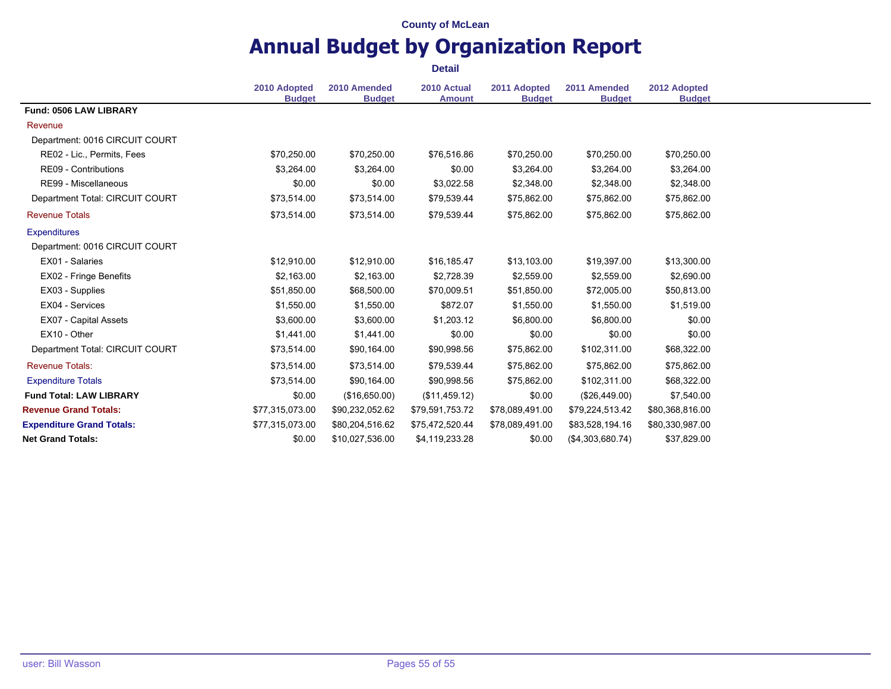County of McLean

# Annual Budget by Organization Report

**Detail**

| | 2010 Adopted Budget | 2010 Amended Budget | 2010 Actual Amount | 2011 Adopted Budget | 2011 Amended Budget | 2012 Adopted Budget |
|---|---|---|---|---|---|---|
| **Fund: 0506 LAW LIBRARY** | | | | | | |
| Revenue | | | | | | |
| Department: 0016 CIRCUIT COURT | | | | | | |
| RE02 - Lic., Permits, Fees | $70,250.00 | $70,250.00 | $76,516.86 | $70,250.00 | $70,250.00 | $70,250.00 |
| RE09 - Contributions | $3,264.00 | $3,264.00 | $0.00 | $3,264.00 | $3,264.00 | $3,264.00 |
| RE99 - Miscellaneous | $0.00 | $0.00 | $3,022.58 | $2,348.00 | $2,348.00 | $2,348.00 |
| Department Total: CIRCUIT COURT | $73,514.00 | $73,514.00 | $79,539.44 | $75,862.00 | $75,862.00 | $75,862.00 |
| Revenue Totals | $73,514.00 | $73,514.00 | $79,539.44 | $75,862.00 | $75,862.00 | $75,862.00 |
| Expenditures | | | | | | |
| Department: 0016 CIRCUIT COURT | | | | | | |
| EX01 - Salaries | $12,910.00 | $12,910.00 | $16,185.47 | $13,103.00 | $19,397.00 | $13,300.00 |
| EX02 - Fringe Benefits | $2,163.00 | $2,163.00 | $2,728.39 | $2,559.00 | $2,559.00 | $2,690.00 |
| EX03 - Supplies | $51,850.00 | $68,500.00 | $70,009.51 | $51,850.00 | $72,005.00 | $50,813.00 |
| EX04 - Services | $1,550.00 | $1,550.00 | $872.07 | $1,550.00 | $1,550.00 | $1,519.00 |
| EX07 - Capital Assets | $3,600.00 | $3,600.00 | $1,203.12 | $6,800.00 | $6,800.00 | $0.00 |
| EX10 - Other | $1,441.00 | $1,441.00 | $0.00 | $0.00 | $0.00 | $0.00 |
| Department Total: CIRCUIT COURT | $73,514.00 | $90,164.00 | $90,998.56 | $75,862.00 | $102,311.00 | $68,322.00 |
| Revenue Totals: | $73,514.00 | $73,514.00 | $79,539.44 | $75,862.00 | $75,862.00 | $75,862.00 |
| Expenditure Totals | $73,514.00 | $90,164.00 | $90,998.56 | $75,862.00 | $102,311.00 | $68,322.00 |
| **Fund Total: LAW LIBRARY** | $0.00 | ($16,650.00) | ($11,459.12) | $0.00 | ($26,449.00) | $7,540.00 |
| **Revenue Grand Totals:** | $77,315,073.00 | $90,232,052.62 | $79,591,753.72 | $78,089,491.00 | $79,224,513.42 | $80,368,816.00 |
| **Expenditure Grand Totals:** | $77,315,073.00 | $80,204,516.62 | $75,472,520.44 | $78,089,491.00 | $83,528,194.16 | $80,330,987.00 |
| **Net Grand Totals:** | $0.00 | $10,027,536.00 | $4,119,233.28 | $0.00 | ($4,303,680.74) | $37,829.00 |

user: Bill Wasson